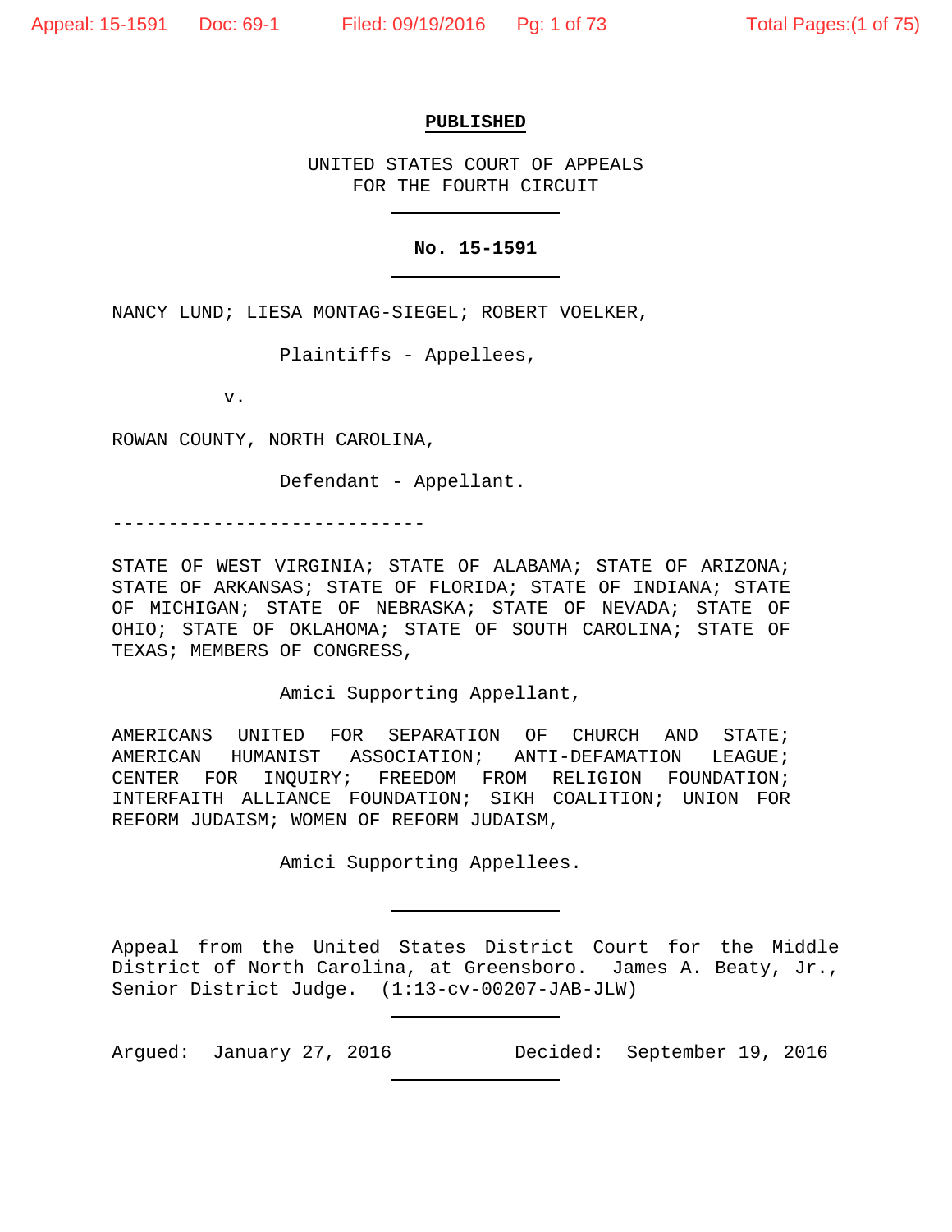**PUBLISHED**

UNITED STATES COURT OF APPEALS
FOR THE FOURTH CIRCUIT

**No. 15-1591**

NANCY LUND; LIESA MONTAG-SIEGEL; ROBERT VOELKER,

Plaintiffs - Appellees,

v.

ROWAN COUNTY, NORTH CAROLINA,

Defendant - Appellant.

----------------------------

STATE OF WEST VIRGINIA; STATE OF ALABAMA; STATE OF ARIZONA; STATE OF ARKANSAS; STATE OF FLORIDA; STATE OF INDIANA; STATE OF MICHIGAN; STATE OF NEBRASKA; STATE OF NEVADA; STATE OF OHIO; STATE OF OKLAHOMA; STATE OF SOUTH CAROLINA; STATE OF TEXAS; MEMBERS OF CONGRESS,

Amici Supporting Appellant,

AMERICANS UNITED FOR SEPARATION OF CHURCH AND STATE; AMERICAN HUMANIST ASSOCIATION; ANTI-DEFAMATION LEAGUE; CENTER FOR INQUIRY; FREEDOM FROM RELIGION FOUNDATION; INTERFAITH ALLIANCE FOUNDATION; SIKH COALITION; UNION FOR REFORM JUDAISM; WOMEN OF REFORM JUDAISM,

Amici Supporting Appellees.

Appeal from the United States District Court for the Middle District of North Carolina, at Greensboro. James A. Beaty, Jr., Senior District Judge. (1:13-cv-00207-JAB-JLW)

Argued: January 27, 2016 Decided: September 19, 2016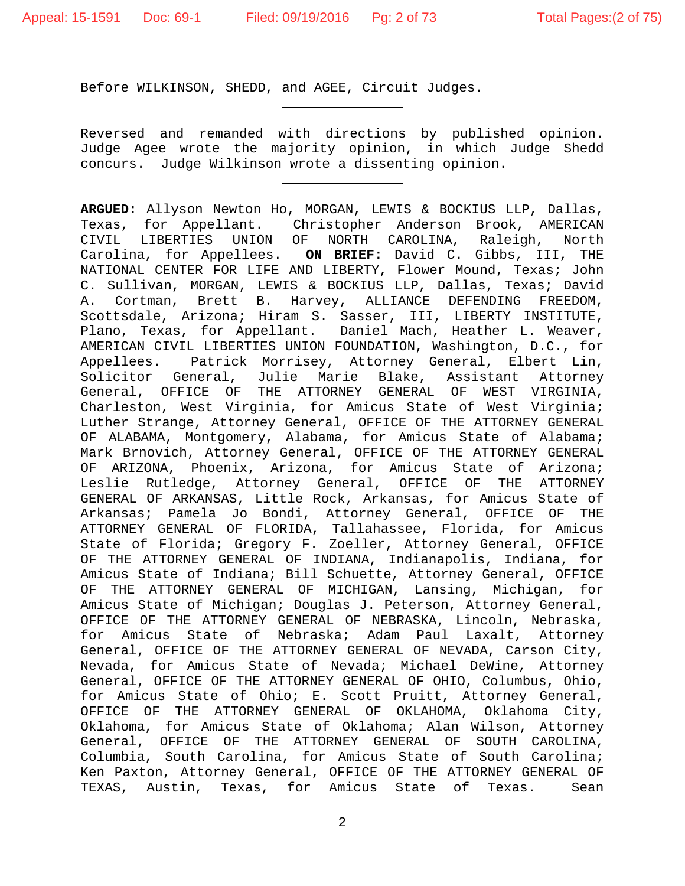Before WILKINSON, SHEDD, and AGEE, Circuit Judges.

---

Reversed and remanded with directions by published opinion. Judge Agee wrote the majority opinion, in which Judge Shedd concurs. Judge Wilkinson wrote a dissenting opinion.

---

**ARGUED:** Allyson Newton Ho, MORGAN, LEWIS & BOCKIUS LLP, Dallas, Texas, for Appellant. Christopher Anderson Brook, AMERICAN CIVIL LIBERTIES UNION OF NORTH CAROLINA, Raleigh, North Carolina, for Appellees. **ON BRIEF:** David C. Gibbs, III, THE NATIONAL CENTER FOR LIFE AND LIBERTY, Flower Mound, Texas; John C. Sullivan, MORGAN, LEWIS & BOCKIUS LLP, Dallas, Texas; David A. Cortman, Brett B. Harvey, ALLIANCE DEFENDING FREEDOM, Scottsdale, Arizona; Hiram S. Sasser, III, LIBERTY INSTITUTE, Plano, Texas, for Appellant. Daniel Mach, Heather L. Weaver, AMERICAN CIVIL LIBERTIES UNION FOUNDATION, Washington, D.C., for Appellees. Patrick Morrisey, Attorney General, Elbert Lin, Solicitor General, Julie Marie Blake, Assistant Attorney General, OFFICE OF THE ATTORNEY GENERAL OF WEST VIRGINIA, Charleston, West Virginia, for Amicus State of West Virginia; Luther Strange, Attorney General, OFFICE OF THE ATTORNEY GENERAL OF ALABAMA, Montgomery, Alabama, for Amicus State of Alabama; Mark Brnovich, Attorney General, OFFICE OF THE ATTORNEY GENERAL OF ARIZONA, Phoenix, Arizona, for Amicus State of Arizona; Leslie Rutledge, Attorney General, OFFICE OF THE ATTORNEY GENERAL OF ARKANSAS, Little Rock, Arkansas, for Amicus State of Arkansas; Pamela Jo Bondi, Attorney General, OFFICE OF THE ATTORNEY GENERAL OF FLORIDA, Tallahassee, Florida, for Amicus State of Florida; Gregory F. Zoeller, Attorney General, OFFICE OF THE ATTORNEY GENERAL OF INDIANA, Indianapolis, Indiana, for Amicus State of Indiana; Bill Schuette, Attorney General, OFFICE OF THE ATTORNEY GENERAL OF MICHIGAN, Lansing, Michigan, for Amicus State of Michigan; Douglas J. Peterson, Attorney General, OFFICE OF THE ATTORNEY GENERAL OF NEBRASKA, Lincoln, Nebraska, for Amicus State of Nebraska; Adam Paul Laxalt, Attorney General, OFFICE OF THE ATTORNEY GENERAL OF NEVADA, Carson City, Nevada, for Amicus State of Nevada; Michael DeWine, Attorney General, OFFICE OF THE ATTORNEY GENERAL OF OHIO, Columbus, Ohio, for Amicus State of Ohio; E. Scott Pruitt, Attorney General, OFFICE OF THE ATTORNEY GENERAL OF OKLAHOMA, Oklahoma City, Oklahoma, for Amicus State of Oklahoma; Alan Wilson, Attorney General, OFFICE OF THE ATTORNEY GENERAL OF SOUTH CAROLINA, Columbia, South Carolina, for Amicus State of South Carolina; Ken Paxton, Attorney General, OFFICE OF THE ATTORNEY GENERAL OF TEXAS, Austin, Texas, for Amicus State of Texas. Sean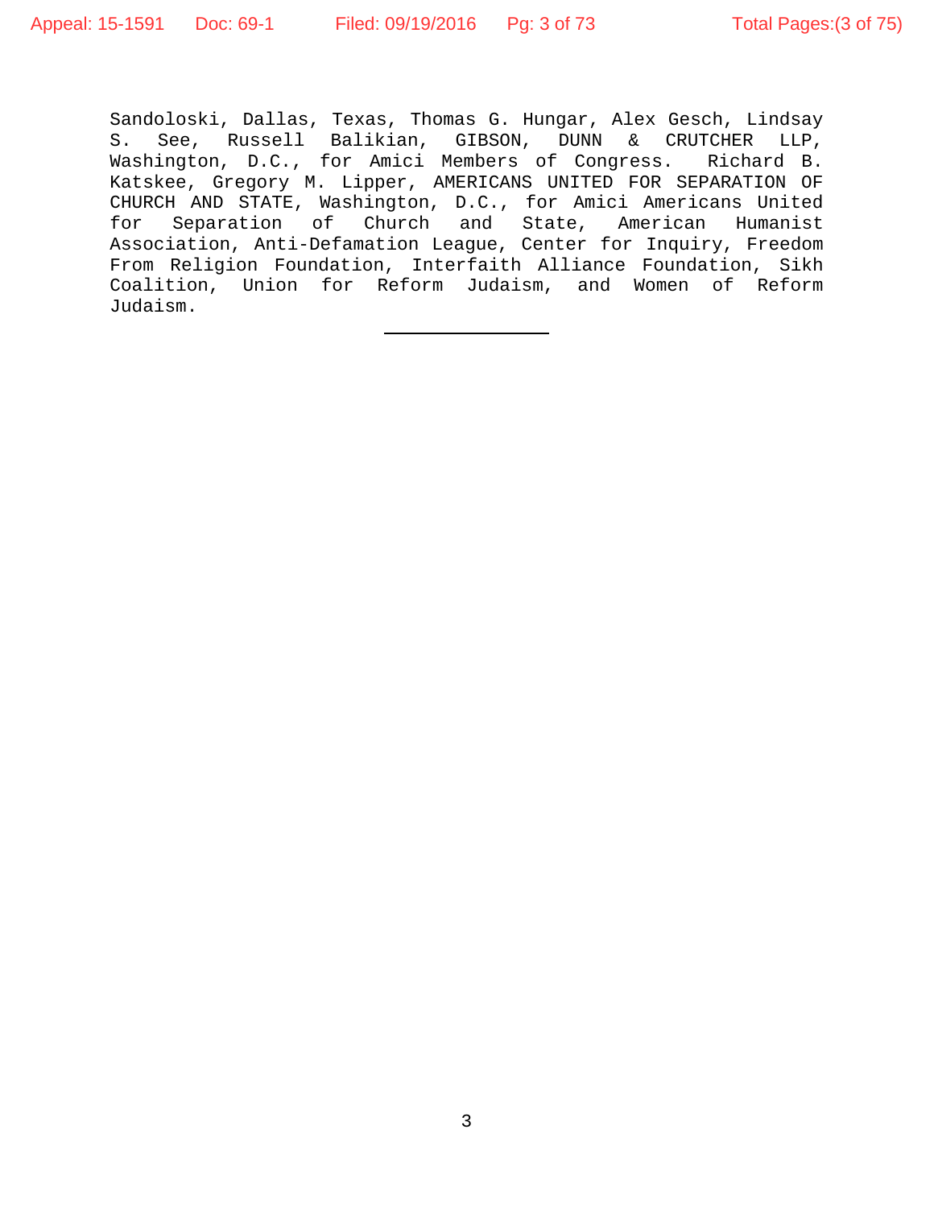Sandoloski, Dallas, Texas, Thomas G. Hungar, Alex Gesch, Lindsay S. See, Russell Balikian, GIBSON, DUNN & CRUTCHER LLP, Washington, D.C., for Amici Members of Congress. Richard B. Katskee, Gregory M. Lipper, AMERICANS UNITED FOR SEPARATION OF CHURCH AND STATE, Washington, D.C., for Amici Americans United for Separation of Church and State, American Humanist Association, Anti-Defamation League, Center for Inquiry, Freedom From Religion Foundation, Interfaith Alliance Foundation, Sikh Coalition, Union for Reform Judaism, and Women of Reform Judaism.

---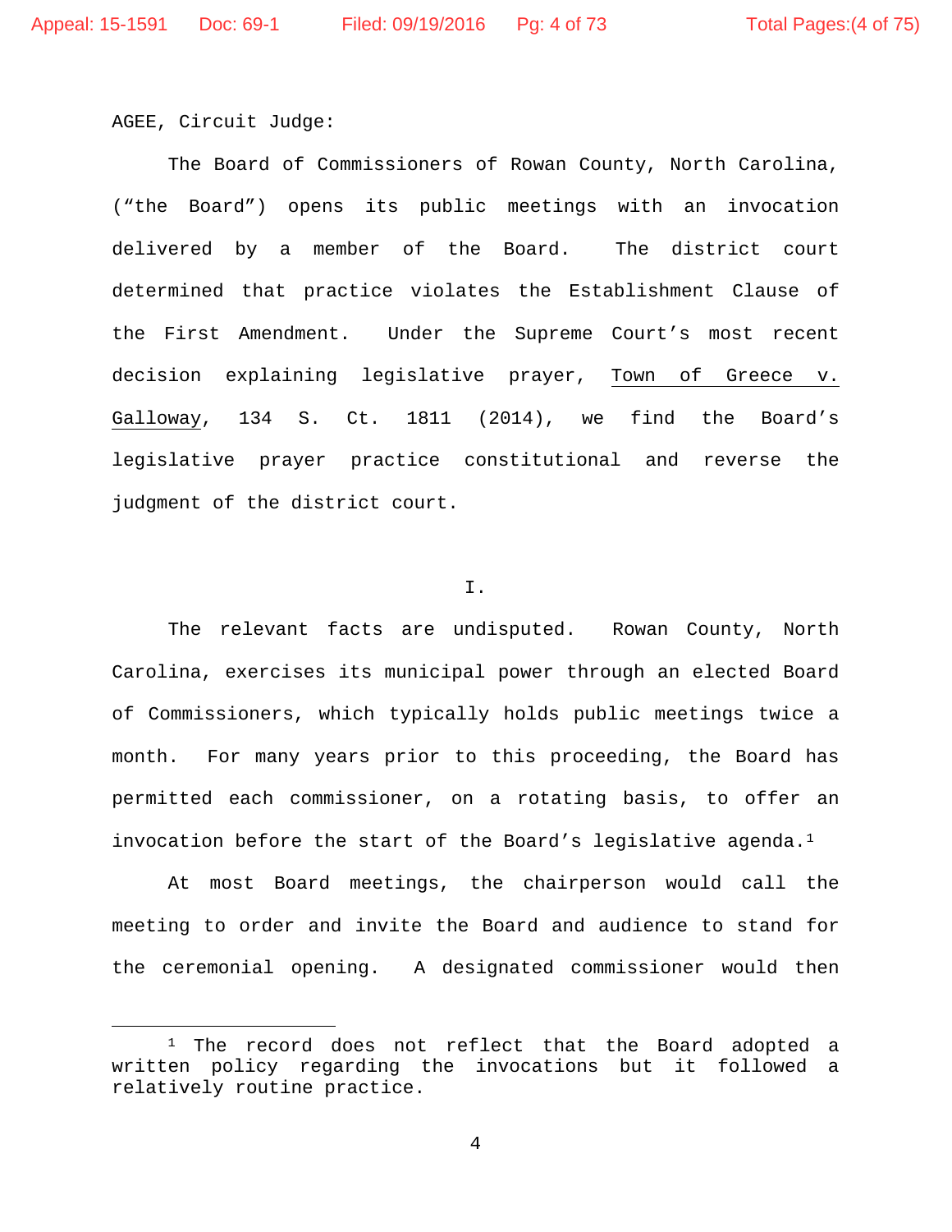AGEE, Circuit Judge:

The Board of Commissioners of Rowan County, North Carolina, ("the Board") opens its public meetings with an invocation delivered by a member of the Board. The district court determined that practice violates the Establishment Clause of the First Amendment. Under the Supreme Court's most recent decision explaining legislative prayer, Town of Greece v. Galloway, 134 S. Ct. 1811 (2014), we find the Board's legislative prayer practice constitutional and reverse the judgment of the district court.

I.

The relevant facts are undisputed. Rowan County, North Carolina, exercises its municipal power through an elected Board of Commissioners, which typically holds public meetings twice a month. For many years prior to this proceeding, the Board has permitted each commissioner, on a rotating basis, to offer an invocation before the start of the Board's legislative agenda.[1]

At most Board meetings, the chairperson would call the meeting to order and invite the Board and audience to stand for the ceremonial opening. A designated commissioner would then

[1] The record does not reflect that the Board adopted a written policy regarding the invocations but it followed a relatively routine practice.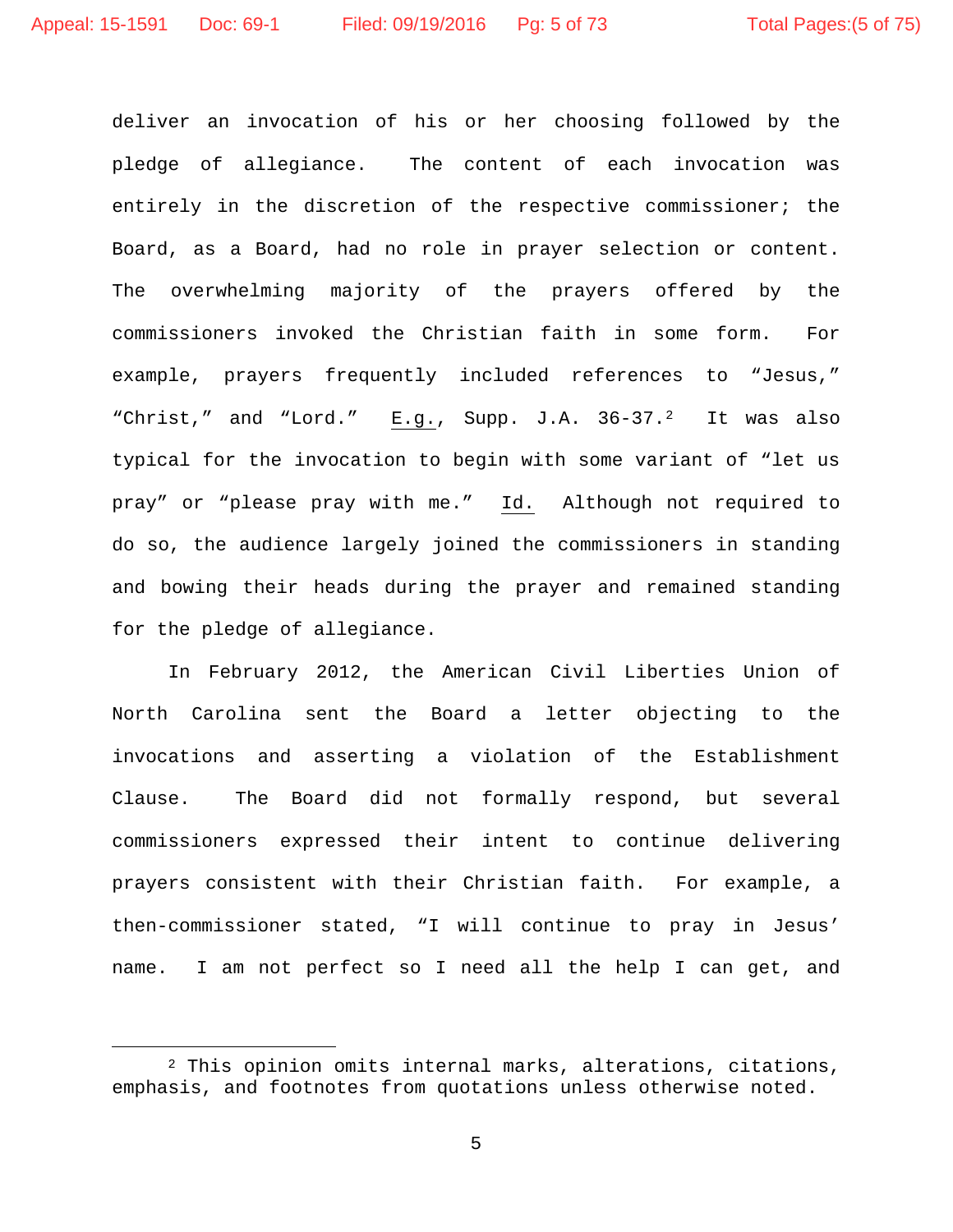deliver an invocation of his or her choosing followed by the pledge of allegiance. The content of each invocation was entirely in the discretion of the respective commissioner; the Board, as a Board, had no role in prayer selection or content. The overwhelming majority of the prayers offered by the commissioners invoked the Christian faith in some form. For example, prayers frequently included references to "Jesus," "Christ," and "Lord." E.g., Supp. J.A. 36-37.[2] It was also typical for the invocation to begin with some variant of "let us pray" or "please pray with me." Id. Although not required to do so, the audience largely joined the commissioners in standing and bowing their heads during the prayer and remained standing for the pledge of allegiance.

In February 2012, the American Civil Liberties Union of North Carolina sent the Board a letter objecting to the invocations and asserting a violation of the Establishment Clause. The Board did not formally respond, but several commissioners expressed their intent to continue delivering prayers consistent with their Christian faith. For example, a then-commissioner stated, "I will continue to pray in Jesus' name. I am not perfect so I need all the help I can get, and

[2] This opinion omits internal marks, alterations, citations, emphasis, and footnotes from quotations unless otherwise noted.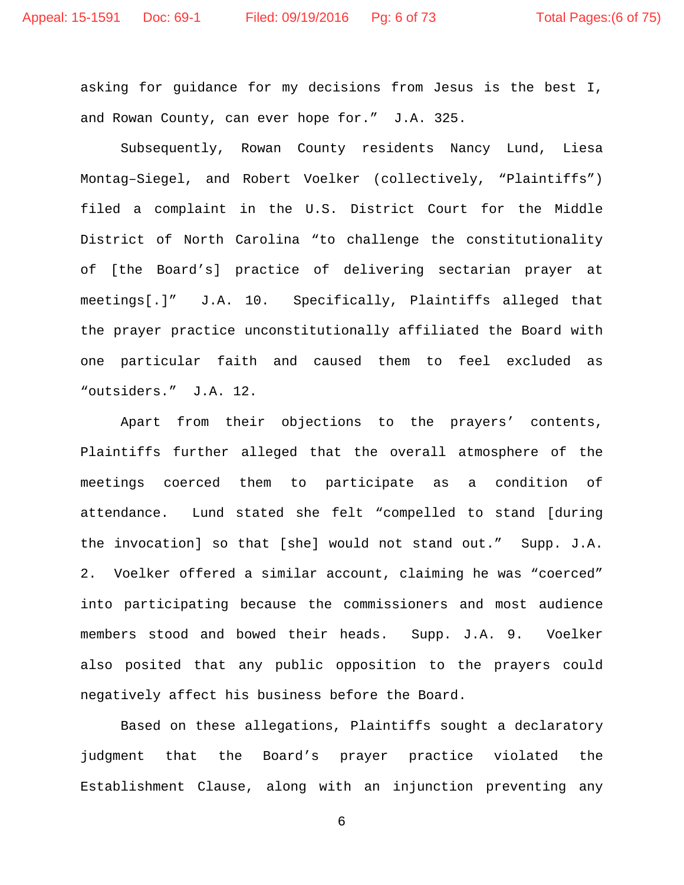asking for guidance for my decisions from Jesus is the best I, and Rowan County, can ever hope for." J.A. 325.

Subsequently, Rowan County residents Nancy Lund, Liesa Montag–Siegel, and Robert Voelker (collectively, "Plaintiffs") filed a complaint in the U.S. District Court for the Middle District of North Carolina "to challenge the constitutionality of [the Board's] practice of delivering sectarian prayer at meetings[.]" J.A. 10. Specifically, Plaintiffs alleged that the prayer practice unconstitutionally affiliated the Board with one particular faith and caused them to feel excluded as "outsiders." J.A. 12.

Apart from their objections to the prayers' contents, Plaintiffs further alleged that the overall atmosphere of the meetings coerced them to participate as a condition of attendance. Lund stated she felt "compelled to stand [during the invocation] so that [she] would not stand out." Supp. J.A. 2. Voelker offered a similar account, claiming he was "coerced" into participating because the commissioners and most audience members stood and bowed their heads. Supp. J.A. 9. Voelker also posited that any public opposition to the prayers could negatively affect his business before the Board.

Based on these allegations, Plaintiffs sought a declaratory judgment that the Board's prayer practice violated the Establishment Clause, along with an injunction preventing any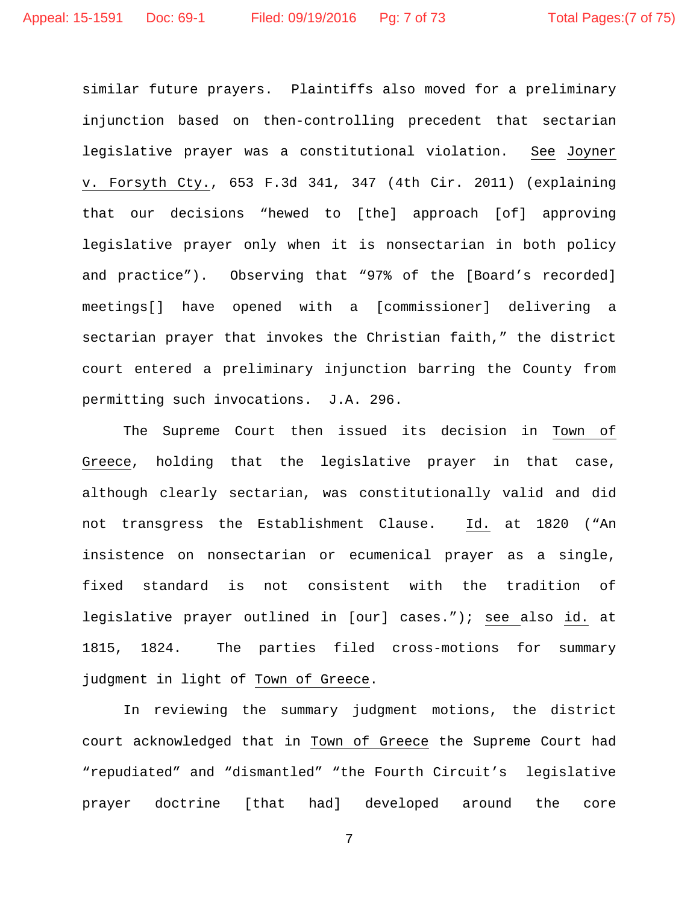similar future prayers. Plaintiffs also moved for a preliminary injunction based on then-controlling precedent that sectarian legislative prayer was a constitutional violation. See Joyner v. Forsyth Cty., 653 F.3d 341, 347 (4th Cir. 2011) (explaining that our decisions "hewed to [the] approach [of] approving legislative prayer only when it is nonsectarian in both policy and practice"). Observing that "97% of the [Board's recorded] meetings[] have opened with a [commissioner] delivering a sectarian prayer that invokes the Christian faith," the district court entered a preliminary injunction barring the County from permitting such invocations. J.A. 296.

The Supreme Court then issued its decision in Town of Greece, holding that the legislative prayer in that case, although clearly sectarian, was constitutionally valid and did not transgress the Establishment Clause. Id. at 1820 ("An insistence on nonsectarian or ecumenical prayer as a single, fixed standard is not consistent with the tradition of legislative prayer outlined in [our] cases."); see also id. at 1815, 1824. The parties filed cross-motions for summary judgment in light of Town of Greece.

In reviewing the summary judgment motions, the district court acknowledged that in Town of Greece the Supreme Court had "repudiated" and "dismantled" "the Fourth Circuit's legislative prayer doctrine [that had] developed around the core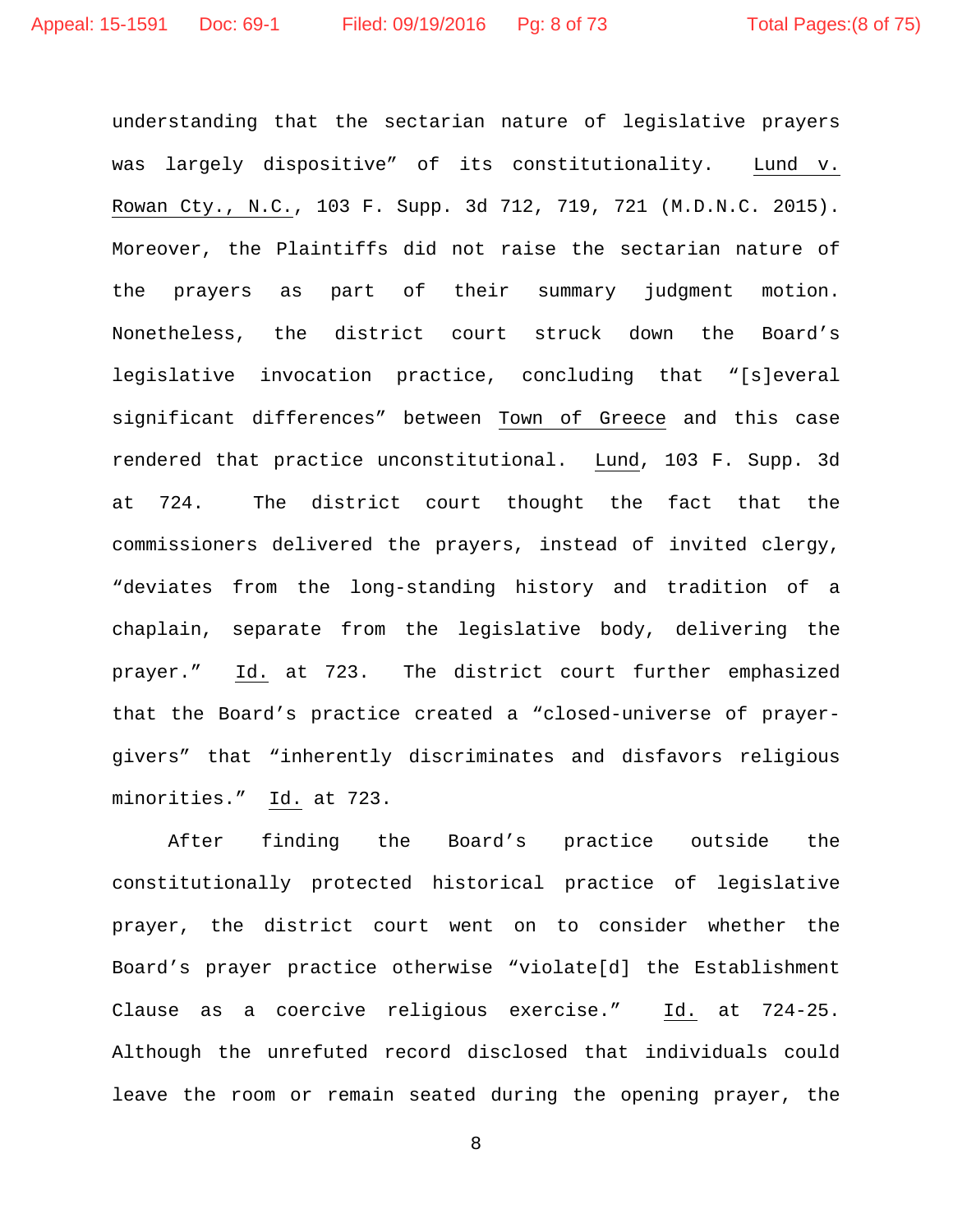understanding that the sectarian nature of legislative prayers was largely dispositive" of its constitutionality. Lund v. Rowan Cty., N.C., 103 F. Supp. 3d 712, 719, 721 (M.D.N.C. 2015). Moreover, the Plaintiffs did not raise the sectarian nature of the prayers as part of their summary judgment motion. Nonetheless, the district court struck down the Board's legislative invocation practice, concluding that "[s]everal significant differences" between Town of Greece and this case rendered that practice unconstitutional. Lund, 103 F. Supp. 3d at 724. The district court thought the fact that the commissioners delivered the prayers, instead of invited clergy, "deviates from the long-standing history and tradition of a chaplain, separate from the legislative body, delivering the prayer." Id. at 723. The district court further emphasized that the Board's practice created a "closed-universe of prayer-givers" that "inherently discriminates and disfavors religious minorities." Id. at 723.

After finding the Board's practice outside the constitutionally protected historical practice of legislative prayer, the district court went on to consider whether the Board's prayer practice otherwise "violate[d] the Establishment Clause as a coercive religious exercise." Id. at 724-25. Although the unrefuted record disclosed that individuals could leave the room or remain seated during the opening prayer, the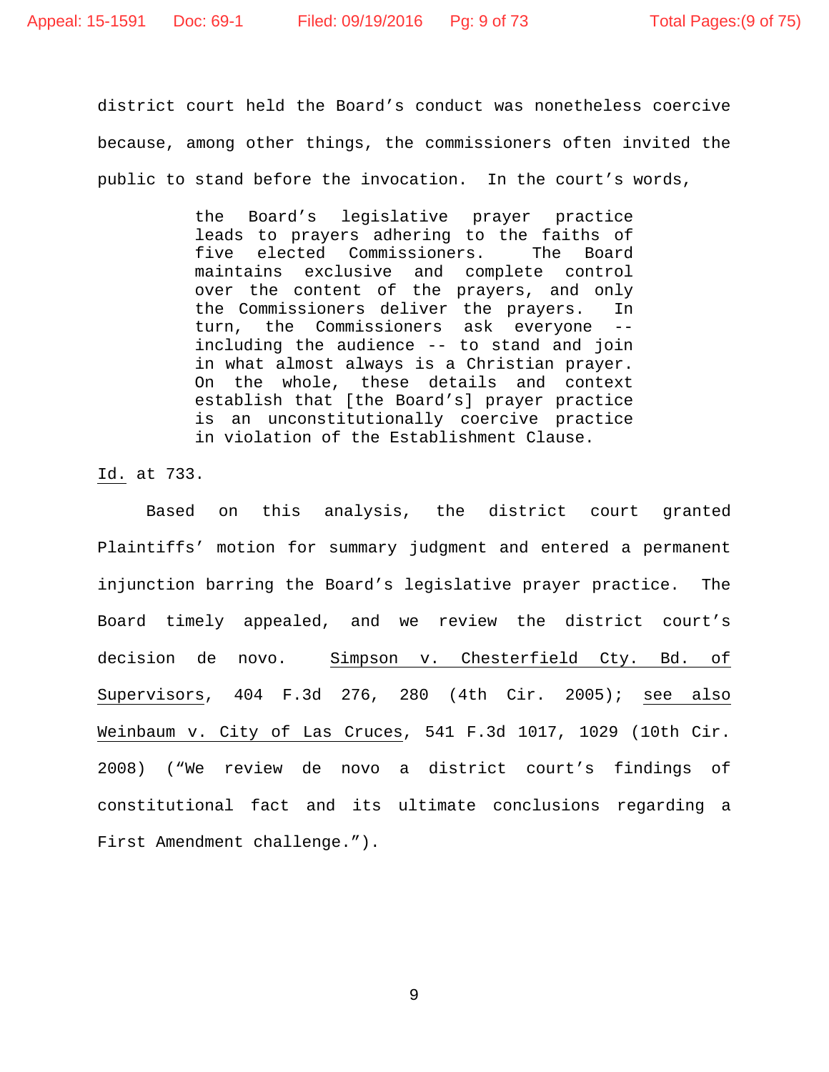district court held the Board's conduct was nonetheless coercive because, among other things, the commissioners often invited the public to stand before the invocation. In the court's words,

> the Board's legislative prayer practice leads to prayers adhering to the faiths of five elected Commissioners. The Board maintains exclusive and complete control over the content of the prayers, and only the Commissioners deliver the prayers. In turn, the Commissioners ask everyone -- including the audience -- to stand and join in what almost always is a Christian prayer. On the whole, these details and context establish that [the Board's] prayer practice is an unconstitutionally coercive practice in violation of the Establishment Clause.

Id. at 733.

Based on this analysis, the district court granted Plaintiffs' motion for summary judgment and entered a permanent injunction barring the Board's legislative prayer practice. The Board timely appealed, and we review the district court's decision de novo. Simpson v. Chesterfield Cty. Bd. of Supervisors, 404 F.3d 276, 280 (4th Cir. 2005); see also Weinbaum v. City of Las Cruces, 541 F.3d 1017, 1029 (10th Cir. 2008) ("We review de novo a district court's findings of constitutional fact and its ultimate conclusions regarding a First Amendment challenge.").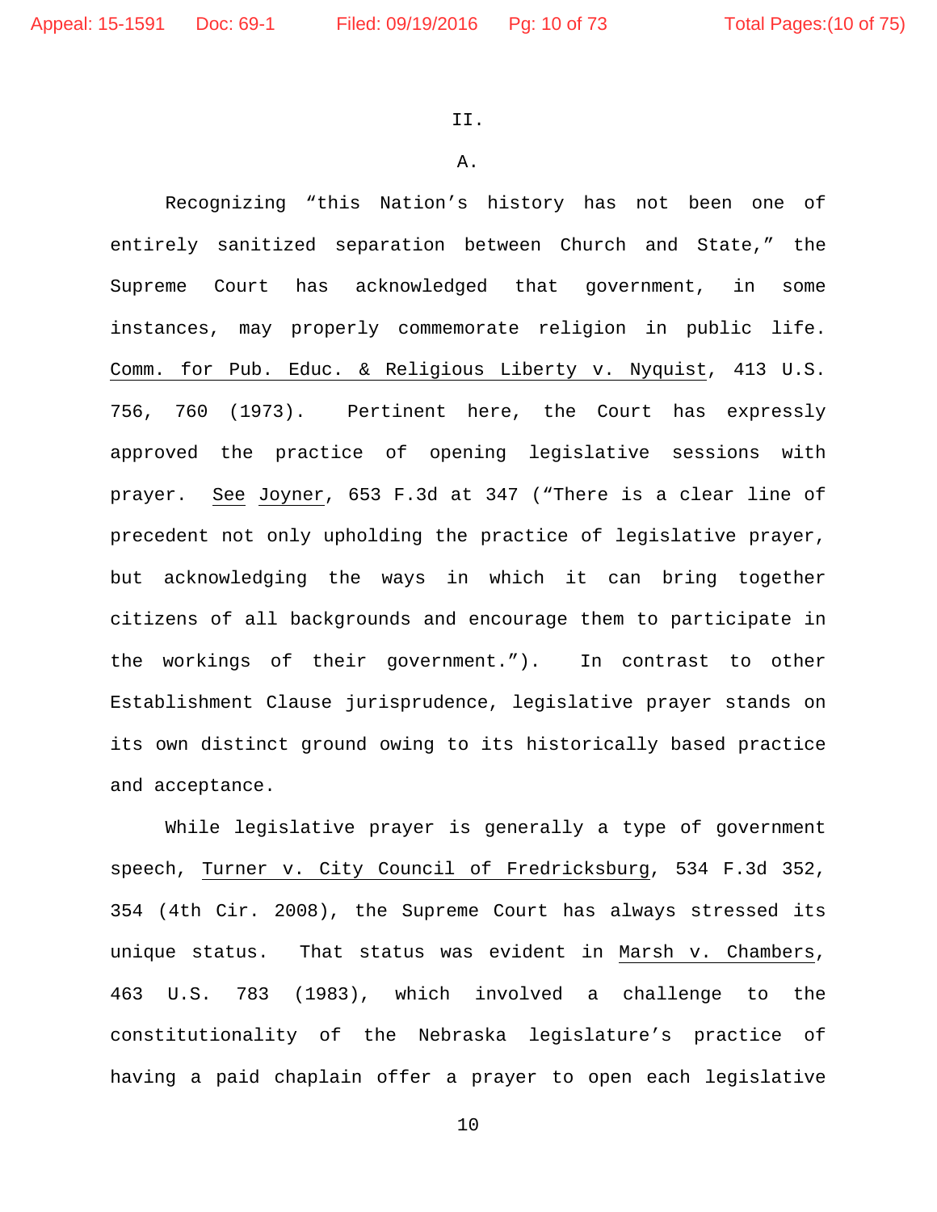II.

A.

Recognizing "this Nation's history has not been one of entirely sanitized separation between Church and State," the Supreme Court has acknowledged that government, in some instances, may properly commemorate religion in public life. Comm. for Pub. Educ. & Religious Liberty v. Nyquist, 413 U.S. 756, 760 (1973). Pertinent here, the Court has expressly approved the practice of opening legislative sessions with prayer. See Joyner, 653 F.3d at 347 ("There is a clear line of precedent not only upholding the practice of legislative prayer, but acknowledging the ways in which it can bring together citizens of all backgrounds and encourage them to participate in the workings of their government."). In contrast to other Establishment Clause jurisprudence, legislative prayer stands on its own distinct ground owing to its historically based practice and acceptance.

While legislative prayer is generally a type of government speech, Turner v. City Council of Fredricksburg, 534 F.3d 352, 354 (4th Cir. 2008), the Supreme Court has always stressed its unique status. That status was evident in Marsh v. Chambers, 463 U.S. 783 (1983), which involved a challenge to the constitutionality of the Nebraska legislature's practice of having a paid chaplain offer a prayer to open each legislative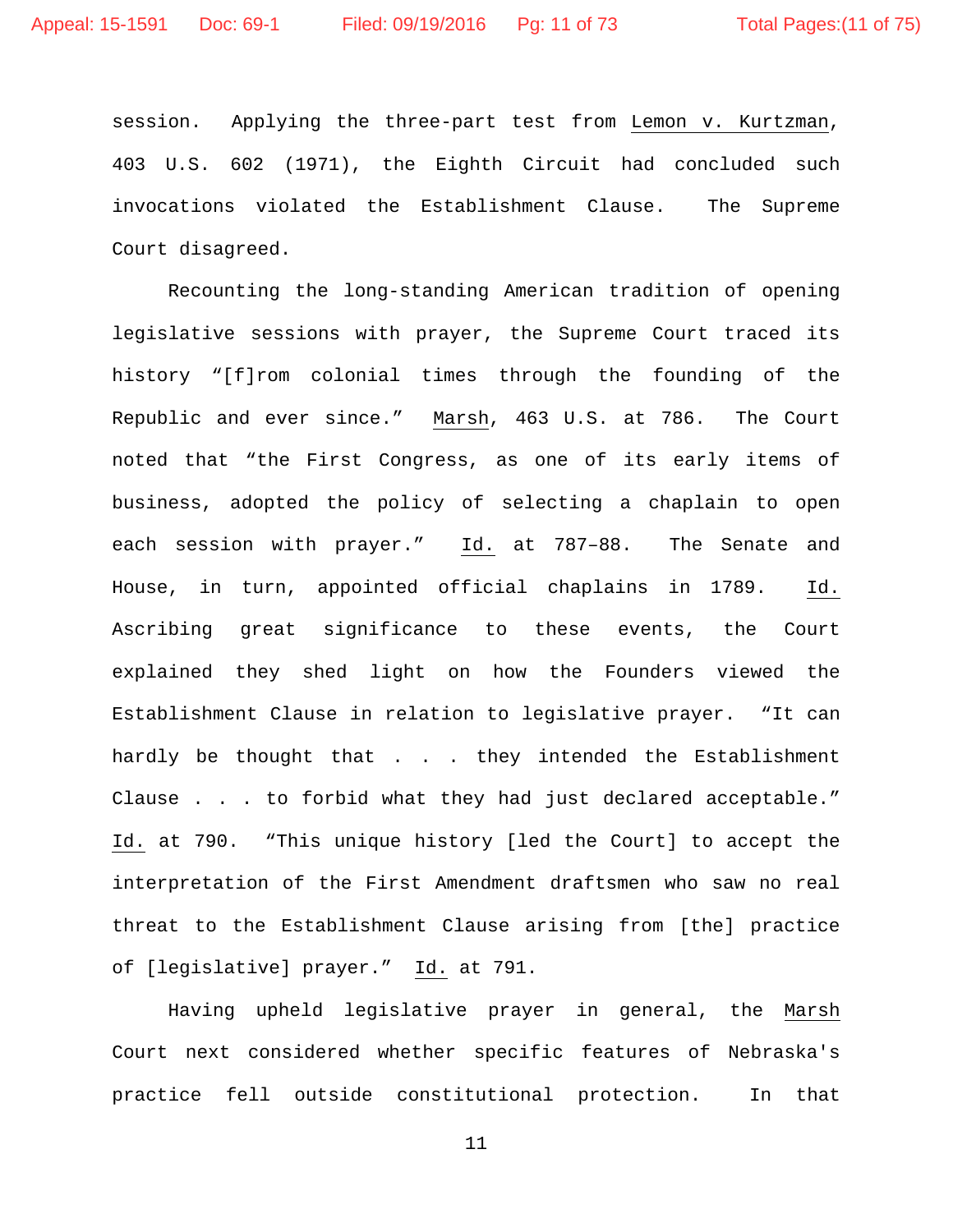session. Applying the three-part test from Lemon v. Kurtzman, 403 U.S. 602 (1971), the Eighth Circuit had concluded such invocations violated the Establishment Clause. The Supreme Court disagreed.

Recounting the long-standing American tradition of opening legislative sessions with prayer, the Supreme Court traced its history "[f]rom colonial times through the founding of the Republic and ever since." Marsh, 463 U.S. at 786. The Court noted that "the First Congress, as one of its early items of business, adopted the policy of selecting a chaplain to open each session with prayer." Id. at 787–88. The Senate and House, in turn, appointed official chaplains in 1789. Id. Ascribing great significance to these events, the Court explained they shed light on how the Founders viewed the Establishment Clause in relation to legislative prayer. "It can hardly be thought that . . . they intended the Establishment Clause . . . to forbid what they had just declared acceptable." Id. at 790. "This unique history [led the Court] to accept the interpretation of the First Amendment draftsmen who saw no real threat to the Establishment Clause arising from [the] practice of [legislative] prayer." Id. at 791.

Having upheld legislative prayer in general, the Marsh Court next considered whether specific features of Nebraska's practice fell outside constitutional protection. In that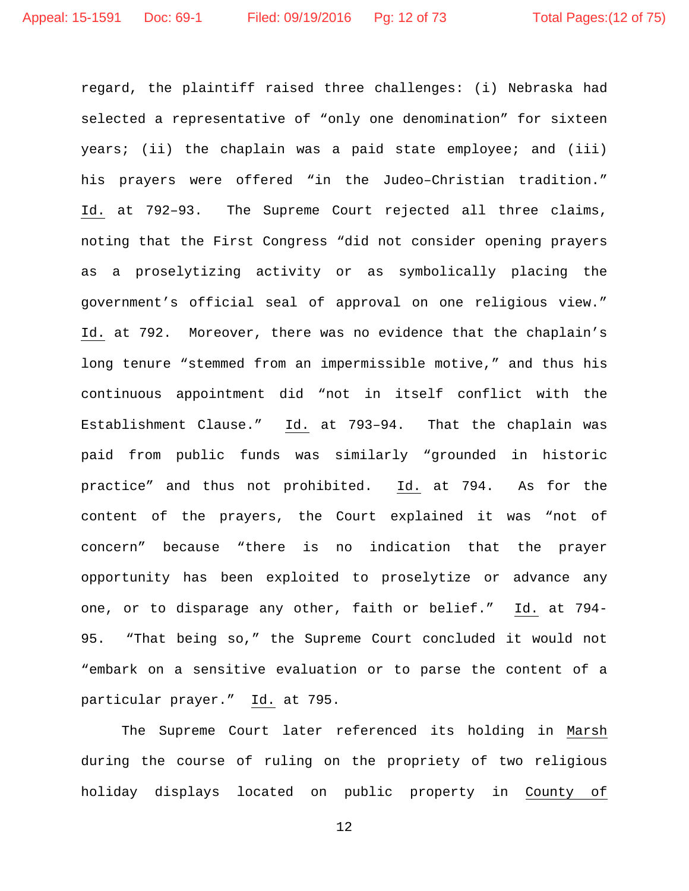regard, the plaintiff raised three challenges: (i) Nebraska had selected a representative of "only one denomination" for sixteen years; (ii) the chaplain was a paid state employee; and (iii) his prayers were offered "in the Judeo–Christian tradition." Id. at 792–93. The Supreme Court rejected all three claims, noting that the First Congress "did not consider opening prayers as a proselytizing activity or as symbolically placing the government's official seal of approval on one religious view." Id. at 792. Moreover, there was no evidence that the chaplain's long tenure "stemmed from an impermissible motive," and thus his continuous appointment did "not in itself conflict with the Establishment Clause." Id. at 793–94. That the chaplain was paid from public funds was similarly "grounded in historic practice" and thus not prohibited. Id. at 794. As for the content of the prayers, the Court explained it was "not of concern" because "there is no indication that the prayer opportunity has been exploited to proselytize or advance any one, or to disparage any other, faith or belief." Id. at 794-95. "That being so," the Supreme Court concluded it would not "embark on a sensitive evaluation or to parse the content of a particular prayer." Id. at 795.

The Supreme Court later referenced its holding in Marsh during the course of ruling on the propriety of two religious holiday displays located on public property in County of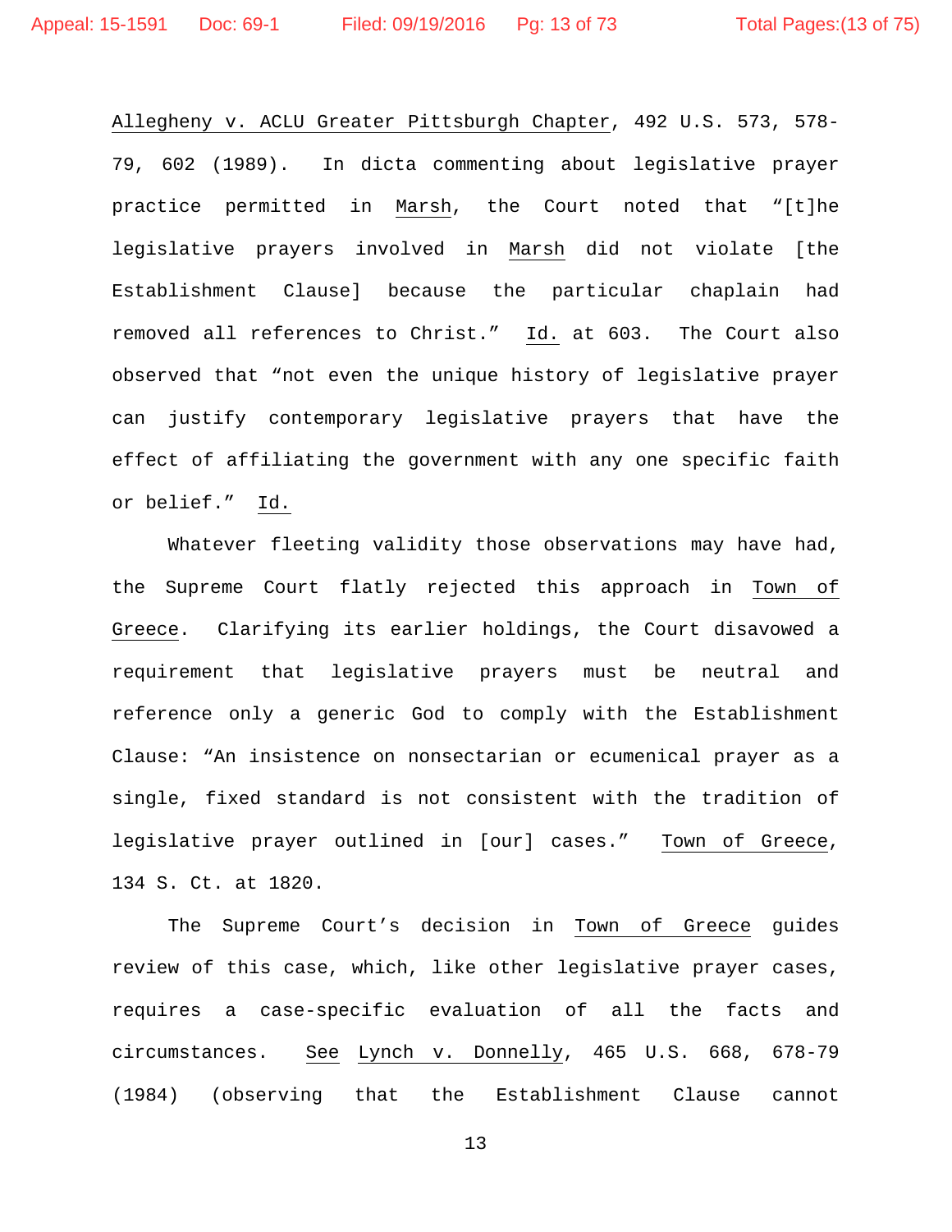Allegheny v. ACLU Greater Pittsburgh Chapter, 492 U.S. 573, 578-79, 602 (1989). In dicta commenting about legislative prayer practice permitted in Marsh, the Court noted that "[t]he legislative prayers involved in Marsh did not violate [the Establishment Clause] because the particular chaplain had removed all references to Christ." Id. at 603. The Court also observed that "not even the unique history of legislative prayer can justify contemporary legislative prayers that have the effect of affiliating the government with any one specific faith or belief." Id.

Whatever fleeting validity those observations may have had, the Supreme Court flatly rejected this approach in Town of Greece. Clarifying its earlier holdings, the Court disavowed a requirement that legislative prayers must be neutral and reference only a generic God to comply with the Establishment Clause: "An insistence on nonsectarian or ecumenical prayer as a single, fixed standard is not consistent with the tradition of legislative prayer outlined in [our] cases." Town of Greece, 134 S. Ct. at 1820.

The Supreme Court's decision in Town of Greece guides review of this case, which, like other legislative prayer cases, requires a case-specific evaluation of all the facts and circumstances. See Lynch v. Donnelly, 465 U.S. 668, 678-79 (1984) (observing that the Establishment Clause cannot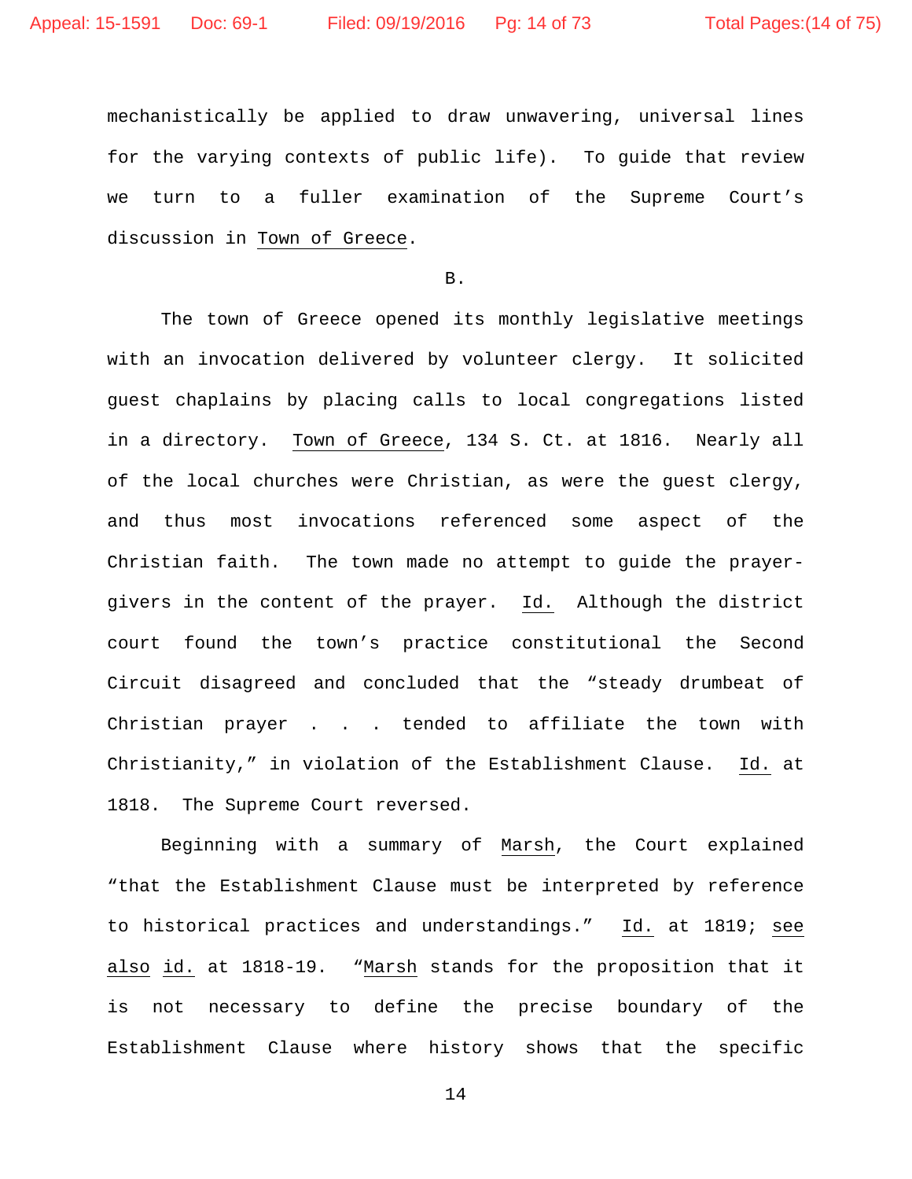mechanistically be applied to draw unwavering, universal lines for the varying contexts of public life). To guide that review we turn to a fuller examination of the Supreme Court's discussion in Town of Greece.

B.

The town of Greece opened its monthly legislative meetings with an invocation delivered by volunteer clergy. It solicited guest chaplains by placing calls to local congregations listed in a directory. Town of Greece, 134 S. Ct. at 1816. Nearly all of the local churches were Christian, as were the guest clergy, and thus most invocations referenced some aspect of the Christian faith. The town made no attempt to guide the prayer-givers in the content of the prayer. Id. Although the district court found the town's practice constitutional the Second Circuit disagreed and concluded that the "steady drumbeat of Christian prayer . . . tended to affiliate the town with Christianity," in violation of the Establishment Clause. Id. at 1818. The Supreme Court reversed.

Beginning with a summary of Marsh, the Court explained "that the Establishment Clause must be interpreted by reference to historical practices and understandings." Id. at 1819; see also id. at 1818-19. "Marsh stands for the proposition that it is not necessary to define the precise boundary of the Establishment Clause where history shows that the specific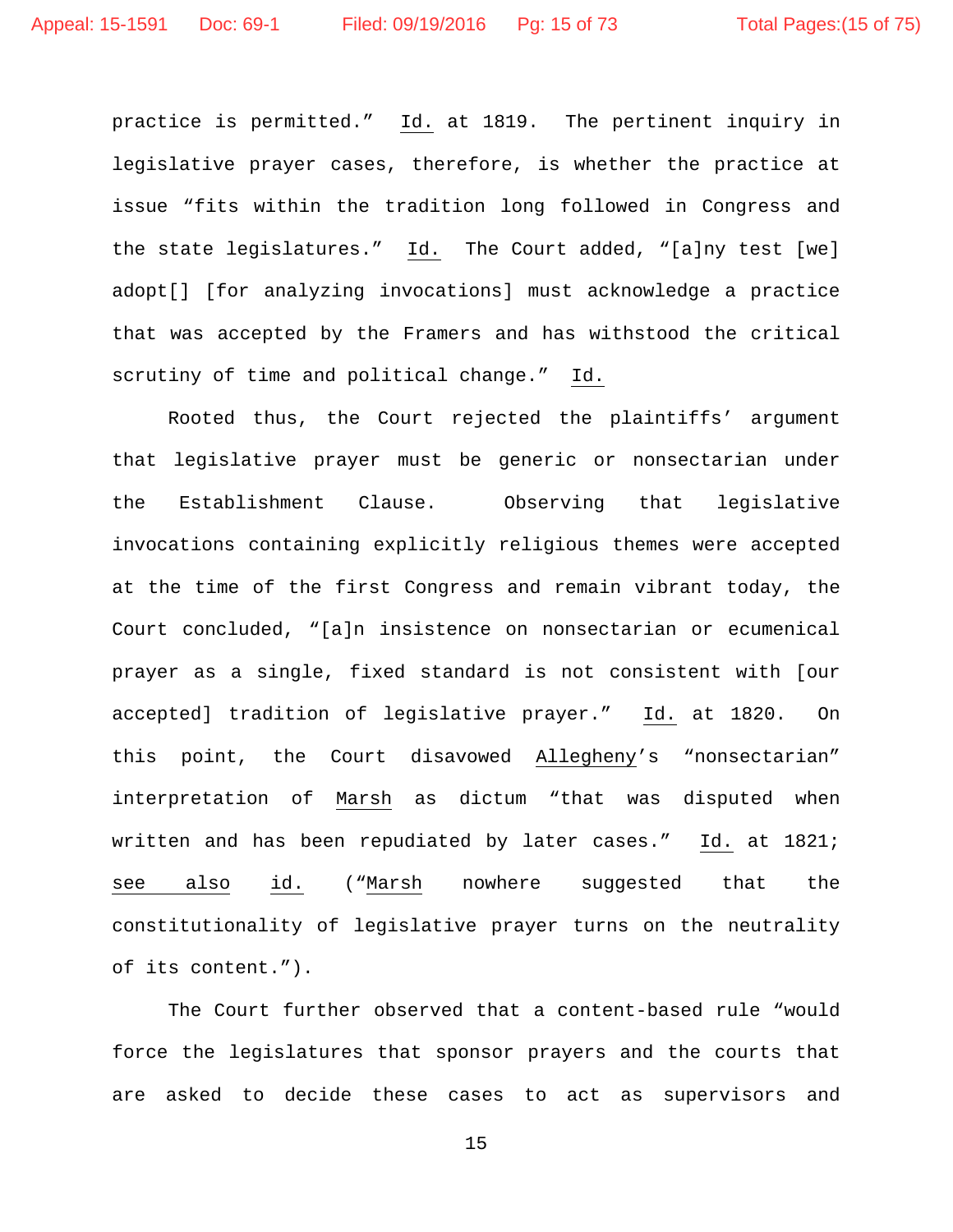practice is permitted." _Id._ at 1819. The pertinent inquiry in legislative prayer cases, therefore, is whether the practice at issue "fits within the tradition long followed in Congress and the state legislatures." _Id._ The Court added, "[a]ny test [we] adopt[] [for analyzing invocations] must acknowledge a practice that was accepted by the Framers and has withstood the critical scrutiny of time and political change." _Id._

Rooted thus, the Court rejected the plaintiffs' argument that legislative prayer must be generic or nonsectarian under the Establishment Clause. Observing that legislative invocations containing explicitly religious themes were accepted at the time of the first Congress and remain vibrant today, the Court concluded, "[a]n insistence on nonsectarian or ecumenical prayer as a single, fixed standard is not consistent with [our accepted] tradition of legislative prayer." _Id._ at 1820. On this point, the Court disavowed _Allegheny_'s "nonsectarian" interpretation of _Marsh_ as dictum "that was disputed when written and has been repudiated by later cases." _Id._ at 1821; _see also id._ ("_Marsh_ nowhere suggested that the constitutionality of legislative prayer turns on the neutrality of its content.").

The Court further observed that a content-based rule "would force the legislatures that sponsor prayers and the courts that are asked to decide these cases to act as supervisors and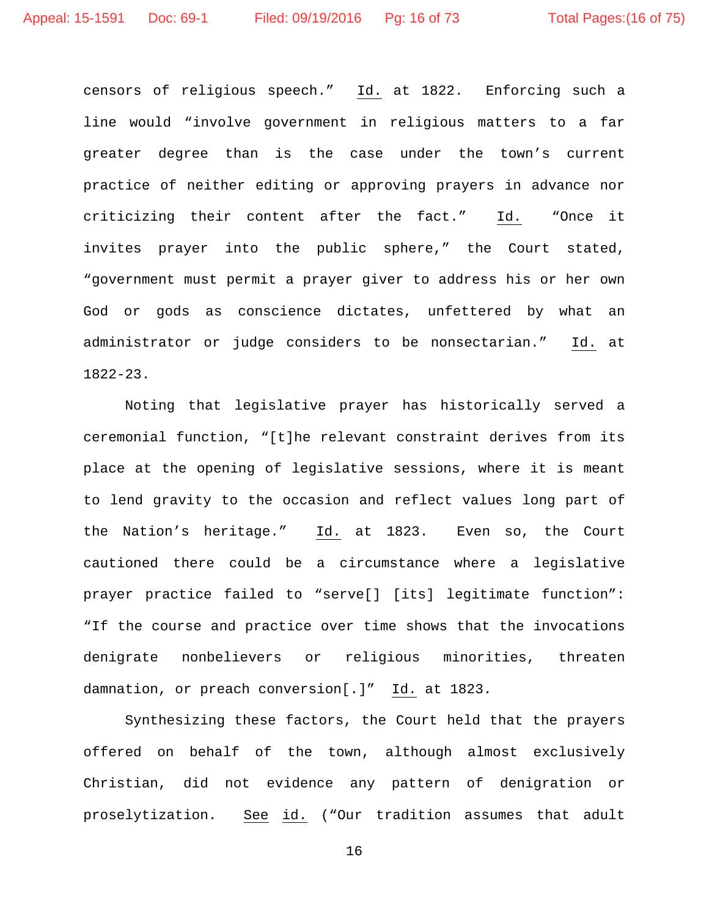censors of religious speech." Id. at 1822. Enforcing such a line would "involve government in religious matters to a far greater degree than is the case under the town's current practice of neither editing or approving prayers in advance nor criticizing their content after the fact." Id. "Once it invites prayer into the public sphere," the Court stated, "government must permit a prayer giver to address his or her own God or gods as conscience dictates, unfettered by what an administrator or judge considers to be nonsectarian." Id. at 1822-23.

Noting that legislative prayer has historically served a ceremonial function, "[t]he relevant constraint derives from its place at the opening of legislative sessions, where it is meant to lend gravity to the occasion and reflect values long part of the Nation's heritage." Id. at 1823. Even so, the Court cautioned there could be a circumstance where a legislative prayer practice failed to "serve[] [its] legitimate function": "If the course and practice over time shows that the invocations denigrate nonbelievers or religious minorities, threaten damnation, or preach conversion[.]" Id. at 1823.

Synthesizing these factors, the Court held that the prayers offered on behalf of the town, although almost exclusively Christian, did not evidence any pattern of denigration or proselytization. See id. ("Our tradition assumes that adult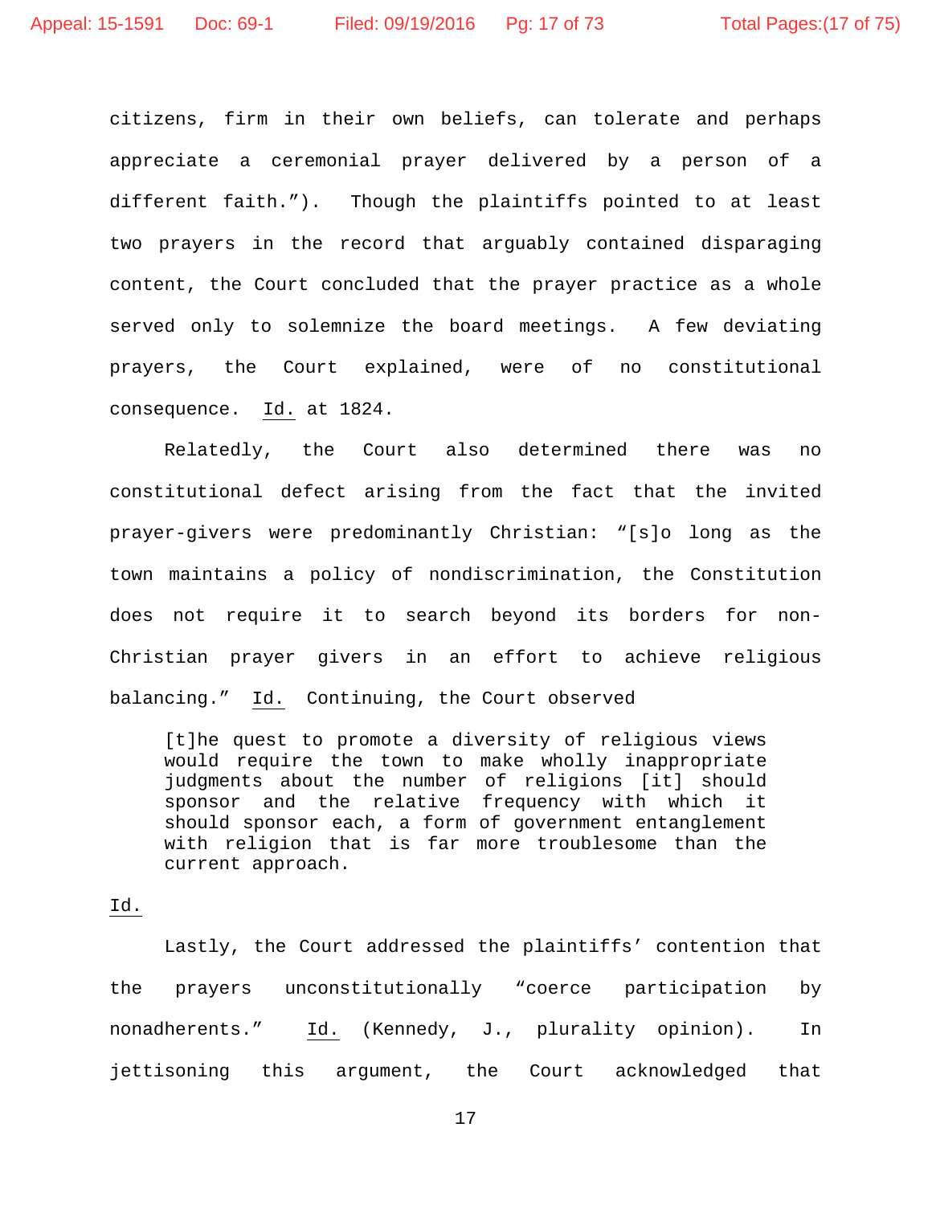citizens, firm in their own beliefs, can tolerate and perhaps appreciate a ceremonial prayer delivered by a person of a different faith."). Though the plaintiffs pointed to at least two prayers in the record that arguably contained disparaging content, the Court concluded that the prayer practice as a whole served only to solemnize the board meetings. A few deviating prayers, the Court explained, were of no constitutional consequence. Id. at 1824.

Relatedly, the Court also determined there was no constitutional defect arising from the fact that the invited prayer-givers were predominantly Christian: "[s]o long as the town maintains a policy of nondiscrimination, the Constitution does not require it to search beyond its borders for non-Christian prayer givers in an effort to achieve religious balancing." Id. Continuing, the Court observed

> [t]he quest to promote a diversity of religious views would require the town to make wholly inappropriate judgments about the number of religions [it] should sponsor and the relative frequency with which it should sponsor each, a form of government entanglement with religion that is far more troublesome than the current approach.

Id.

Lastly, the Court addressed the plaintiffs' contention that the prayers unconstitutionally "coerce participation by nonadherents." Id. (Kennedy, J., plurality opinion). In jettisoning this argument, the Court acknowledged that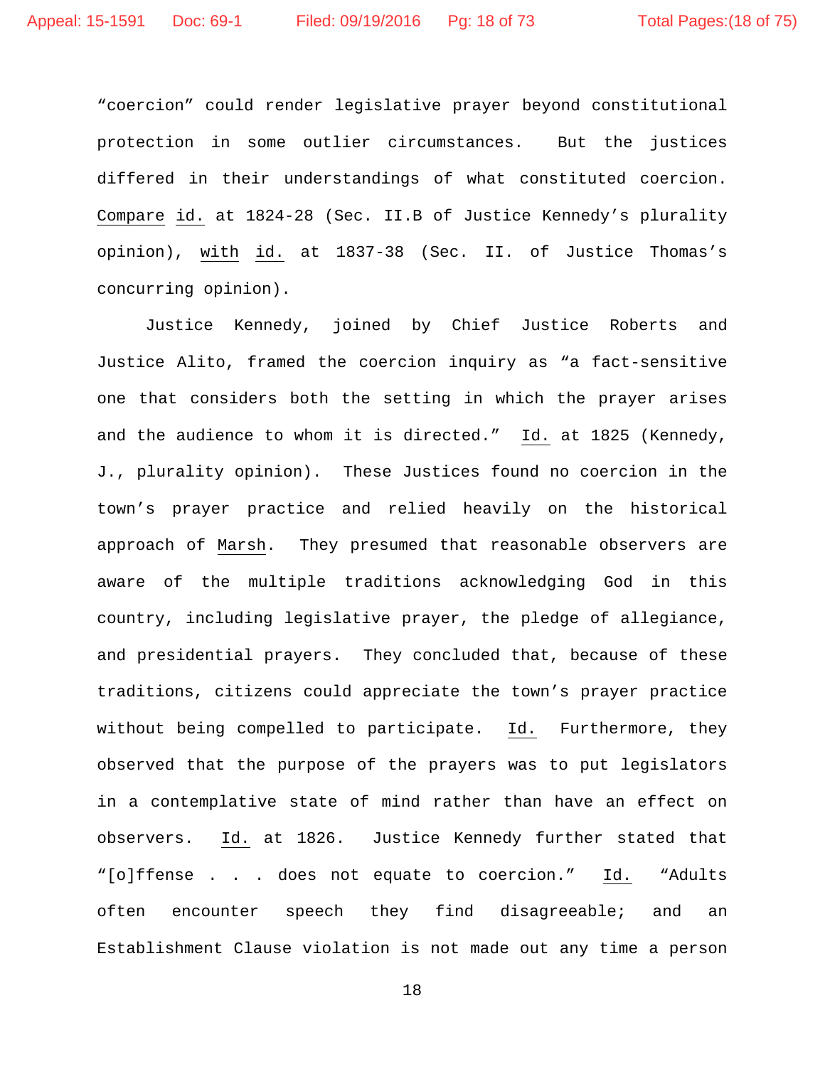"coercion" could render legislative prayer beyond constitutional protection in some outlier circumstances. But the justices differed in their understandings of what constituted coercion. Compare id. at 1824-28 (Sec. II.B of Justice Kennedy's plurality opinion), with id. at 1837-38 (Sec. II. of Justice Thomas's concurring opinion).

Justice Kennedy, joined by Chief Justice Roberts and Justice Alito, framed the coercion inquiry as "a fact-sensitive one that considers both the setting in which the prayer arises and the audience to whom it is directed." Id. at 1825 (Kennedy, J., plurality opinion). These Justices found no coercion in the town's prayer practice and relied heavily on the historical approach of Marsh. They presumed that reasonable observers are aware of the multiple traditions acknowledging God in this country, including legislative prayer, the pledge of allegiance, and presidential prayers. They concluded that, because of these traditions, citizens could appreciate the town's prayer practice without being compelled to participate. Id. Furthermore, they observed that the purpose of the prayers was to put legislators in a contemplative state of mind rather than have an effect on observers. Id. at 1826. Justice Kennedy further stated that "[o]ffense . . . does not equate to coercion." Id. "Adults often encounter speech they find disagreeable; and an Establishment Clause violation is not made out any time a person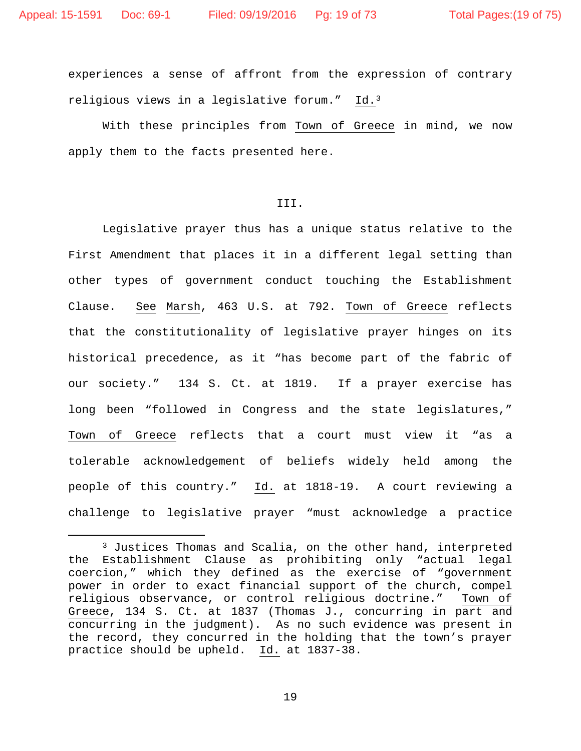experiences a sense of affront from the expression of contrary religious views in a legislative forum." Id.[3]

With these principles from Town of Greece in mind, we now apply them to the facts presented here.

### III.

Legislative prayer thus has a unique status relative to the First Amendment that places it in a different legal setting than other types of government conduct touching the Establishment Clause. See Marsh, 463 U.S. at 792. Town of Greece reflects that the constitutionality of legislative prayer hinges on its historical precedence, as it "has become part of the fabric of our society." 134 S. Ct. at 1819. If a prayer exercise has long been "followed in Congress and the state legislatures," Town of Greece reflects that a court must view it "as a tolerable acknowledgement of beliefs widely held among the people of this country." Id. at 1818-19. A court reviewing a challenge to legislative prayer "must acknowledge a practice

---

[3] Justices Thomas and Scalia, on the other hand, interpreted the Establishment Clause as prohibiting only "actual legal coercion," which they defined as the exercise of "government power in order to exact financial support of the church, compel religious observance, or control religious doctrine." Town of Greece, 134 S. Ct. at 1837 (Thomas J., concurring in part and concurring in the judgment). As no such evidence was present in the record, they concurred in the holding that the town's prayer practice should be upheld. Id. at 1837-38.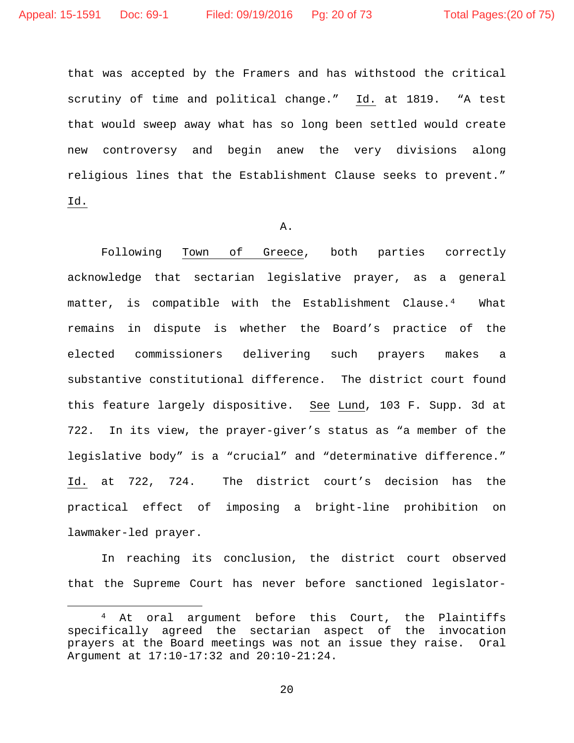that was accepted by the Framers and has withstood the critical scrutiny of time and political change." Id. at 1819. "A test that would sweep away what has so long been settled would create new controversy and begin anew the very divisions along religious lines that the Establishment Clause seeks to prevent." Id.

A.

Following Town of Greece, both parties correctly acknowledge that sectarian legislative prayer, as a general matter, is compatible with the Establishment Clause.[4] What remains in dispute is whether the Board's practice of the elected commissioners delivering such prayers makes a substantive constitutional difference. The district court found this feature largely dispositive. See Lund, 103 F. Supp. 3d at 722. In its view, the prayer-giver's status as "a member of the legislative body" is a "crucial" and "determinative difference." Id. at 722, 724. The district court's decision has the practical effect of imposing a bright-line prohibition on lawmaker-led prayer.

In reaching its conclusion, the district court observed that the Supreme Court has never before sanctioned legislator-

---

[4] At oral argument before this Court, the Plaintiffs specifically agreed the sectarian aspect of the invocation prayers at the Board meetings was not an issue they raise. Oral Argument at 17:10-17:32 and 20:10-21:24.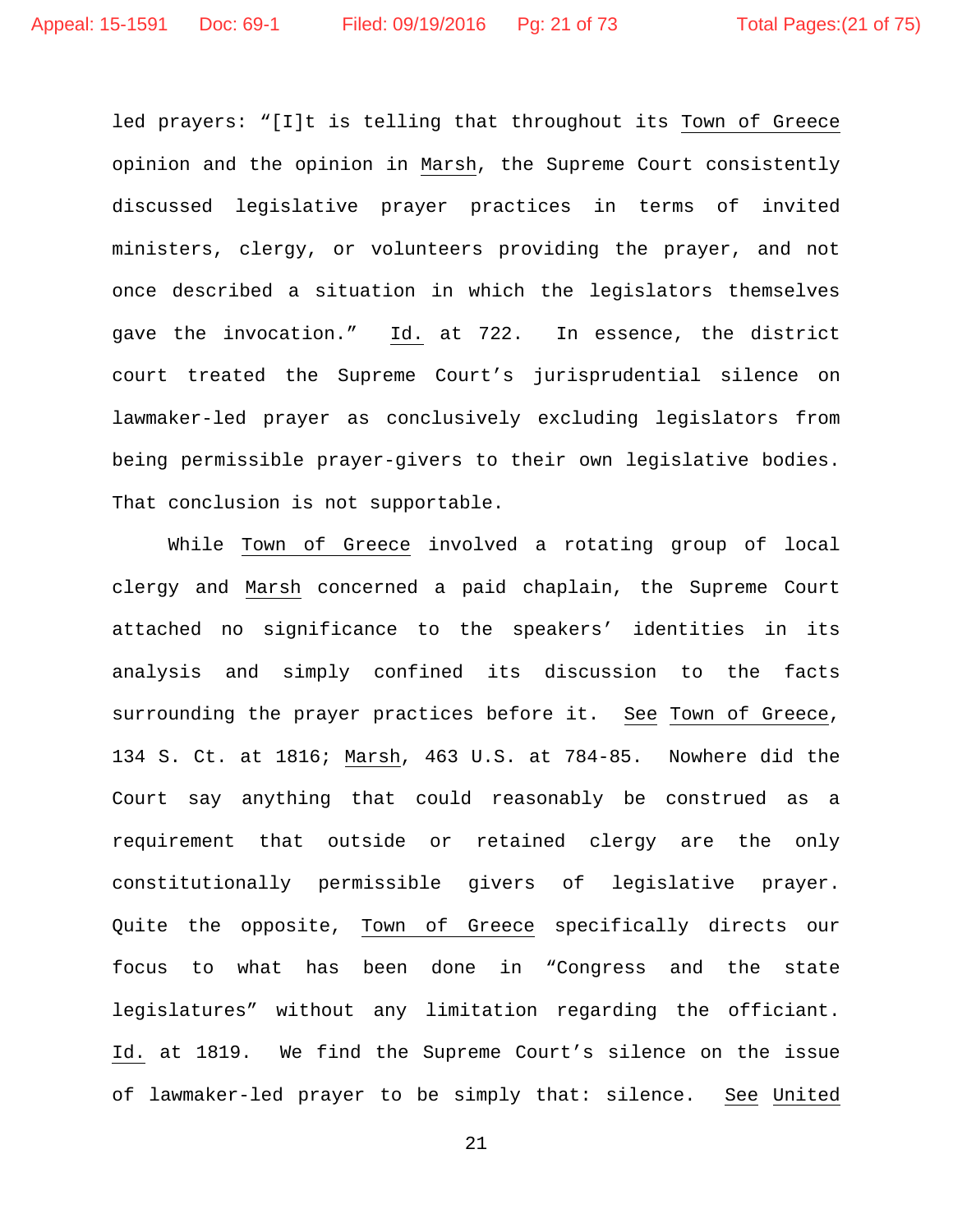led prayers: "[I]t is telling that throughout its Town of Greece opinion and the opinion in Marsh, the Supreme Court consistently discussed legislative prayer practices in terms of invited ministers, clergy, or volunteers providing the prayer, and not once described a situation in which the legislators themselves gave the invocation." Id. at 722. In essence, the district court treated the Supreme Court's jurisprudential silence on lawmaker-led prayer as conclusively excluding legislators from being permissible prayer-givers to their own legislative bodies. That conclusion is not supportable.

While Town of Greece involved a rotating group of local clergy and Marsh concerned a paid chaplain, the Supreme Court attached no significance to the speakers' identities in its analysis and simply confined its discussion to the facts surrounding the prayer practices before it. See Town of Greece, 134 S. Ct. at 1816; Marsh, 463 U.S. at 784-85. Nowhere did the Court say anything that could reasonably be construed as a requirement that outside or retained clergy are the only constitutionally permissible givers of legislative prayer. Quite the opposite, Town of Greece specifically directs our focus to what has been done in "Congress and the state legislatures" without any limitation regarding the officiant. Id. at 1819. We find the Supreme Court's silence on the issue of lawmaker-led prayer to be simply that: silence. See United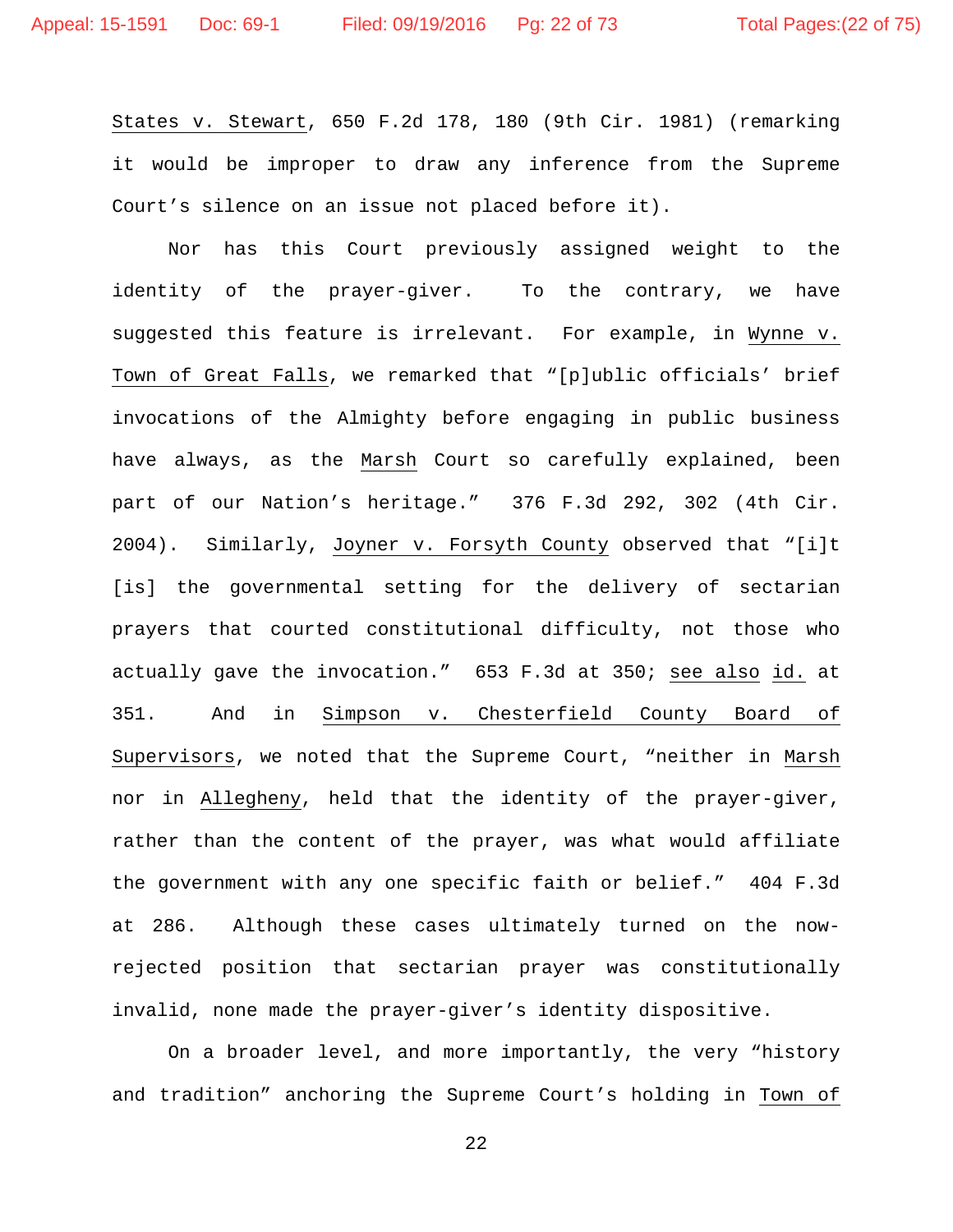States v. Stewart, 650 F.2d 178, 180 (9th Cir. 1981) (remarking it would be improper to draw any inference from the Supreme Court's silence on an issue not placed before it).

Nor has this Court previously assigned weight to the identity of the prayer-giver. To the contrary, we have suggested this feature is irrelevant. For example, in Wynne v. Town of Great Falls, we remarked that "[p]ublic officials' brief invocations of the Almighty before engaging in public business have always, as the Marsh Court so carefully explained, been part of our Nation's heritage." 376 F.3d 292, 302 (4th Cir. 2004). Similarly, Joyner v. Forsyth County observed that "[i]t [is] the governmental setting for the delivery of sectarian prayers that courted constitutional difficulty, not those who actually gave the invocation." 653 F.3d at 350; see also id. at 351. And in Simpson v. Chesterfield County Board of Supervisors, we noted that the Supreme Court, "neither in Marsh nor in Allegheny, held that the identity of the prayer-giver, rather than the content of the prayer, was what would affiliate the government with any one specific faith or belief." 404 F.3d at 286. Although these cases ultimately turned on the now-rejected position that sectarian prayer was constitutionally invalid, none made the prayer-giver's identity dispositive.

On a broader level, and more importantly, the very "history and tradition" anchoring the Supreme Court's holding in Town of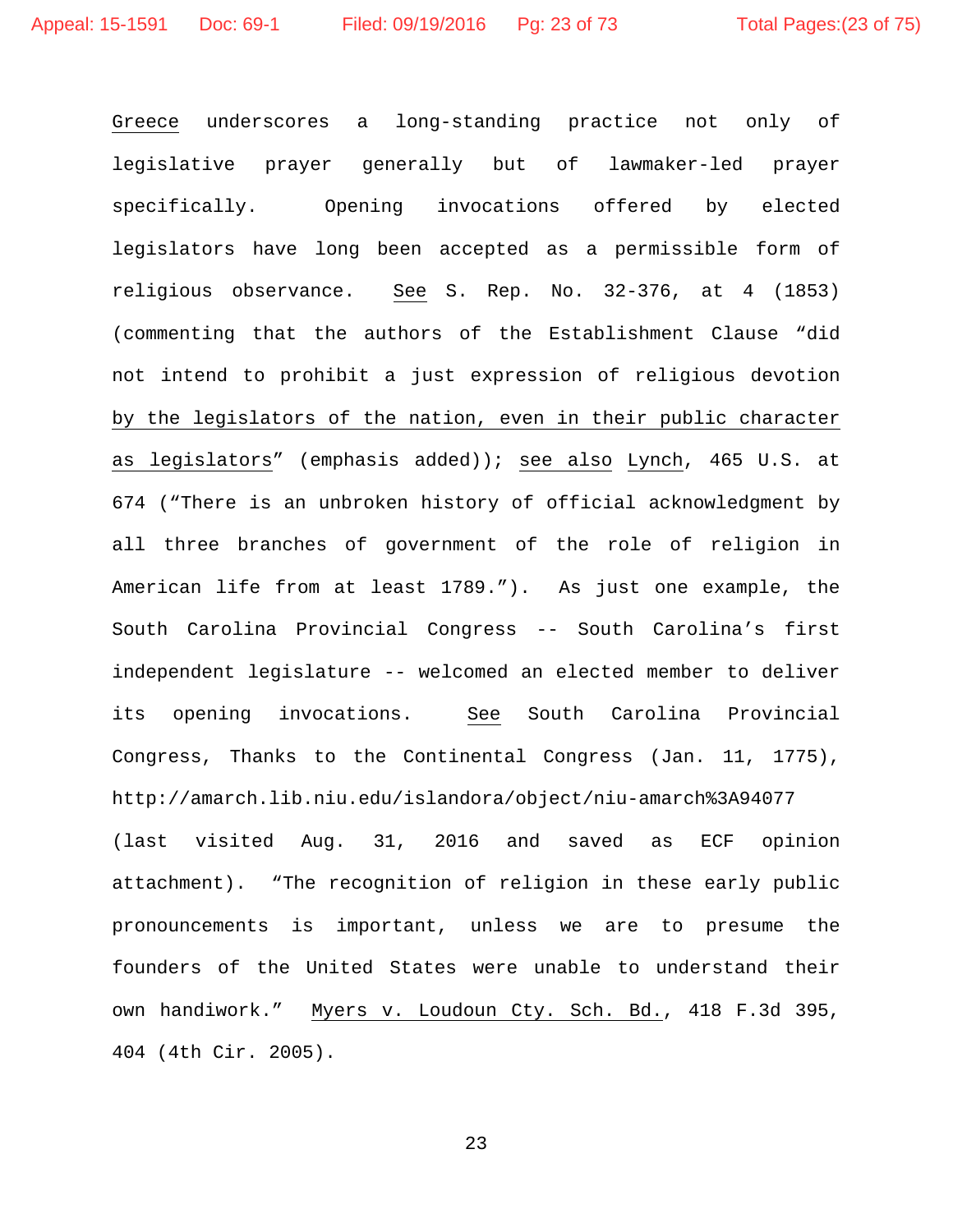*Greece* underscores a long-standing practice not only of legislative prayer generally but of lawmaker-led prayer specifically. Opening invocations offered by elected legislators have long been accepted as a permissible form of religious observance. *See* S. Rep. No. 32-376, at 4 (1853) (commenting that the authors of the Establishment Clause "did not intend to prohibit a just expression of religious devotion *by the legislators of the nation, even in their public character as legislators*" (emphasis added)); *see also* *Lynch*, 465 U.S. at 674 ("There is an unbroken history of official acknowledgment by all three branches of government of the role of religion in American life from at least 1789."). As just one example, the South Carolina Provincial Congress -- South Carolina's first independent legislature -- welcomed an elected member to deliver its opening invocations. *See* South Carolina Provincial Congress, Thanks to the Continental Congress (Jan. 11, 1775), http://amarch.lib.niu.edu/islandora/object/niu-amarch%3A94077 (last visited Aug. 31, 2016 and saved as ECF opinion attachment). "The recognition of religion in these early public pronouncements is important, unless we are to presume the founders of the United States were unable to understand their own handiwork." *Myers v. Loudoun Cty. Sch. Bd.*, 418 F.3d 395, 404 (4th Cir. 2005).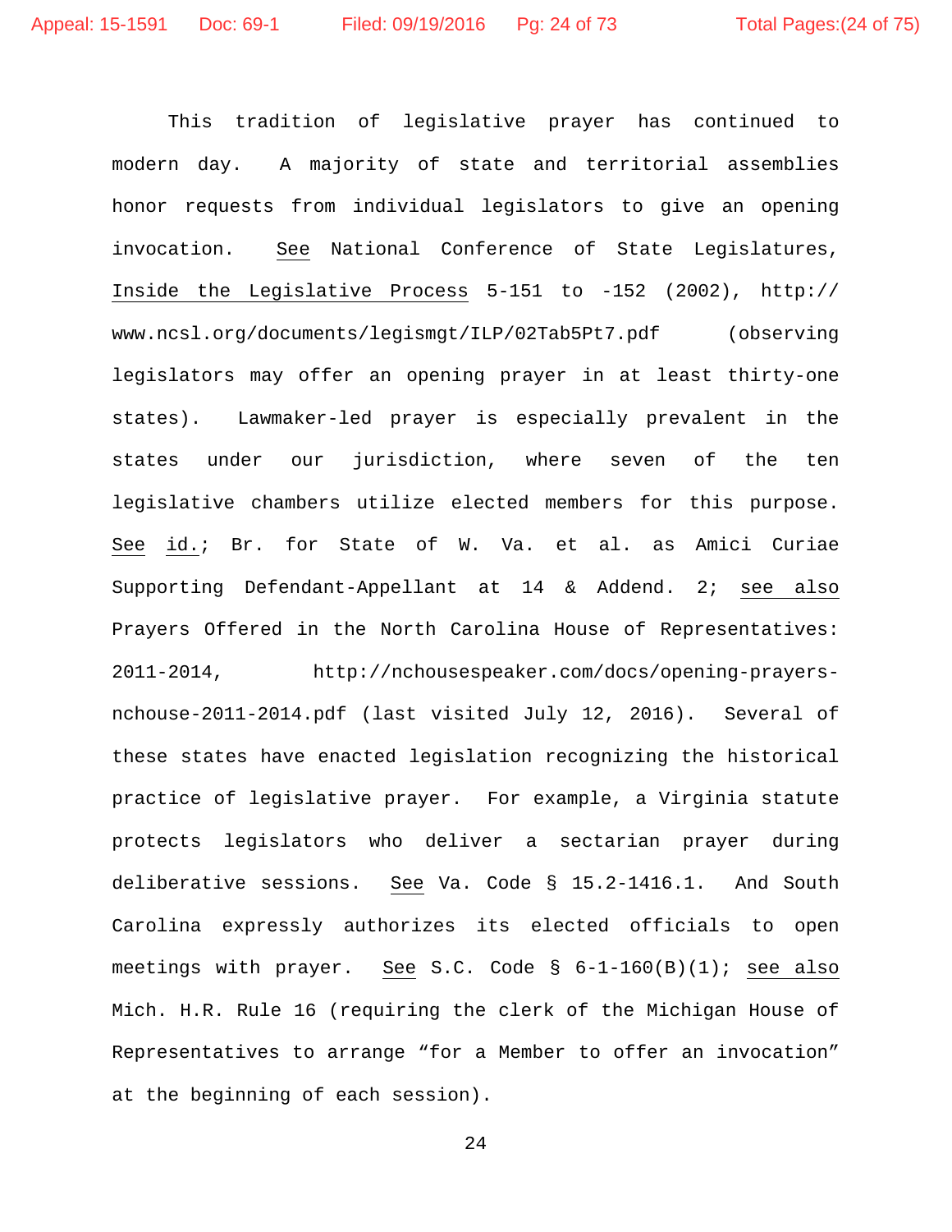This tradition of legislative prayer has continued to modern day. A majority of state and territorial assemblies honor requests from individual legislators to give an opening invocation. See National Conference of State Legislatures, Inside the Legislative Process 5-151 to -152 (2002), http://www.ncsl.org/documents/legismgt/ILP/02Tab5Pt7.pdf (observing legislators may offer an opening prayer in at least thirty-one states). Lawmaker-led prayer is especially prevalent in the states under our jurisdiction, where seven of the ten legislative chambers utilize elected members for this purpose. See id.; Br. for State of W. Va. et al. as Amici Curiae Supporting Defendant-Appellant at 14 & Addend. 2; see also Prayers Offered in the North Carolina House of Representatives: 2011-2014, http://nchousespeaker.com/docs/opening-prayers-nchouse-2011-2014.pdf (last visited July 12, 2016). Several of these states have enacted legislation recognizing the historical practice of legislative prayer. For example, a Virginia statute protects legislators who deliver a sectarian prayer during deliberative sessions. See Va. Code § 15.2-1416.1. And South Carolina expressly authorizes its elected officials to open meetings with prayer. See S.C. Code § 6-1-160(B)(1); see also Mich. H.R. Rule 16 (requiring the clerk of the Michigan House of Representatives to arrange "for a Member to offer an invocation" at the beginning of each session).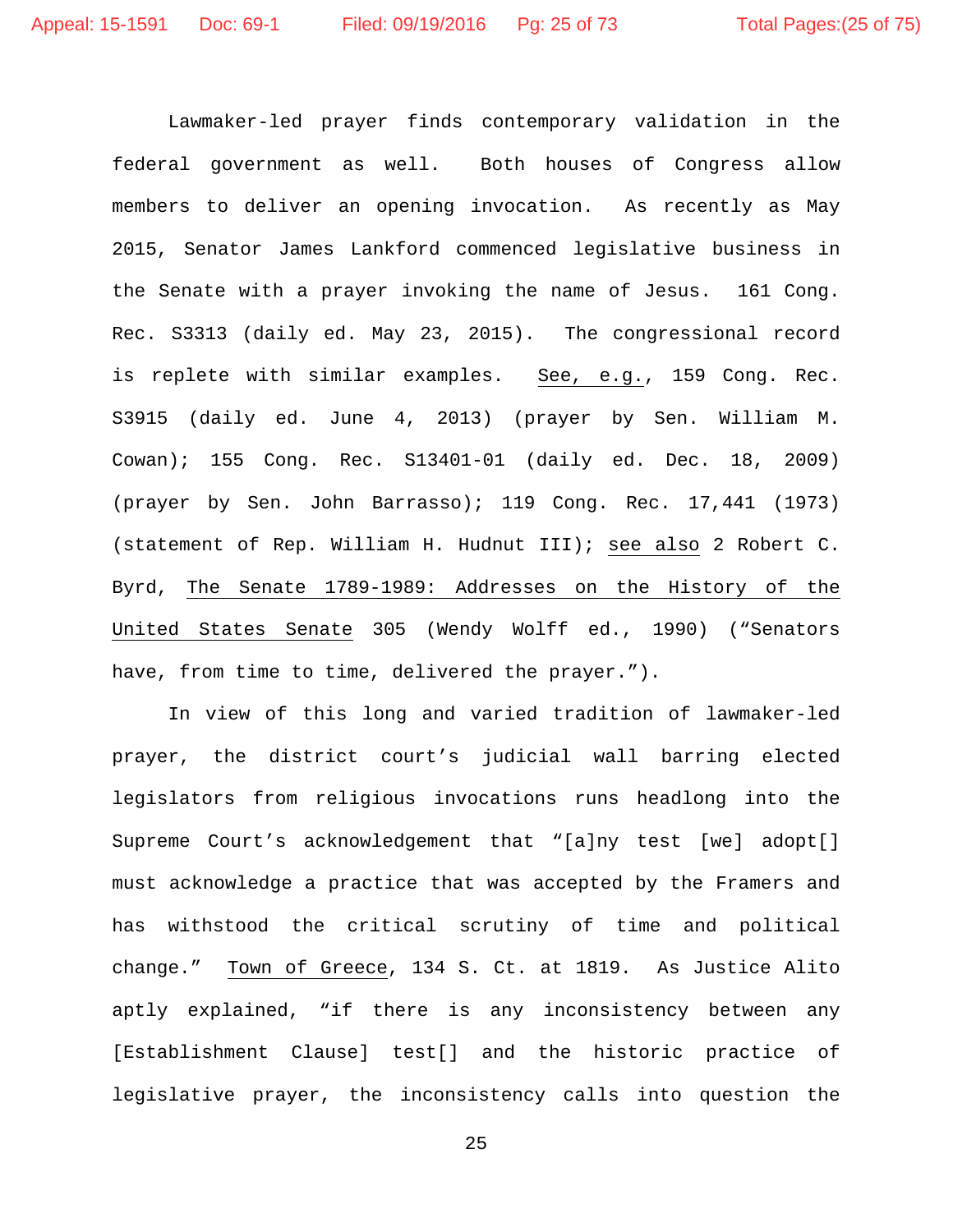Lawmaker-led prayer finds contemporary validation in the federal government as well. Both houses of Congress allow members to deliver an opening invocation. As recently as May 2015, Senator James Lankford commenced legislative business in the Senate with a prayer invoking the name of Jesus. 161 Cong. Rec. S3313 (daily ed. May 23, 2015). The congressional record is replete with similar examples. See, e.g., 159 Cong. Rec. S3915 (daily ed. June 4, 2013) (prayer by Sen. William M. Cowan); 155 Cong. Rec. S13401-01 (daily ed. Dec. 18, 2009) (prayer by Sen. John Barrasso); 119 Cong. Rec. 17,441 (1973) (statement of Rep. William H. Hudnut III); see also 2 Robert C. Byrd, The Senate 1789-1989: Addresses on the History of the United States Senate 305 (Wendy Wolff ed., 1990) ("Senators have, from time to time, delivered the prayer.").

In view of this long and varied tradition of lawmaker-led prayer, the district court's judicial wall barring elected legislators from religious invocations runs headlong into the Supreme Court's acknowledgement that "[a]ny test [we] adopt[] must acknowledge a practice that was accepted by the Framers and has withstood the critical scrutiny of time and political change." Town of Greece, 134 S. Ct. at 1819. As Justice Alito aptly explained, "if there is any inconsistency between any [Establishment Clause] test[] and the historic practice of legislative prayer, the inconsistency calls into question the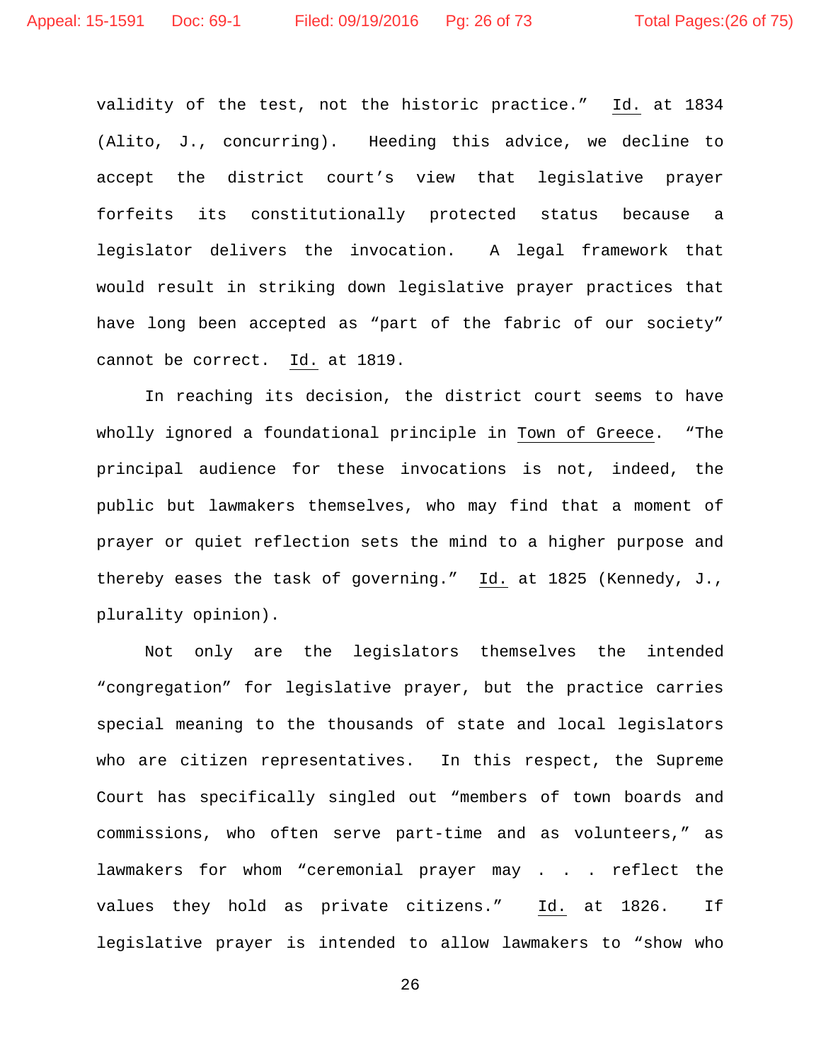validity of the test, not the historic practice." Id. at 1834 (Alito, J., concurring). Heeding this advice, we decline to accept the district court's view that legislative prayer forfeits its constitutionally protected status because a legislator delivers the invocation. A legal framework that would result in striking down legislative prayer practices that have long been accepted as "part of the fabric of our society" cannot be correct. Id. at 1819.

In reaching its decision, the district court seems to have wholly ignored a foundational principle in Town of Greece. "The principal audience for these invocations is not, indeed, the public but lawmakers themselves, who may find that a moment of prayer or quiet reflection sets the mind to a higher purpose and thereby eases the task of governing." Id. at 1825 (Kennedy, J., plurality opinion).

Not only are the legislators themselves the intended "congregation" for legislative prayer, but the practice carries special meaning to the thousands of state and local legislators who are citizen representatives. In this respect, the Supreme Court has specifically singled out "members of town boards and commissions, who often serve part-time and as volunteers," as lawmakers for whom "ceremonial prayer may . . . reflect the values they hold as private citizens." Id. at 1826. If legislative prayer is intended to allow lawmakers to "show who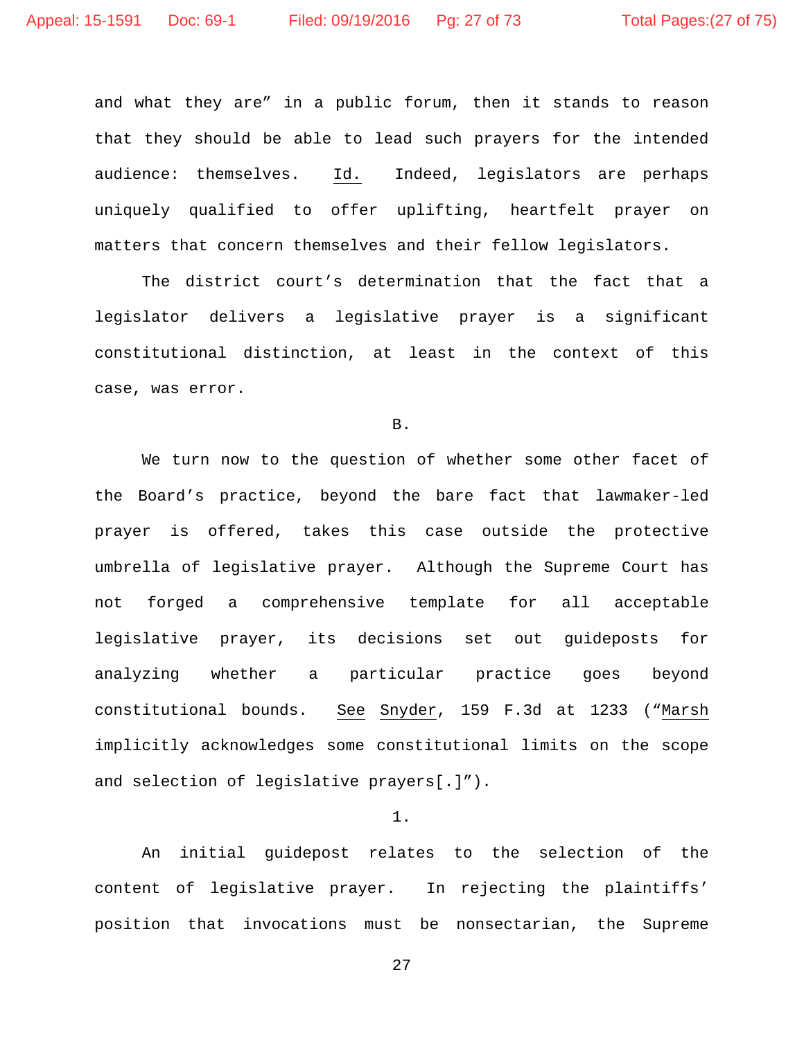and what they are" in a public forum, then it stands to reason that they should be able to lead such prayers for the intended audience: themselves. Id. Indeed, legislators are perhaps uniquely qualified to offer uplifting, heartfelt prayer on matters that concern themselves and their fellow legislators.

The district court's determination that the fact that a legislator delivers a legislative prayer is a significant constitutional distinction, at least in the context of this case, was error.

B.

We turn now to the question of whether some other facet of the Board's practice, beyond the bare fact that lawmaker-led prayer is offered, takes this case outside the protective umbrella of legislative prayer. Although the Supreme Court has not forged a comprehensive template for all acceptable legislative prayer, its decisions set out guideposts for analyzing whether a particular practice goes beyond constitutional bounds. See Snyder, 159 F.3d at 1233 ("Marsh implicitly acknowledges some constitutional limits on the scope and selection of legislative prayers[.]").

1.

An initial guidepost relates to the selection of the content of legislative prayer. In rejecting the plaintiffs' position that invocations must be nonsectarian, the Supreme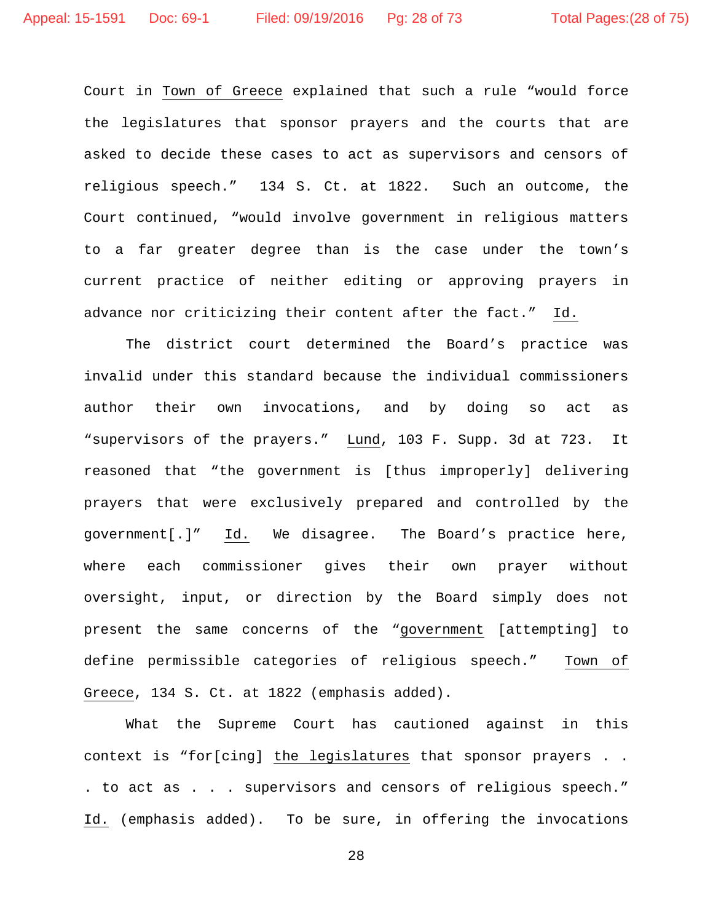Court in Town of Greece explained that such a rule "would force the legislatures that sponsor prayers and the courts that are asked to decide these cases to act as supervisors and censors of religious speech." 134 S. Ct. at 1822. Such an outcome, the Court continued, "would involve government in religious matters to a far greater degree than is the case under the town's current practice of neither editing or approving prayers in advance nor criticizing their content after the fact." Id.

The district court determined the Board's practice was invalid under this standard because the individual commissioners author their own invocations, and by doing so act as "supervisors of the prayers." Lund, 103 F. Supp. 3d at 723. It reasoned that "the government is [thus improperly] delivering prayers that were exclusively prepared and controlled by the government[.]" Id. We disagree. The Board's practice here, where each commissioner gives their own prayer without oversight, input, or direction by the Board simply does not present the same concerns of the "government [attempting] to define permissible categories of religious speech." Town of Greece, 134 S. Ct. at 1822 (emphasis added).

What the Supreme Court has cautioned against in this context is "for[cing] the legislatures that sponsor prayers . . . . to act as . . . supervisors and censors of religious speech." Id. (emphasis added). To be sure, in offering the invocations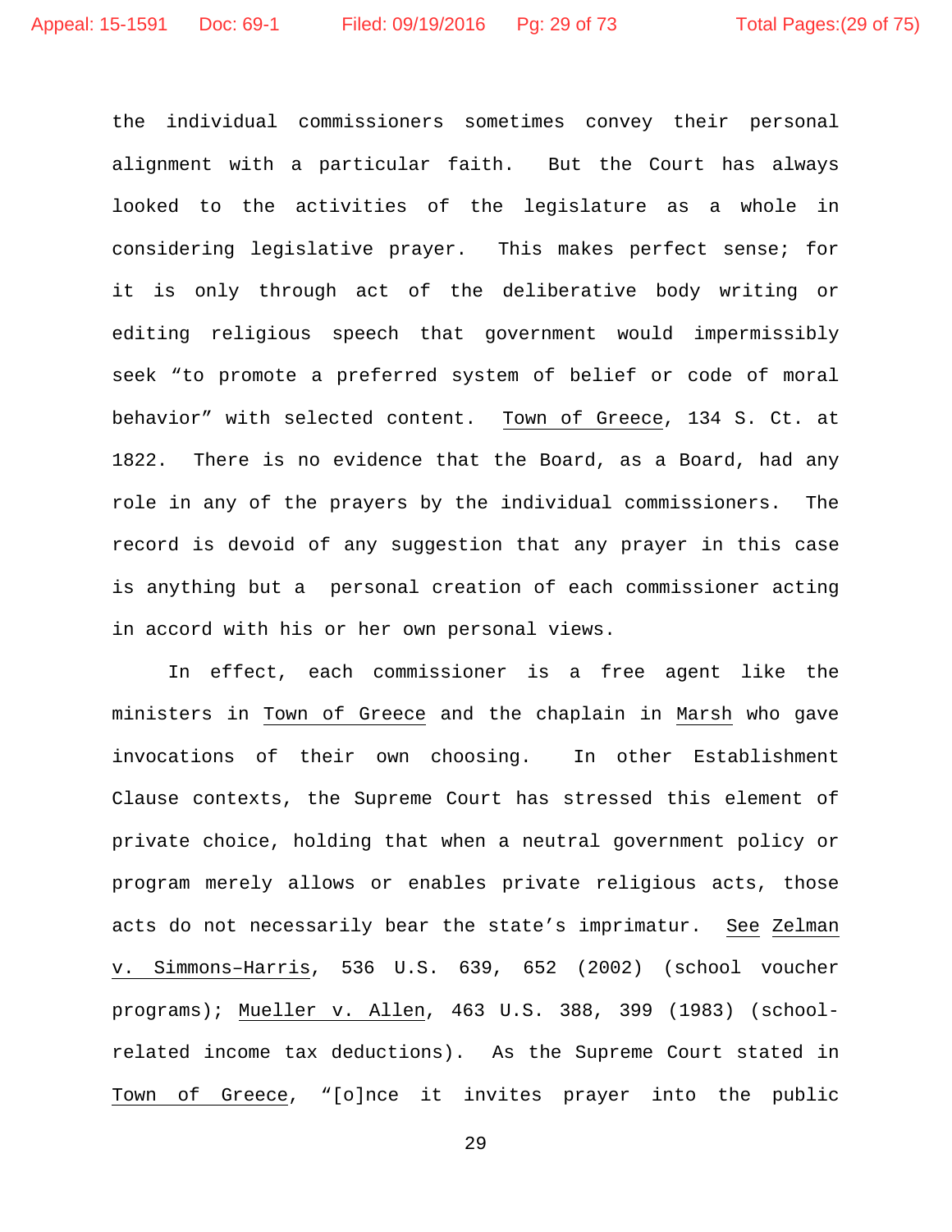the individual commissioners sometimes convey their personal alignment with a particular faith. But the Court has always looked to the activities of the legislature as a whole in considering legislative prayer. This makes perfect sense; for it is only through act of the deliberative body writing or editing religious speech that government would impermissibly seek "to promote a preferred system of belief or code of moral behavior" with selected content. Town of Greece, 134 S. Ct. at 1822. There is no evidence that the Board, as a Board, had any role in any of the prayers by the individual commissioners. The record is devoid of any suggestion that any prayer in this case is anything but a personal creation of each commissioner acting in accord with his or her own personal views.

In effect, each commissioner is a free agent like the ministers in Town of Greece and the chaplain in Marsh who gave invocations of their own choosing. In other Establishment Clause contexts, the Supreme Court has stressed this element of private choice, holding that when a neutral government policy or program merely allows or enables private religious acts, those acts do not necessarily bear the state's imprimatur. See Zelman v. Simmons–Harris, 536 U.S. 639, 652 (2002) (school voucher programs); Mueller v. Allen, 463 U.S. 388, 399 (1983) (school-related income tax deductions). As the Supreme Court stated in Town of Greece, "[o]nce it invites prayer into the public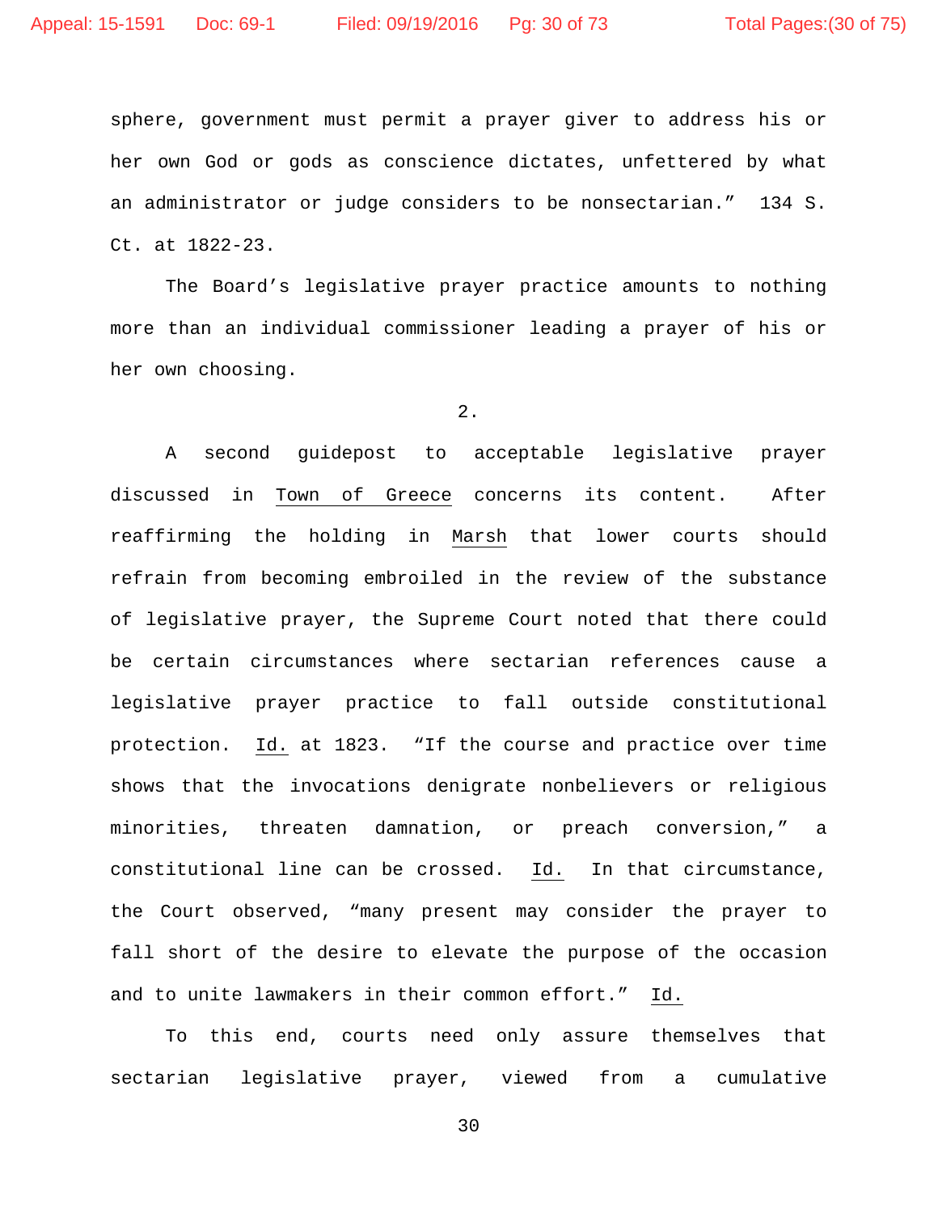sphere, government must permit a prayer giver to address his or her own God or gods as conscience dictates, unfettered by what an administrator or judge considers to be nonsectarian." 134 S. Ct. at 1822-23.

The Board's legislative prayer practice amounts to nothing more than an individual commissioner leading a prayer of his or her own choosing.

2.

A second guidepost to acceptable legislative prayer discussed in Town of Greece concerns its content. After reaffirming the holding in Marsh that lower courts should refrain from becoming embroiled in the review of the substance of legislative prayer, the Supreme Court noted that there could be certain circumstances where sectarian references cause a legislative prayer practice to fall outside constitutional protection. Id. at 1823. "If the course and practice over time shows that the invocations denigrate nonbelievers or religious minorities, threaten damnation, or preach conversion," a constitutional line can be crossed. Id. In that circumstance, the Court observed, "many present may consider the prayer to fall short of the desire to elevate the purpose of the occasion and to unite lawmakers in their common effort." Id.

To this end, courts need only assure themselves that sectarian legislative prayer, viewed from a cumulative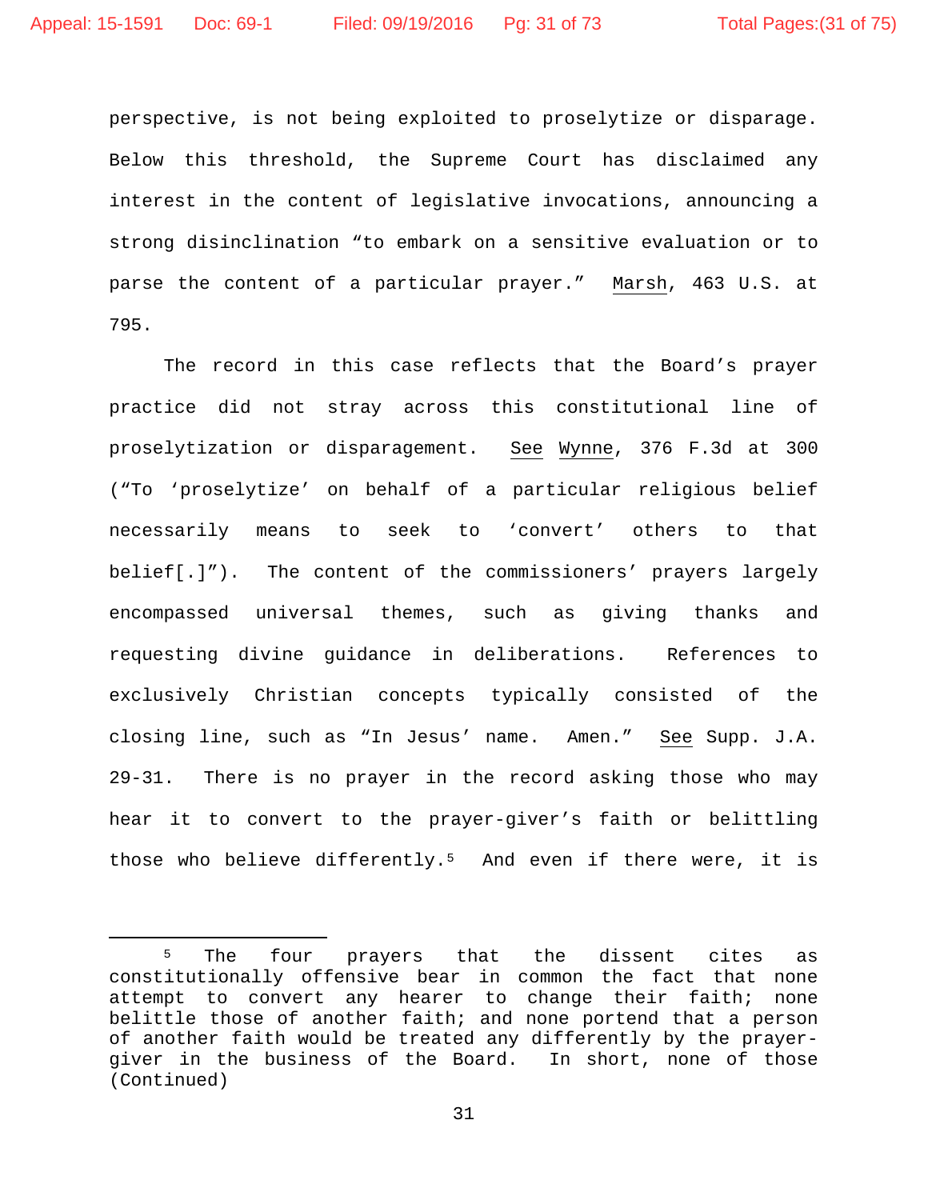perspective, is not being exploited to proselytize or disparage. Below this threshold, the Supreme Court has disclaimed any interest in the content of legislative invocations, announcing a strong disinclination "to embark on a sensitive evaluation or to parse the content of a particular prayer." Marsh, 463 U.S. at 795.

The record in this case reflects that the Board's prayer practice did not stray across this constitutional line of proselytization or disparagement. See Wynne, 376 F.3d at 300 ("To 'proselytize' on behalf of a particular religious belief necessarily means to seek to 'convert' others to that belief[.]"). The content of the commissioners' prayers largely encompassed universal themes, such as giving thanks and requesting divine guidance in deliberations. References to exclusively Christian concepts typically consisted of the closing line, such as "In Jesus' name. Amen." See Supp. J.A. 29-31. There is no prayer in the record asking those who may hear it to convert to the prayer-giver's faith or belittling those who believe differently.[5] And even if there were, it is

---

[5] The four prayers that the dissent cites as constitutionally offensive bear in common the fact that none attempt to convert any hearer to change their faith; none belittle those of another faith; and none portend that a person of another faith would be treated any differently by the prayer-giver in the business of the Board. In short, none of those (Continued)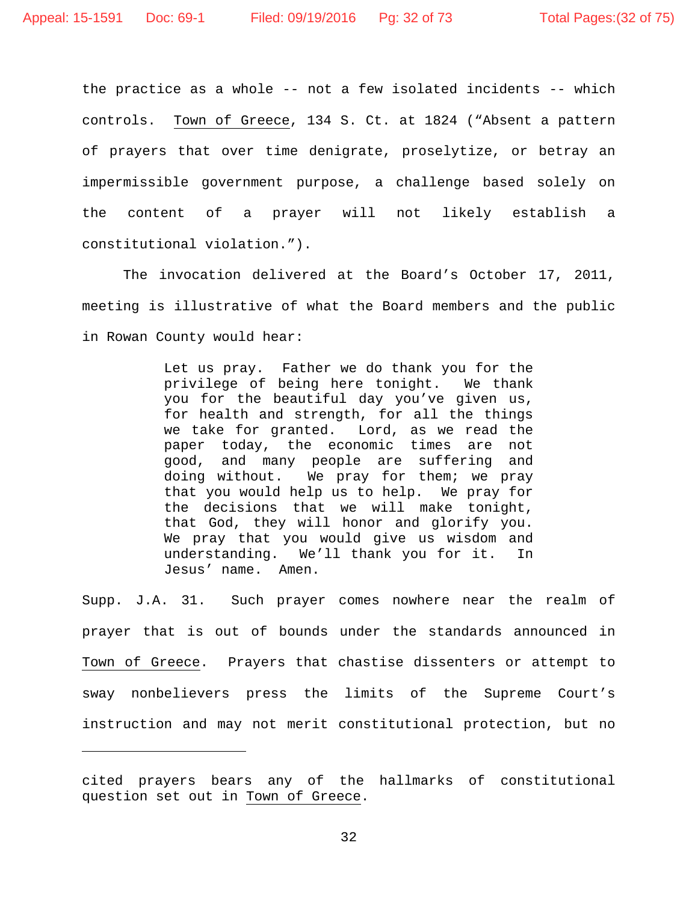the practice as a whole -- not a few isolated incidents -- which controls. Town of Greece, 134 S. Ct. at 1824 ("Absent a pattern of prayers that over time denigrate, proselytize, or betray an impermissible government purpose, a challenge based solely on the content of a prayer will not likely establish a constitutional violation.").

The invocation delivered at the Board's October 17, 2011, meeting is illustrative of what the Board members and the public in Rowan County would hear:

> Let us pray. Father we do thank you for the privilege of being here tonight. We thank you for the beautiful day you've given us, for health and strength, for all the things we take for granted. Lord, as we read the paper today, the economic times are not good, and many people are suffering and doing without. We pray for them; we pray that you would help us to help. We pray for the decisions that we will make tonight, that God, they will honor and glorify you. We pray that you would give us wisdom and understanding. We'll thank you for it. In Jesus' name. Amen.

Supp. J.A. 31. Such prayer comes nowhere near the realm of prayer that is out of bounds under the standards announced in Town of Greece. Prayers that chastise dissenters or attempt to sway nonbelievers press the limits of the Supreme Court's instruction and may not merit constitutional protection, but no

---

cited prayers bears any of the hallmarks of constitutional question set out in Town of Greece.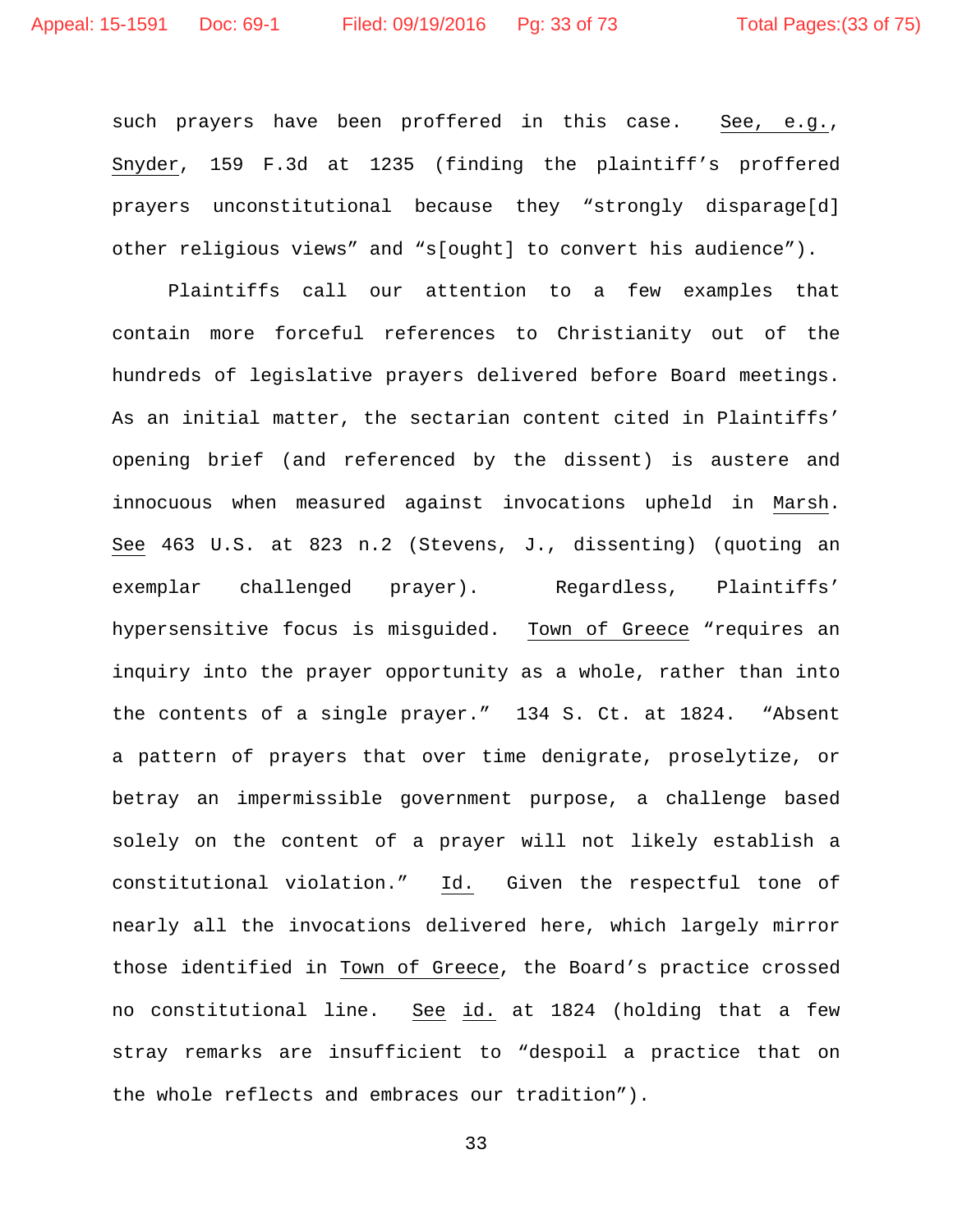such prayers have been proffered in this case. See, e.g., Snyder, 159 F.3d at 1235 (finding the plaintiff's proffered prayers unconstitutional because they "strongly disparage[d] other religious views" and "s[ought] to convert his audience").

Plaintiffs call our attention to a few examples that contain more forceful references to Christianity out of the hundreds of legislative prayers delivered before Board meetings. As an initial matter, the sectarian content cited in Plaintiffs' opening brief (and referenced by the dissent) is austere and innocuous when measured against invocations upheld in Marsh. See 463 U.S. at 823 n.2 (Stevens, J., dissenting) (quoting an exemplar challenged prayer). Regardless, Plaintiffs' hypersensitive focus is misguided. Town of Greece "requires an inquiry into the prayer opportunity as a whole, rather than into the contents of a single prayer." 134 S. Ct. at 1824. "Absent a pattern of prayers that over time denigrate, proselytize, or betray an impermissible government purpose, a challenge based solely on the content of a prayer will not likely establish a constitutional violation." Id. Given the respectful tone of nearly all the invocations delivered here, which largely mirror those identified in Town of Greece, the Board's practice crossed no constitutional line. See id. at 1824 (holding that a few stray remarks are insufficient to "despoil a practice that on the whole reflects and embraces our tradition").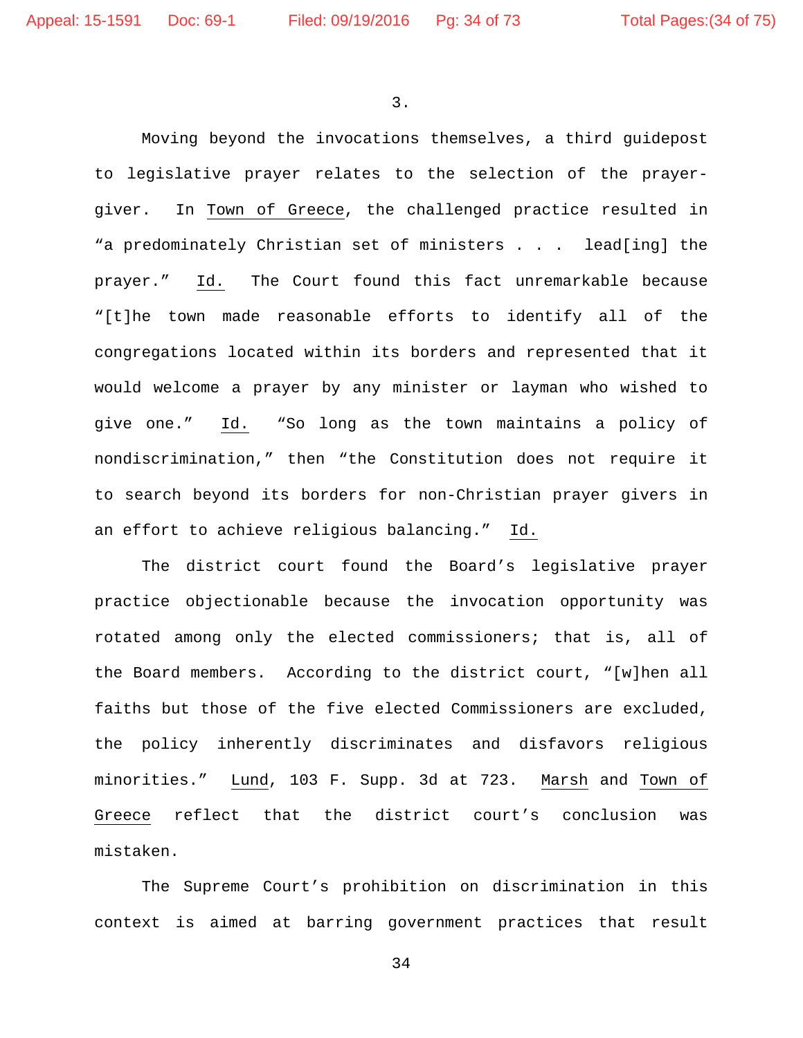3.

Moving beyond the invocations themselves, a third guidepost to legislative prayer relates to the selection of the prayer-giver. In Town of Greece, the challenged practice resulted in "a predominately Christian set of ministers . . . lead[ing] the prayer." Id. The Court found this fact unremarkable because "[t]he town made reasonable efforts to identify all of the congregations located within its borders and represented that it would welcome a prayer by any minister or layman who wished to give one." Id. "So long as the town maintains a policy of nondiscrimination," then "the Constitution does not require it to search beyond its borders for non-Christian prayer givers in an effort to achieve religious balancing." Id.

The district court found the Board's legislative prayer practice objectionable because the invocation opportunity was rotated among only the elected commissioners; that is, all of the Board members. According to the district court, "[w]hen all faiths but those of the five elected Commissioners are excluded, the policy inherently discriminates and disfavors religious minorities." Lund, 103 F. Supp. 3d at 723. Marsh and Town of Greece reflect that the district court's conclusion was mistaken.

The Supreme Court's prohibition on discrimination in this context is aimed at barring government practices that result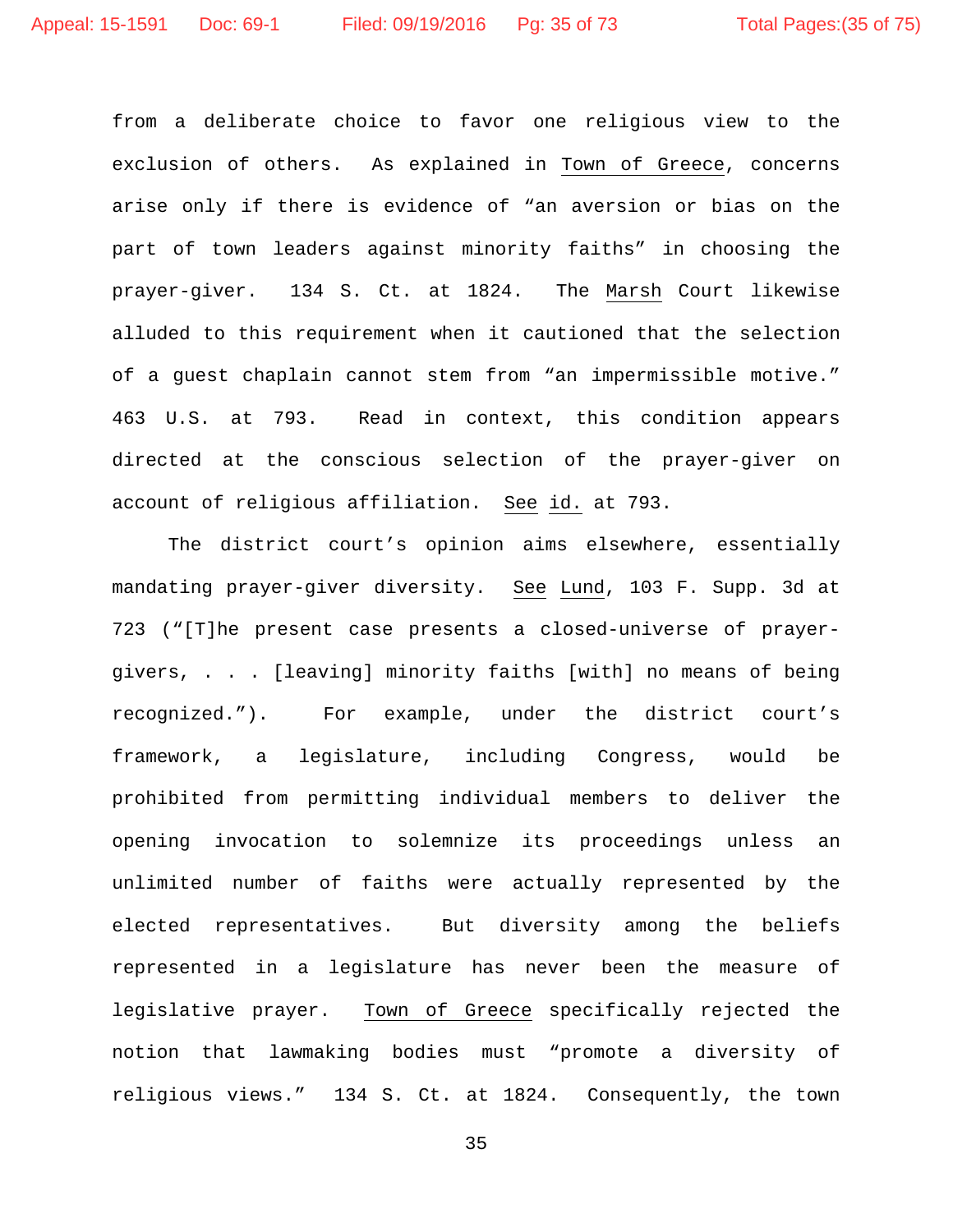from a deliberate choice to favor one religious view to the exclusion of others. As explained in Town of Greece, concerns arise only if there is evidence of "an aversion or bias on the part of town leaders against minority faiths" in choosing the prayer-giver. 134 S. Ct. at 1824. The Marsh Court likewise alluded to this requirement when it cautioned that the selection of a guest chaplain cannot stem from "an impermissible motive." 463 U.S. at 793. Read in context, this condition appears directed at the conscious selection of the prayer-giver on account of religious affiliation. See id. at 793.

The district court's opinion aims elsewhere, essentially mandating prayer-giver diversity. See Lund, 103 F. Supp. 3d at 723 ("[T]he present case presents a closed-universe of prayer-givers, . . . [leaving] minority faiths [with] no means of being recognized."). For example, under the district court's framework, a legislature, including Congress, would be prohibited from permitting individual members to deliver the opening invocation to solemnize its proceedings unless an unlimited number of faiths were actually represented by the elected representatives. But diversity among the beliefs represented in a legislature has never been the measure of legislative prayer. Town of Greece specifically rejected the notion that lawmaking bodies must "promote a diversity of religious views." 134 S. Ct. at 1824. Consequently, the town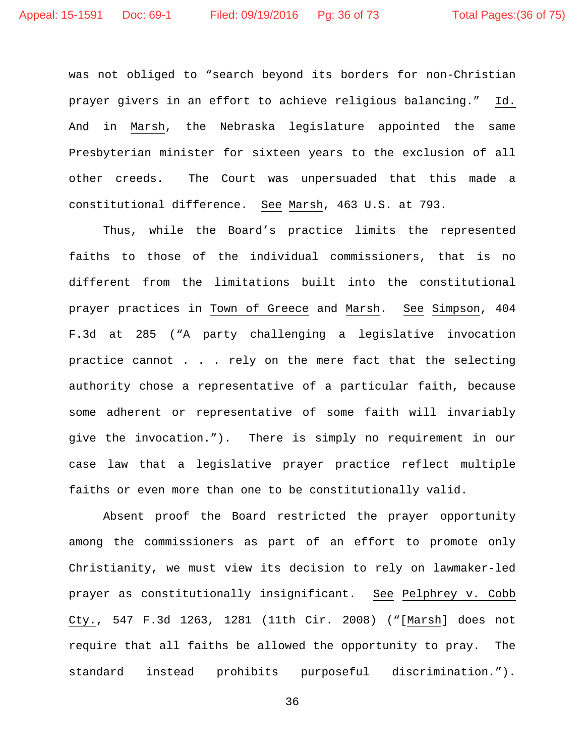was not obliged to "search beyond its borders for non-Christian prayer givers in an effort to achieve religious balancing." Id. And in Marsh, the Nebraska legislature appointed the same Presbyterian minister for sixteen years to the exclusion of all other creeds. The Court was unpersuaded that this made a constitutional difference. See Marsh, 463 U.S. at 793.

Thus, while the Board's practice limits the represented faiths to those of the individual commissioners, that is no different from the limitations built into the constitutional prayer practices in Town of Greece and Marsh. See Simpson, 404 F.3d at 285 ("A party challenging a legislative invocation practice cannot . . . rely on the mere fact that the selecting authority chose a representative of a particular faith, because some adherent or representative of some faith will invariably give the invocation."). There is simply no requirement in our case law that a legislative prayer practice reflect multiple faiths or even more than one to be constitutionally valid.

Absent proof the Board restricted the prayer opportunity among the commissioners as part of an effort to promote only Christianity, we must view its decision to rely on lawmaker-led prayer as constitutionally insignificant. See Pelphrey v. Cobb Cty., 547 F.3d 1263, 1281 (11th Cir. 2008) ("[Marsh] does not require that all faiths be allowed the opportunity to pray. The standard instead prohibits purposeful discrimination.").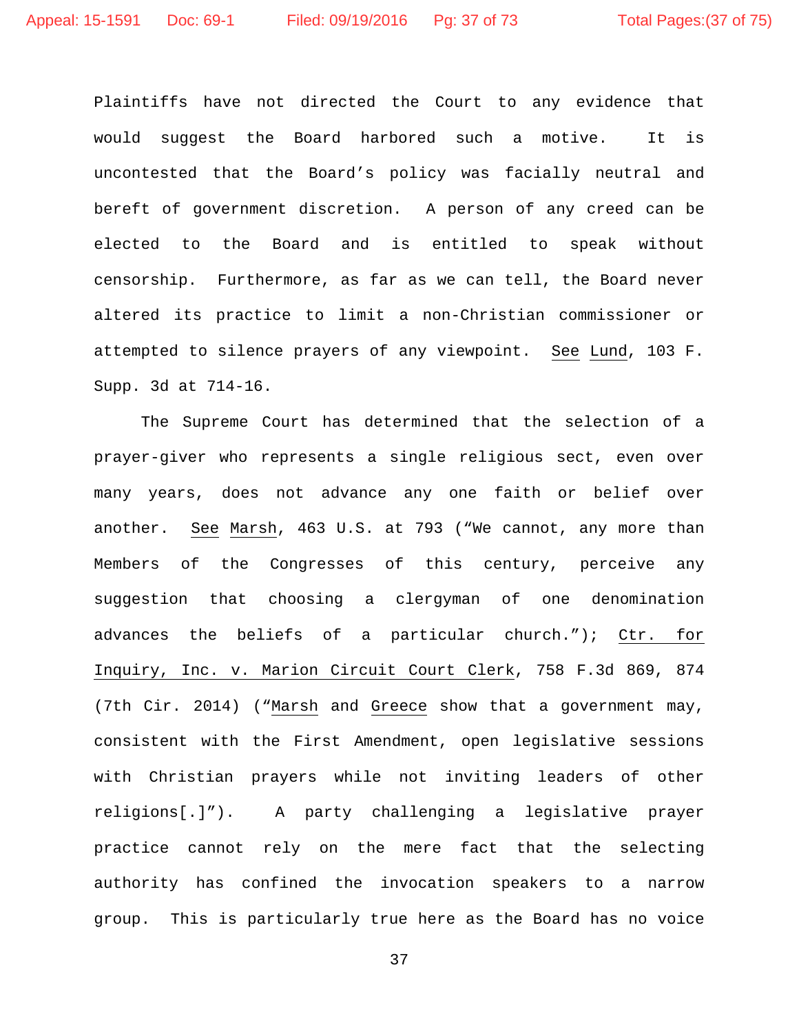Plaintiffs have not directed the Court to any evidence that would suggest the Board harbored such a motive. It is uncontested that the Board's policy was facially neutral and bereft of government discretion. A person of any creed can be elected to the Board and is entitled to speak without censorship. Furthermore, as far as we can tell, the Board never altered its practice to limit a non-Christian commissioner or attempted to silence prayers of any viewpoint. See Lund, 103 F. Supp. 3d at 714-16.

The Supreme Court has determined that the selection of a prayer-giver who represents a single religious sect, even over many years, does not advance any one faith or belief over another. See Marsh, 463 U.S. at 793 ("We cannot, any more than Members of the Congresses of this century, perceive any suggestion that choosing a clergyman of one denomination advances the beliefs of a particular church."); Ctr. for Inquiry, Inc. v. Marion Circuit Court Clerk, 758 F.3d 869, 874 (7th Cir. 2014) ("Marsh and Greece show that a government may, consistent with the First Amendment, open legislative sessions with Christian prayers while not inviting leaders of other religions[.]"). A party challenging a legislative prayer practice cannot rely on the mere fact that the selecting authority has confined the invocation speakers to a narrow group. This is particularly true here as the Board has no voice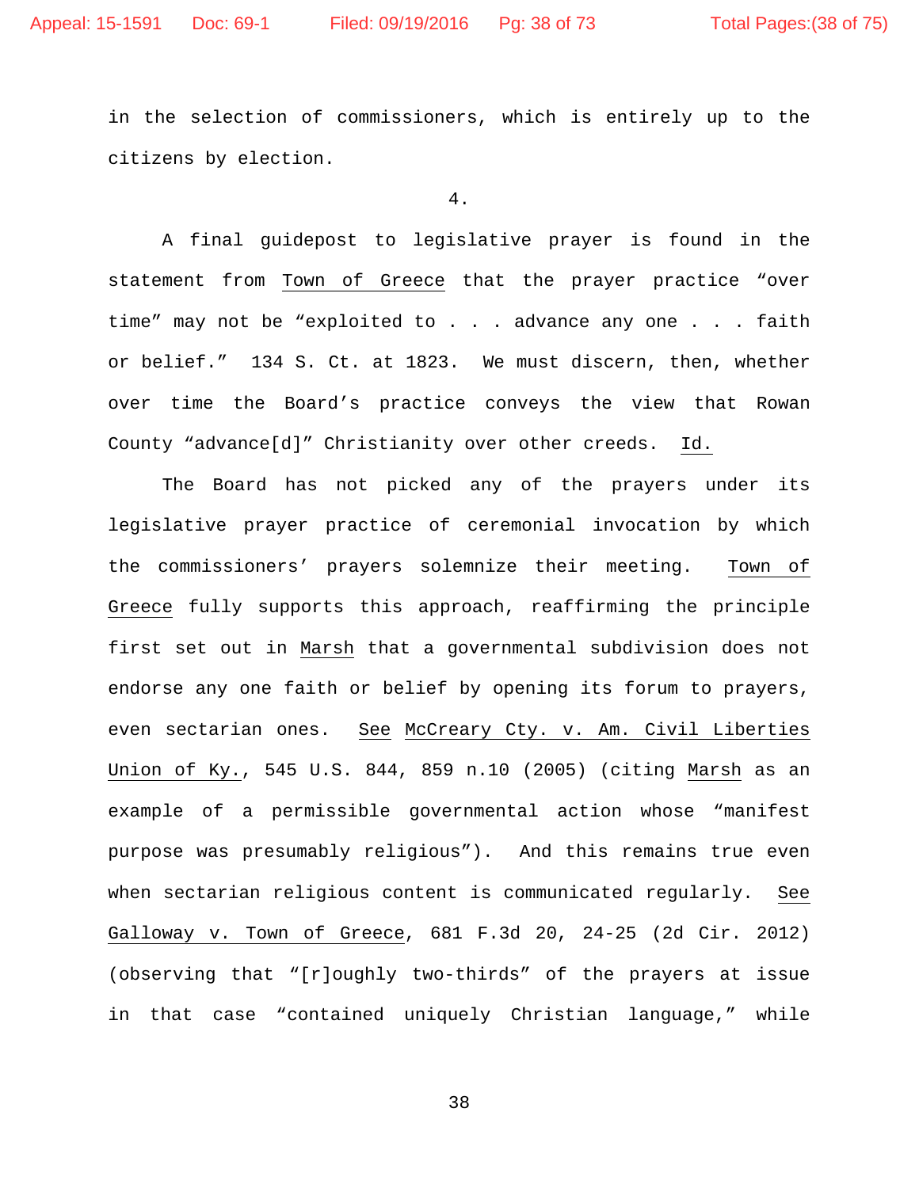in the selection of commissioners, which is entirely up to the citizens by election.

4.

A final guidepost to legislative prayer is found in the statement from Town of Greece that the prayer practice "over time" may not be "exploited to . . . advance any one . . . faith or belief." 134 S. Ct. at 1823. We must discern, then, whether over time the Board's practice conveys the view that Rowan County "advance[d]" Christianity over other creeds. Id.

The Board has not picked any of the prayers under its legislative prayer practice of ceremonial invocation by which the commissioners' prayers solemnize their meeting. Town of Greece fully supports this approach, reaffirming the principle first set out in Marsh that a governmental subdivision does not endorse any one faith or belief by opening its forum to prayers, even sectarian ones. See McCreary Cty. v. Am. Civil Liberties Union of Ky., 545 U.S. 844, 859 n.10 (2005) (citing Marsh as an example of a permissible governmental action whose "manifest purpose was presumably religious"). And this remains true even when sectarian religious content is communicated regularly. See Galloway v. Town of Greece, 681 F.3d 20, 24-25 (2d Cir. 2012) (observing that "[r]oughly two-thirds" of the prayers at issue in that case "contained uniquely Christian language," while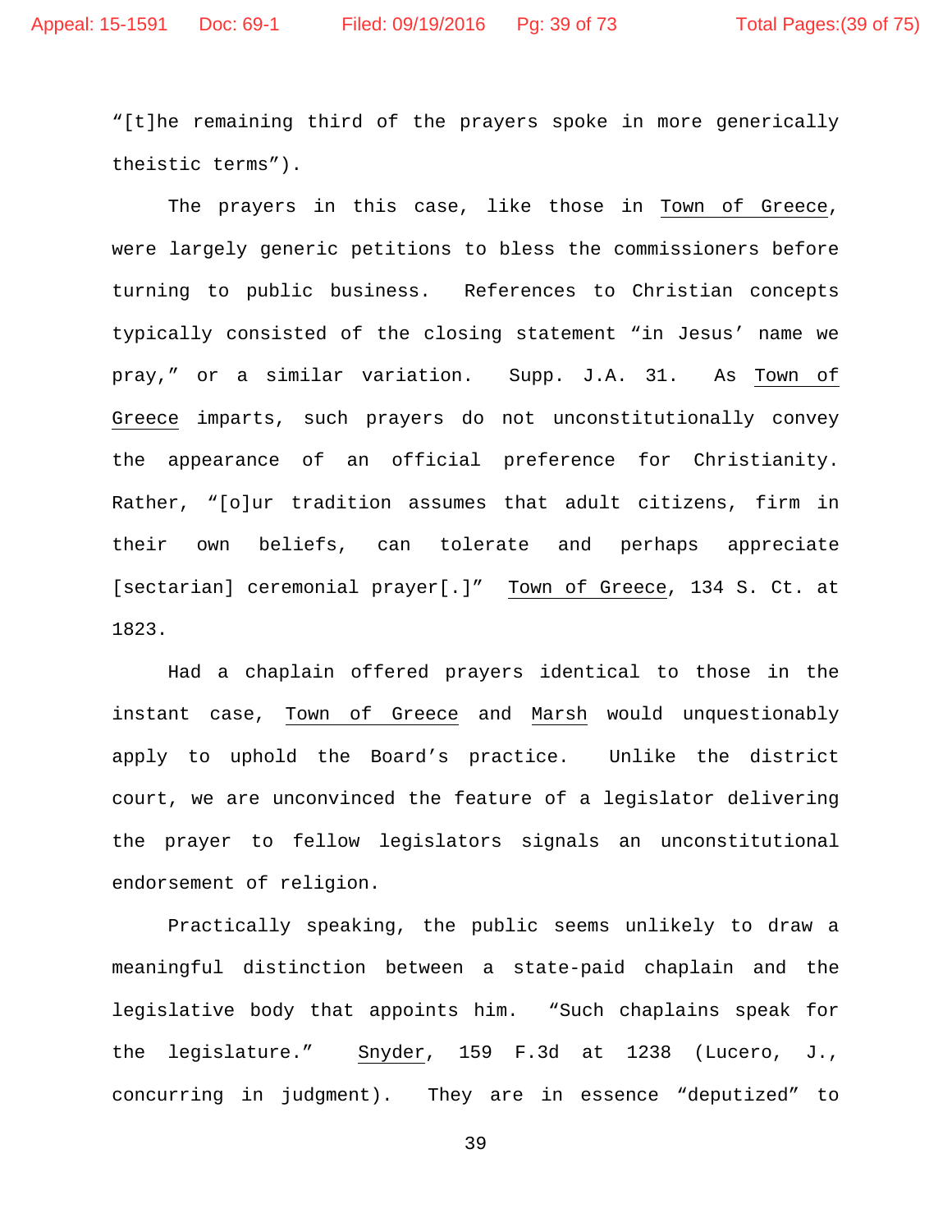"[t]he remaining third of the prayers spoke in more generically theistic terms").

The prayers in this case, like those in Town of Greece, were largely generic petitions to bless the commissioners before turning to public business. References to Christian concepts typically consisted of the closing statement "in Jesus' name we pray," or a similar variation. Supp. J.A. 31. As Town of Greece imparts, such prayers do not unconstitutionally convey the appearance of an official preference for Christianity. Rather, "[o]ur tradition assumes that adult citizens, firm in their own beliefs, can tolerate and perhaps appreciate [sectarian] ceremonial prayer[.]" Town of Greece, 134 S. Ct. at 1823.

Had a chaplain offered prayers identical to those in the instant case, Town of Greece and Marsh would unquestionably apply to uphold the Board's practice. Unlike the district court, we are unconvinced the feature of a legislator delivering the prayer to fellow legislators signals an unconstitutional endorsement of religion.

Practically speaking, the public seems unlikely to draw a meaningful distinction between a state-paid chaplain and the legislative body that appoints him. "Such chaplains speak for the legislature." Snyder, 159 F.3d at 1238 (Lucero, J., concurring in judgment). They are in essence "deputized" to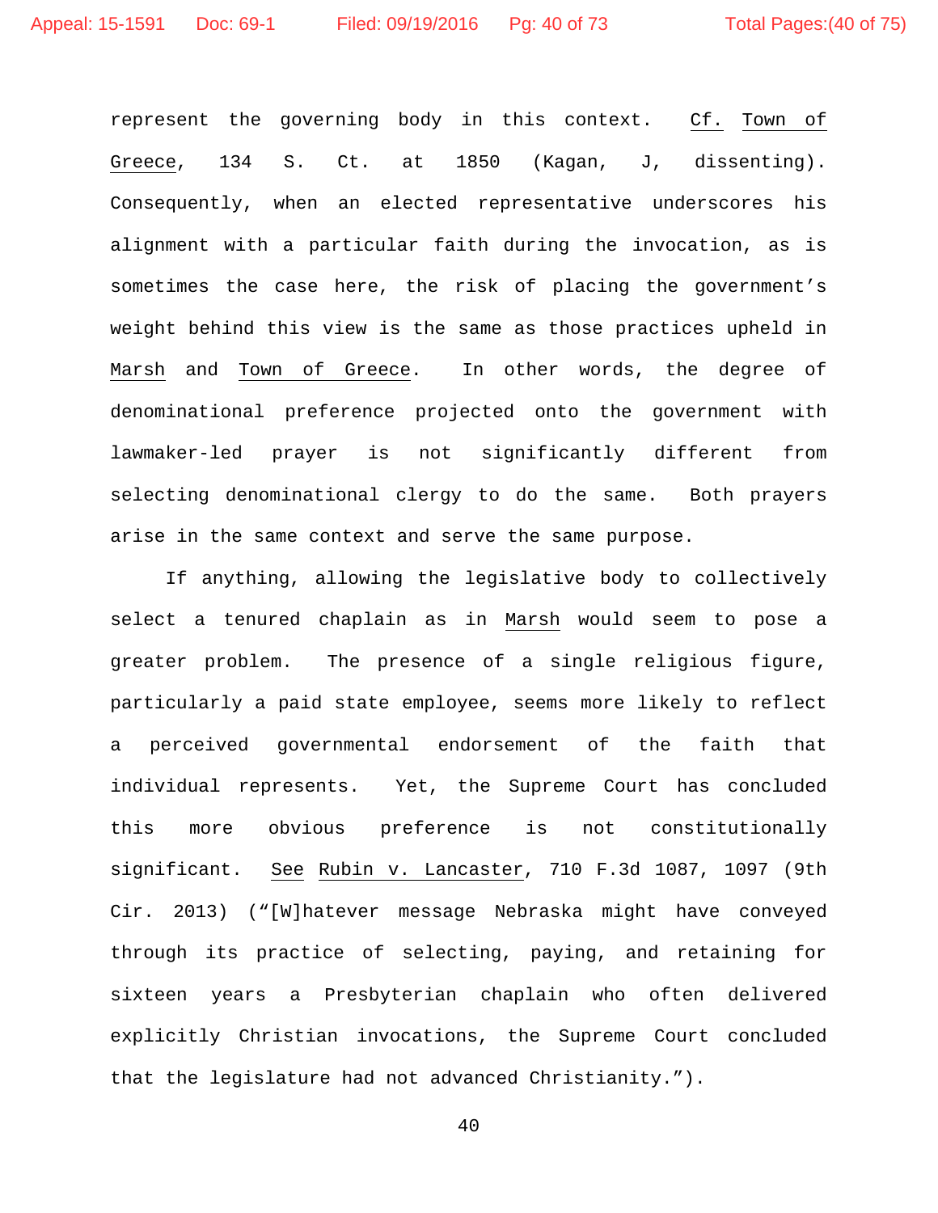represent the governing body in this context. Cf. Town of Greece, 134 S. Ct. at 1850 (Kagan, J, dissenting). Consequently, when an elected representative underscores his alignment with a particular faith during the invocation, as is sometimes the case here, the risk of placing the government's weight behind this view is the same as those practices upheld in Marsh and Town of Greece. In other words, the degree of denominational preference projected onto the government with lawmaker-led prayer is not significantly different from selecting denominational clergy to do the same. Both prayers arise in the same context and serve the same purpose.

If anything, allowing the legislative body to collectively select a tenured chaplain as in Marsh would seem to pose a greater problem. The presence of a single religious figure, particularly a paid state employee, seems more likely to reflect a perceived governmental endorsement of the faith that individual represents. Yet, the Supreme Court has concluded this more obvious preference is not constitutionally significant. See Rubin v. Lancaster, 710 F.3d 1087, 1097 (9th Cir. 2013) ("[W]hatever message Nebraska might have conveyed through its practice of selecting, paying, and retaining for sixteen years a Presbyterian chaplain who often delivered explicitly Christian invocations, the Supreme Court concluded that the legislature had not advanced Christianity.").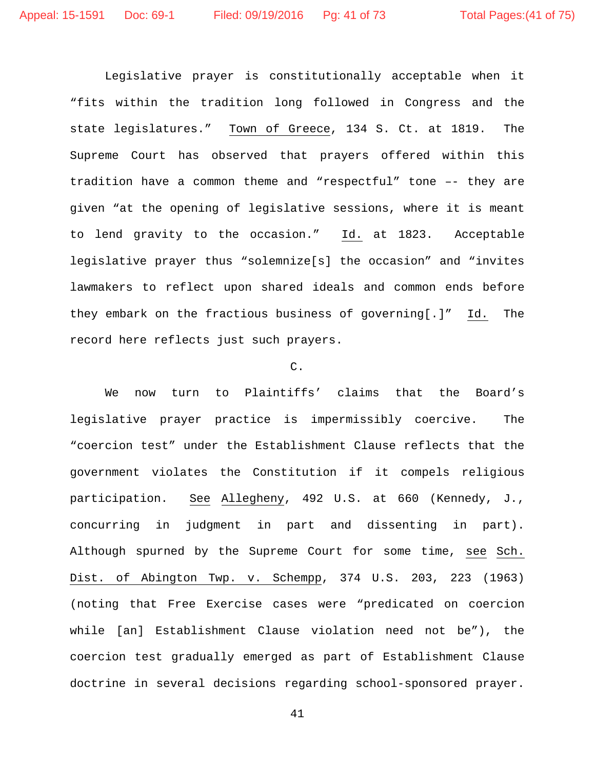Legislative prayer is constitutionally acceptable when it "fits within the tradition long followed in Congress and the state legislatures." Town of Greece, 134 S. Ct. at 1819. The Supreme Court has observed that prayers offered within this tradition have a common theme and "respectful" tone –- they are given "at the opening of legislative sessions, where it is meant to lend gravity to the occasion." Id. at 1823. Acceptable legislative prayer thus "solemnize[s] the occasion" and "invites lawmakers to reflect upon shared ideals and common ends before they embark on the fractious business of governing[.]" Id. The record here reflects just such prayers.

C.

We now turn to Plaintiffs' claims that the Board's legislative prayer practice is impermissibly coercive. The "coercion test" under the Establishment Clause reflects that the government violates the Constitution if it compels religious participation. See Allegheny, 492 U.S. at 660 (Kennedy, J., concurring in judgment in part and dissenting in part). Although spurned by the Supreme Court for some time, see Sch. Dist. of Abington Twp. v. Schempp, 374 U.S. 203, 223 (1963) (noting that Free Exercise cases were "predicated on coercion while [an] Establishment Clause violation need not be"), the coercion test gradually emerged as part of Establishment Clause doctrine in several decisions regarding school-sponsored prayer.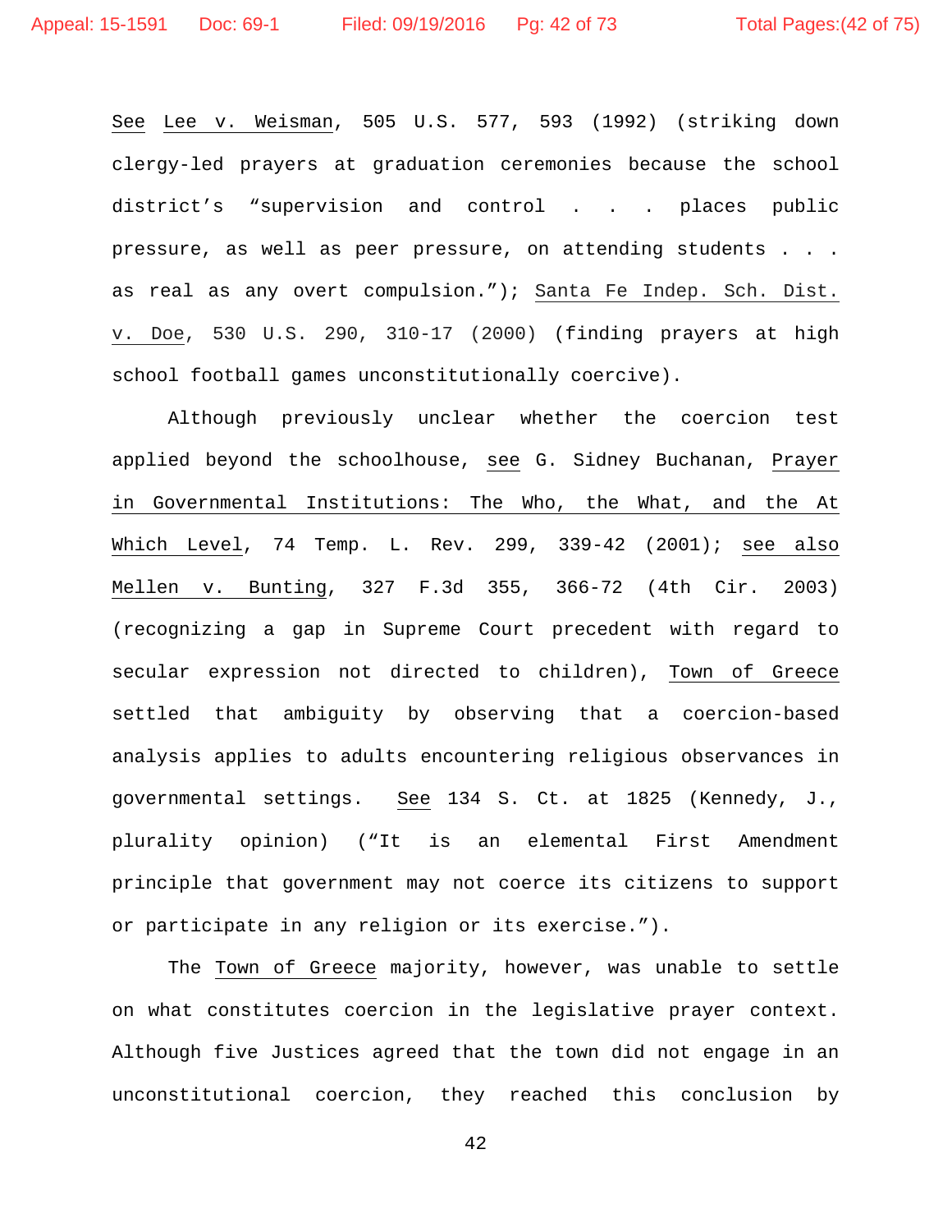See Lee v. Weisman, 505 U.S. 577, 593 (1992) (striking down clergy-led prayers at graduation ceremonies because the school district's "supervision and control . . . places public pressure, as well as peer pressure, on attending students . . . as real as any overt compulsion."); Santa Fe Indep. Sch. Dist. v. Doe, 530 U.S. 290, 310-17 (2000) (finding prayers at high school football games unconstitutionally coercive).

Although previously unclear whether the coercion test applied beyond the schoolhouse, see G. Sidney Buchanan, Prayer in Governmental Institutions: The Who, the What, and the At Which Level, 74 Temp. L. Rev. 299, 339-42 (2001); see also Mellen v. Bunting, 327 F.3d 355, 366-72 (4th Cir. 2003) (recognizing a gap in Supreme Court precedent with regard to secular expression not directed to children), Town of Greece settled that ambiguity by observing that a coercion-based analysis applies to adults encountering religious observances in governmental settings. See 134 S. Ct. at 1825 (Kennedy, J., plurality opinion) ("It is an elemental First Amendment principle that government may not coerce its citizens to support or participate in any religion or its exercise.").

The Town of Greece majority, however, was unable to settle on what constitutes coercion in the legislative prayer context. Although five Justices agreed that the town did not engage in an unconstitutional coercion, they reached this conclusion by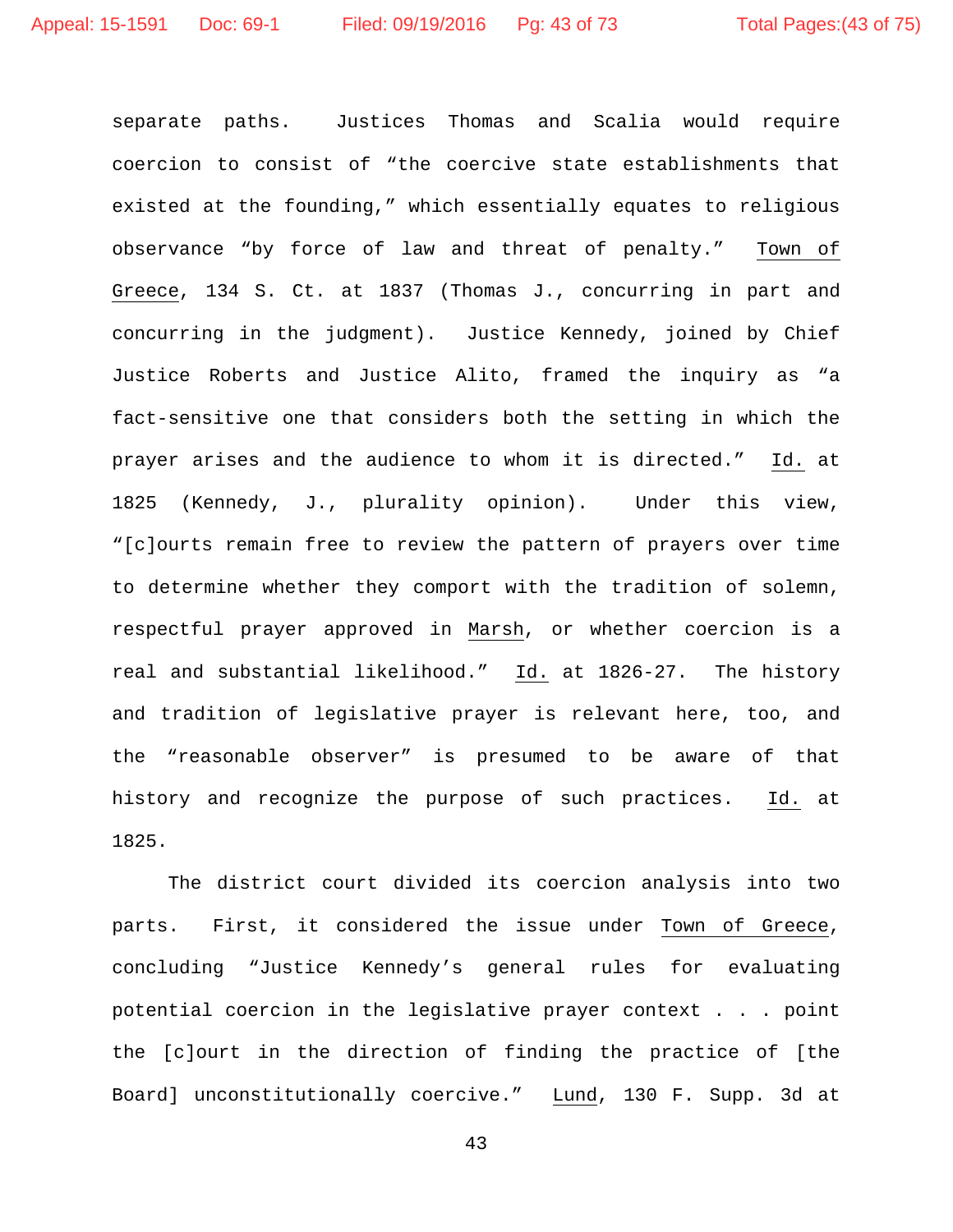separate paths. Justices Thomas and Scalia would require coercion to consist of "the coercive state establishments that existed at the founding," which essentially equates to religious observance "by force of law and threat of penalty." Town of Greece, 134 S. Ct. at 1837 (Thomas J., concurring in part and concurring in the judgment). Justice Kennedy, joined by Chief Justice Roberts and Justice Alito, framed the inquiry as "a fact-sensitive one that considers both the setting in which the prayer arises and the audience to whom it is directed." Id. at 1825 (Kennedy, J., plurality opinion). Under this view, "[c]ourts remain free to review the pattern of prayers over time to determine whether they comport with the tradition of solemn, respectful prayer approved in Marsh, or whether coercion is a real and substantial likelihood." Id. at 1826-27. The history and tradition of legislative prayer is relevant here, too, and the "reasonable observer" is presumed to be aware of that history and recognize the purpose of such practices. Id. at 1825.

The district court divided its coercion analysis into two parts. First, it considered the issue under Town of Greece, concluding "Justice Kennedy's general rules for evaluating potential coercion in the legislative prayer context . . . point the [c]ourt in the direction of finding the practice of [the Board] unconstitutionally coercive." Lund, 130 F. Supp. 3d at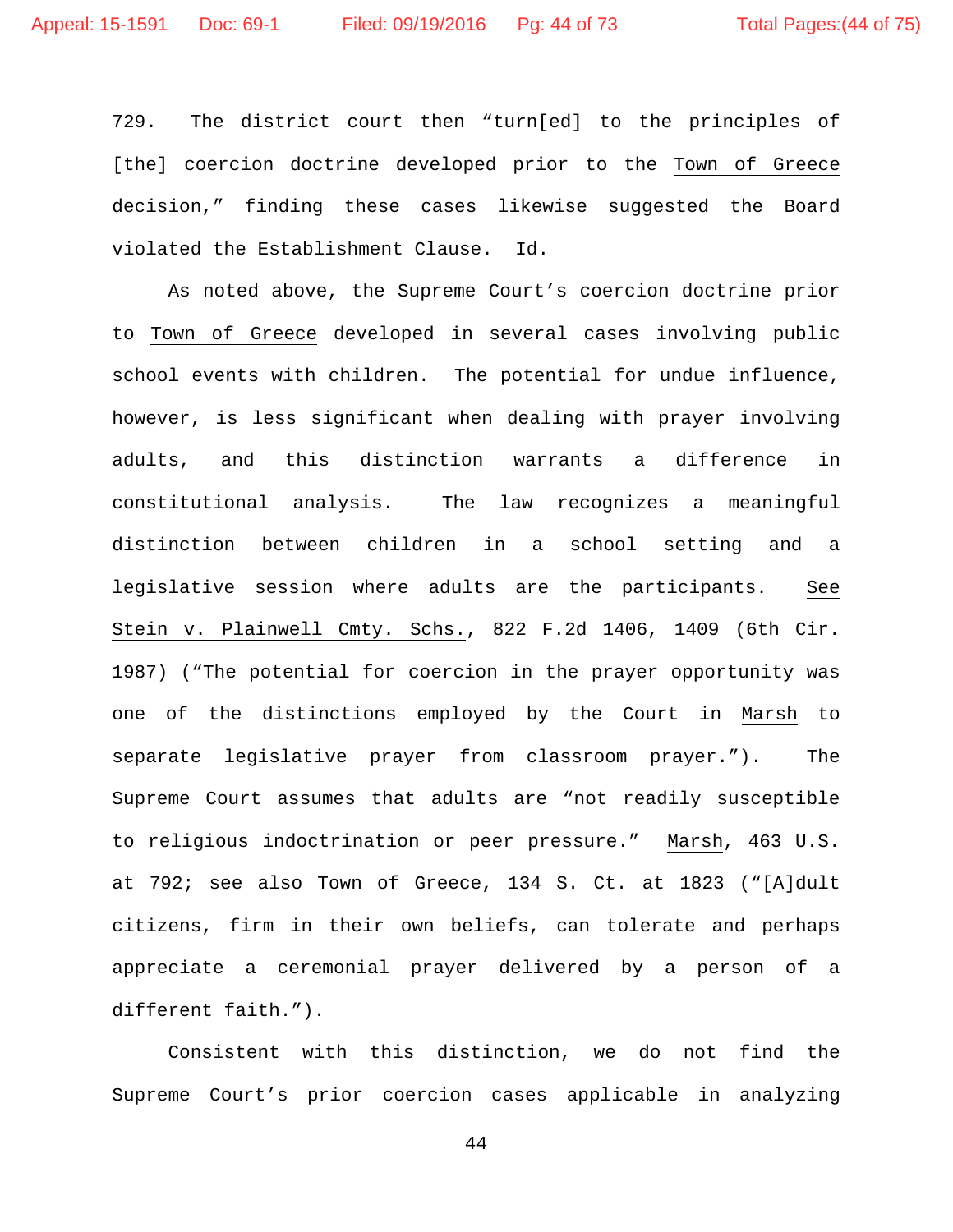729. The district court then "turn[ed] to the principles of [the] coercion doctrine developed prior to the Town of Greece decision," finding these cases likewise suggested the Board violated the Establishment Clause. Id.

As noted above, the Supreme Court's coercion doctrine prior to Town of Greece developed in several cases involving public school events with children. The potential for undue influence, however, is less significant when dealing with prayer involving adults, and this distinction warrants a difference in constitutional analysis. The law recognizes a meaningful distinction between children in a school setting and a legislative session where adults are the participants. See Stein v. Plainwell Cmty. Schs., 822 F.2d 1406, 1409 (6th Cir. 1987) ("The potential for coercion in the prayer opportunity was one of the distinctions employed by the Court in Marsh to separate legislative prayer from classroom prayer."). The Supreme Court assumes that adults are "not readily susceptible to religious indoctrination or peer pressure." Marsh, 463 U.S. at 792; see also Town of Greece, 134 S. Ct. at 1823 ("[A]dult citizens, firm in their own beliefs, can tolerate and perhaps appreciate a ceremonial prayer delivered by a person of a different faith.").

Consistent with this distinction, we do not find the Supreme Court's prior coercion cases applicable in analyzing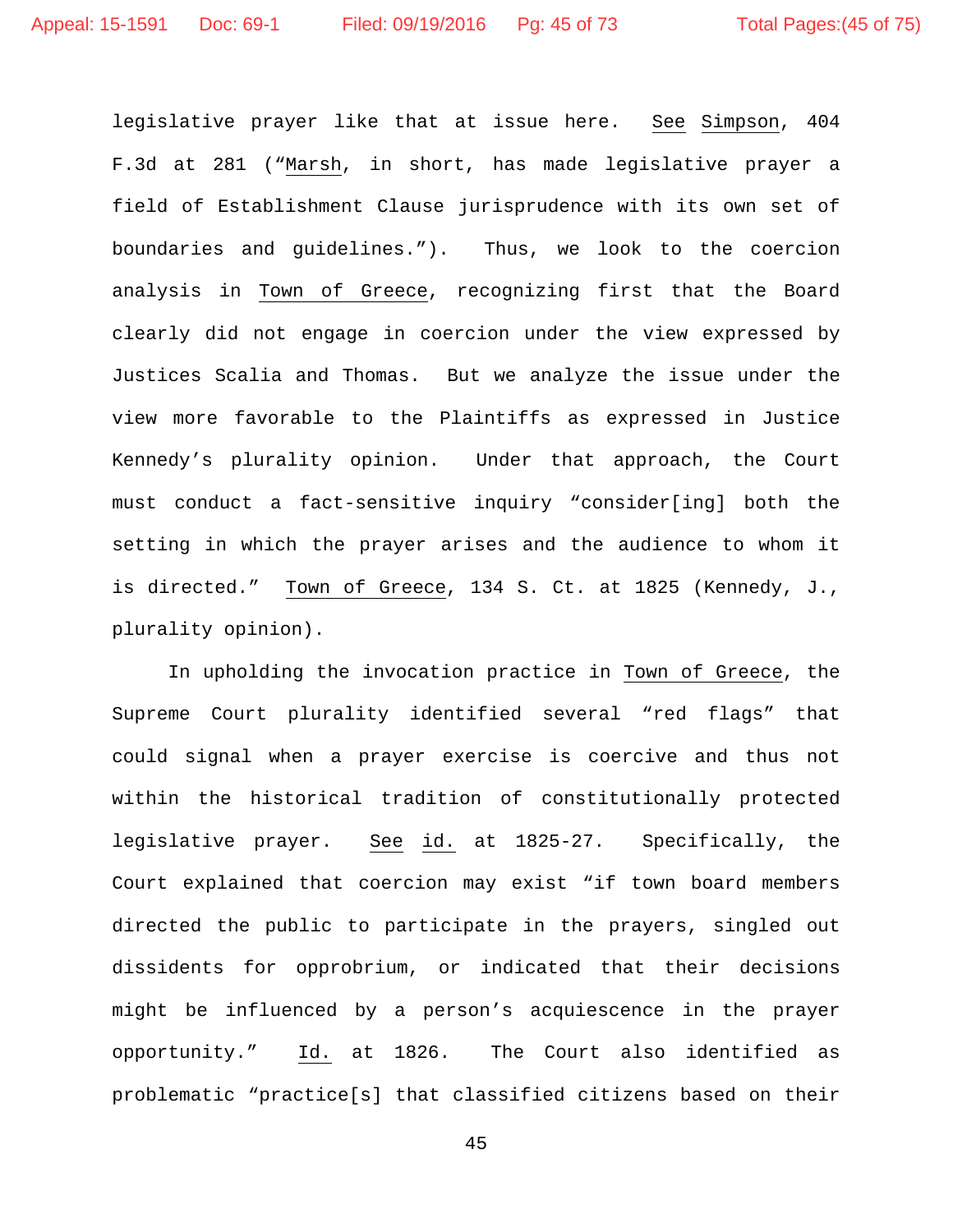legislative prayer like that at issue here. See Simpson, 404 F.3d at 281 ("Marsh, in short, has made legislative prayer a field of Establishment Clause jurisprudence with its own set of boundaries and guidelines."). Thus, we look to the coercion analysis in Town of Greece, recognizing first that the Board clearly did not engage in coercion under the view expressed by Justices Scalia and Thomas. But we analyze the issue under the view more favorable to the Plaintiffs as expressed in Justice Kennedy's plurality opinion. Under that approach, the Court must conduct a fact-sensitive inquiry "consider[ing] both the setting in which the prayer arises and the audience to whom it is directed." Town of Greece, 134 S. Ct. at 1825 (Kennedy, J., plurality opinion).

In upholding the invocation practice in Town of Greece, the Supreme Court plurality identified several "red flags" that could signal when a prayer exercise is coercive and thus not within the historical tradition of constitutionally protected legislative prayer. See id. at 1825-27. Specifically, the Court explained that coercion may exist "if town board members directed the public to participate in the prayers, singled out dissidents for opprobrium, or indicated that their decisions might be influenced by a person's acquiescence in the prayer opportunity." Id. at 1826. The Court also identified as problematic "practice[s] that classified citizens based on their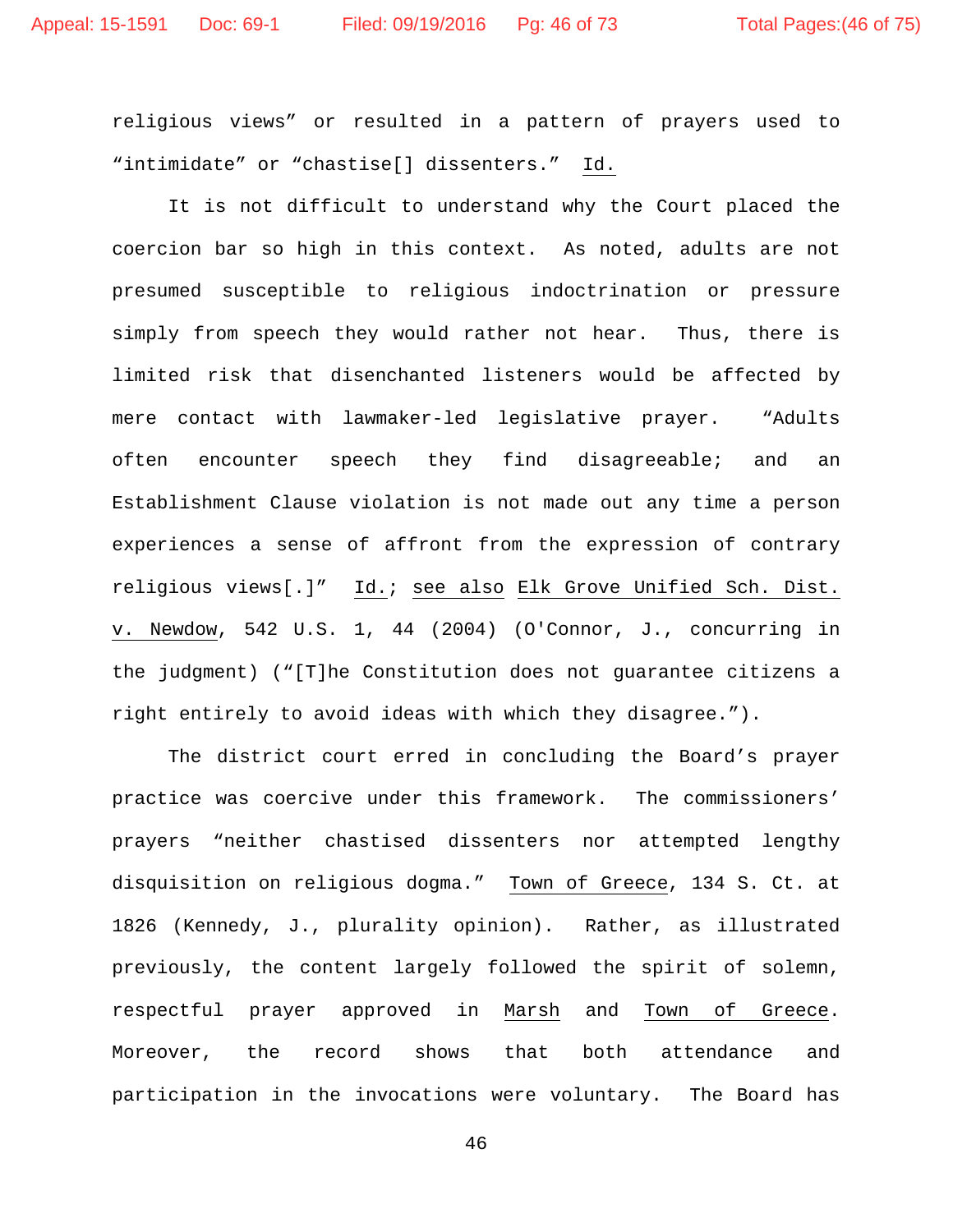religious views" or resulted in a pattern of prayers used to "intimidate" or "chastise[] dissenters." Id.

It is not difficult to understand why the Court placed the coercion bar so high in this context. As noted, adults are not presumed susceptible to religious indoctrination or pressure simply from speech they would rather not hear. Thus, there is limited risk that disenchanted listeners would be affected by mere contact with lawmaker-led legislative prayer. "Adults often encounter speech they find disagreeable; and an Establishment Clause violation is not made out any time a person experiences a sense of affront from the expression of contrary religious views[.]" Id.; see also Elk Grove Unified Sch. Dist. v. Newdow, 542 U.S. 1, 44 (2004) (O'Connor, J., concurring in the judgment) ("[T]he Constitution does not guarantee citizens a right entirely to avoid ideas with which they disagree.").

The district court erred in concluding the Board's prayer practice was coercive under this framework. The commissioners' prayers "neither chastised dissenters nor attempted lengthy disquisition on religious dogma." Town of Greece, 134 S. Ct. at 1826 (Kennedy, J., plurality opinion). Rather, as illustrated previously, the content largely followed the spirit of solemn, respectful prayer approved in Marsh and Town of Greece. Moreover, the record shows that both attendance and participation in the invocations were voluntary. The Board has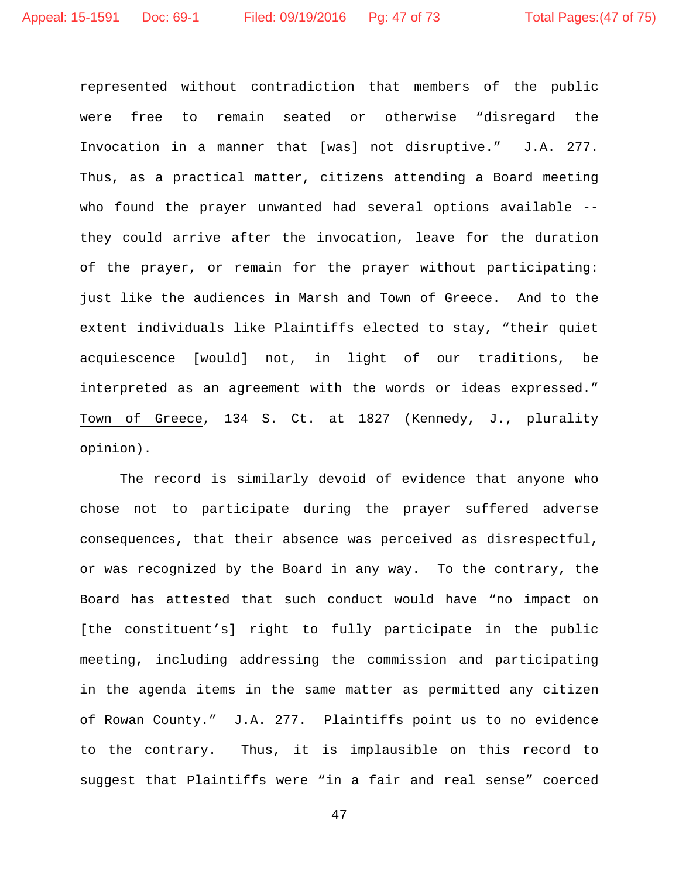represented without contradiction that members of the public were free to remain seated or otherwise "disregard the Invocation in a manner that [was] not disruptive." J.A. 277. Thus, as a practical matter, citizens attending a Board meeting who found the prayer unwanted had several options available -- they could arrive after the invocation, leave for the duration of the prayer, or remain for the prayer without participating: just like the audiences in Marsh and Town of Greece. And to the extent individuals like Plaintiffs elected to stay, "their quiet acquiescence [would] not, in light of our traditions, be interpreted as an agreement with the words or ideas expressed." Town of Greece, 134 S. Ct. at 1827 (Kennedy, J., plurality opinion).

The record is similarly devoid of evidence that anyone who chose not to participate during the prayer suffered adverse consequences, that their absence was perceived as disrespectful, or was recognized by the Board in any way. To the contrary, the Board has attested that such conduct would have "no impact on [the constituent's] right to fully participate in the public meeting, including addressing the commission and participating in the agenda items in the same matter as permitted any citizen of Rowan County." J.A. 277. Plaintiffs point us to no evidence to the contrary. Thus, it is implausible on this record to suggest that Plaintiffs were "in a fair and real sense" coerced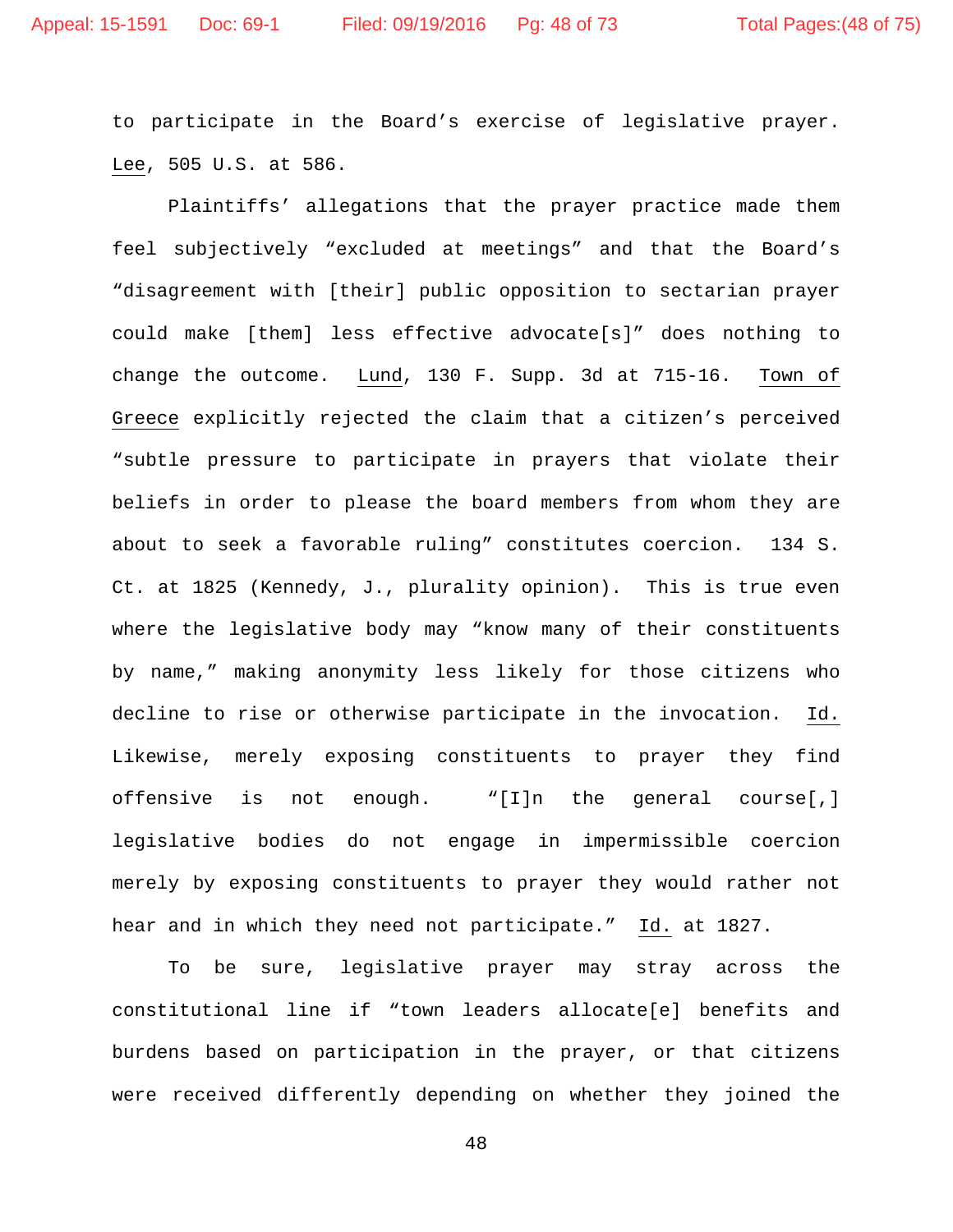to participate in the Board's exercise of legislative prayer. Lee, 505 U.S. at 586.

Plaintiffs' allegations that the prayer practice made them feel subjectively "excluded at meetings" and that the Board's "disagreement with [their] public opposition to sectarian prayer could make [them] less effective advocate[s]" does nothing to change the outcome. Lund, 130 F. Supp. 3d at 715-16. Town of Greece explicitly rejected the claim that a citizen's perceived "subtle pressure to participate in prayers that violate their beliefs in order to please the board members from whom they are about to seek a favorable ruling" constitutes coercion. 134 S. Ct. at 1825 (Kennedy, J., plurality opinion). This is true even where the legislative body may "know many of their constituents by name," making anonymity less likely for those citizens who decline to rise or otherwise participate in the invocation. Id. Likewise, merely exposing constituents to prayer they find offensive is not enough. "[I]n the general course[,] legislative bodies do not engage in impermissible coercion merely by exposing constituents to prayer they would rather not hear and in which they need not participate." Id. at 1827.

To be sure, legislative prayer may stray across the constitutional line if "town leaders allocate[e] benefits and burdens based on participation in the prayer, or that citizens were received differently depending on whether they joined the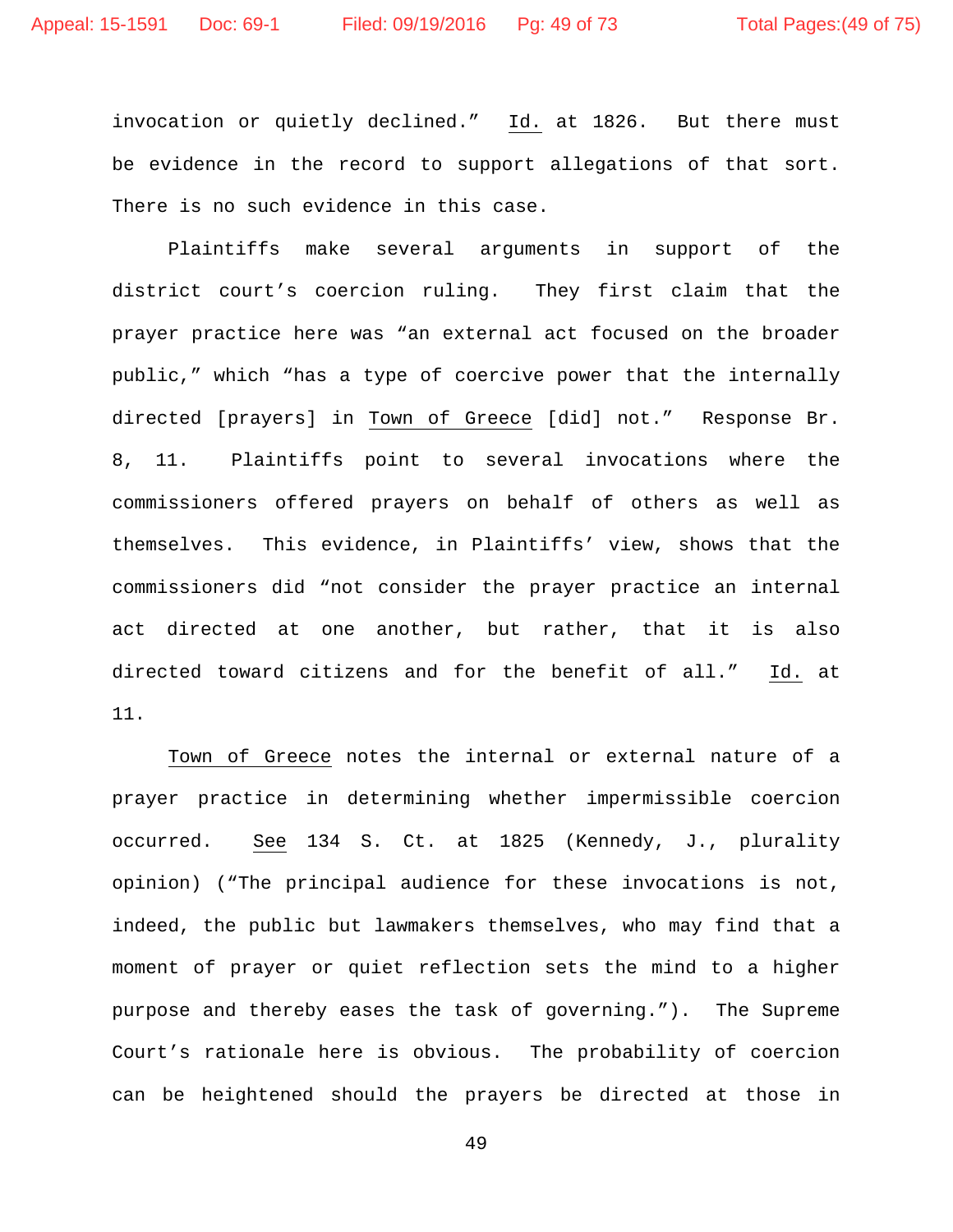invocation or quietly declined." Id. at 1826. But there must be evidence in the record to support allegations of that sort. There is no such evidence in this case.

Plaintiffs make several arguments in support of the district court's coercion ruling. They first claim that the prayer practice here was "an external act focused on the broader public," which "has a type of coercive power that the internally directed [prayers] in Town of Greece [did] not." Response Br. 8, 11. Plaintiffs point to several invocations where the commissioners offered prayers on behalf of others as well as themselves. This evidence, in Plaintiffs' view, shows that the commissioners did "not consider the prayer practice an internal act directed at one another, but rather, that it is also directed toward citizens and for the benefit of all." Id. at 11.

Town of Greece notes the internal or external nature of a prayer practice in determining whether impermissible coercion occurred. See 134 S. Ct. at 1825 (Kennedy, J., plurality opinion) ("The principal audience for these invocations is not, indeed, the public but lawmakers themselves, who may find that a moment of prayer or quiet reflection sets the mind to a higher purpose and thereby eases the task of governing."). The Supreme Court's rationale here is obvious. The probability of coercion can be heightened should the prayers be directed at those in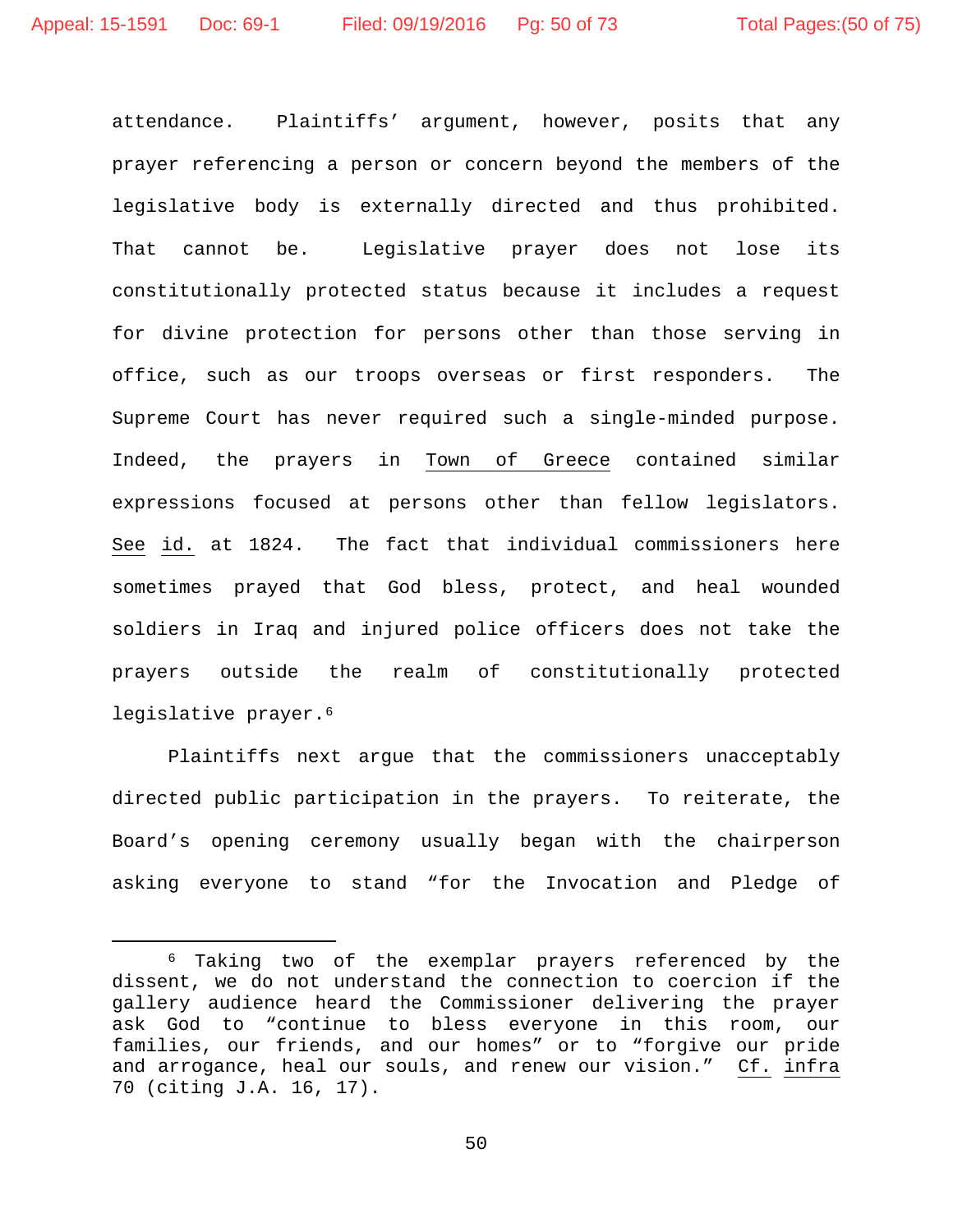attendance. Plaintiffs' argument, however, posits that any prayer referencing a person or concern beyond the members of the legislative body is externally directed and thus prohibited. That cannot be. Legislative prayer does not lose its constitutionally protected status because it includes a request for divine protection for persons other than those serving in office, such as our troops overseas or first responders. The Supreme Court has never required such a single-minded purpose. Indeed, the prayers in Town of Greece contained similar expressions focused at persons other than fellow legislators. See id. at 1824. The fact that individual commissioners here sometimes prayed that God bless, protect, and heal wounded soldiers in Iraq and injured police officers does not take the prayers outside the realm of constitutionally protected legislative prayer.[6]

Plaintiffs next argue that the commissioners unacceptably directed public participation in the prayers. To reiterate, the Board's opening ceremony usually began with the chairperson asking everyone to stand "for the Invocation and Pledge of

---

[6] Taking two of the exemplar prayers referenced by the dissent, we do not understand the connection to coercion if the gallery audience heard the Commissioner delivering the prayer ask God to "continue to bless everyone in this room, our families, our friends, and our homes" or to "forgive our pride and arrogance, heal our souls, and renew our vision." Cf. infra 70 (citing J.A. 16, 17).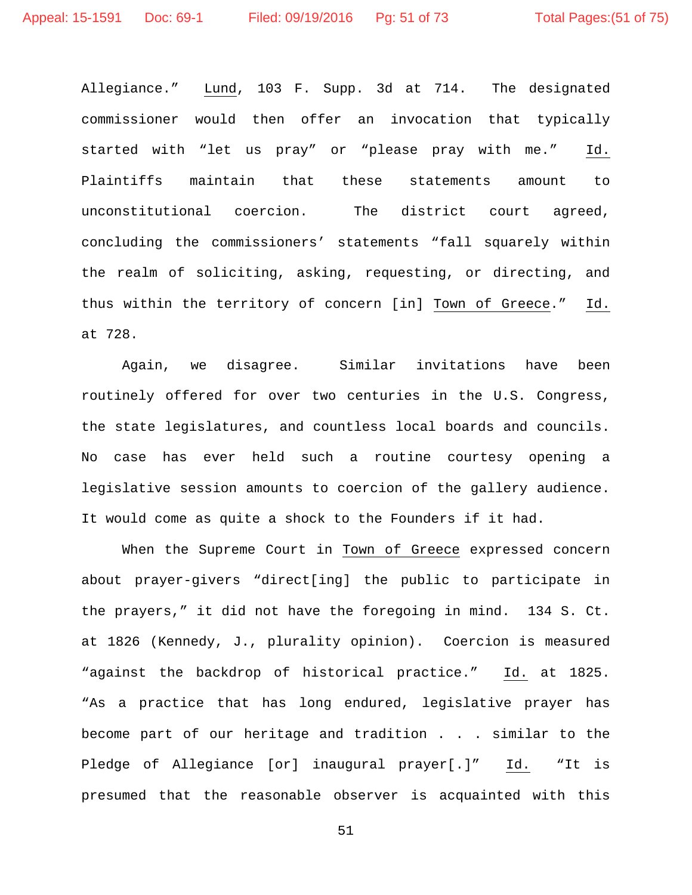Allegiance." Lund, 103 F. Supp. 3d at 714. The designated commissioner would then offer an invocation that typically started with "let us pray" or "please pray with me." Id. Plaintiffs maintain that these statements amount to unconstitutional coercion. The district court agreed, concluding the commissioners' statements "fall squarely within the realm of soliciting, asking, requesting, or directing, and thus within the territory of concern [in] Town of Greece." Id. at 728.

Again, we disagree. Similar invitations have been routinely offered for over two centuries in the U.S. Congress, the state legislatures, and countless local boards and councils. No case has ever held such a routine courtesy opening a legislative session amounts to coercion of the gallery audience. It would come as quite a shock to the Founders if it had.

When the Supreme Court in Town of Greece expressed concern about prayer-givers "direct[ing] the public to participate in the prayers," it did not have the foregoing in mind. 134 S. Ct. at 1826 (Kennedy, J., plurality opinion). Coercion is measured "against the backdrop of historical practice." Id. at 1825. "As a practice that has long endured, legislative prayer has become part of our heritage and tradition . . . similar to the Pledge of Allegiance [or] inaugural prayer[.]" Id. "It is presumed that the reasonable observer is acquainted with this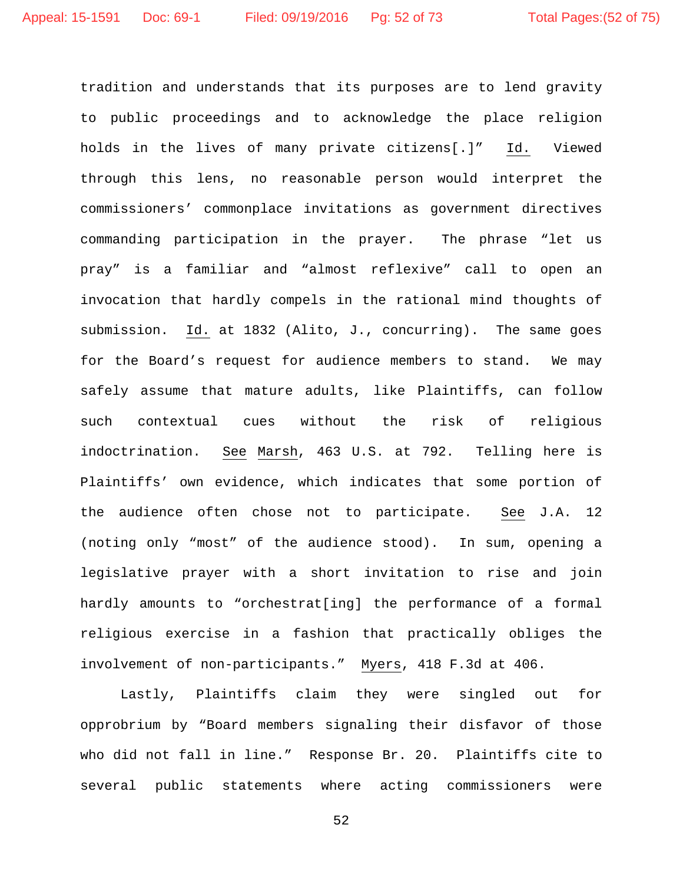tradition and understands that its purposes are to lend gravity to public proceedings and to acknowledge the place religion holds in the lives of many private citizens[.]" Id. Viewed through this lens, no reasonable person would interpret the commissioners' commonplace invitations as government directives commanding participation in the prayer. The phrase "let us pray" is a familiar and "almost reflexive" call to open an invocation that hardly compels in the rational mind thoughts of submission. Id. at 1832 (Alito, J., concurring). The same goes for the Board's request for audience members to stand. We may safely assume that mature adults, like Plaintiffs, can follow such contextual cues without the risk of religious indoctrination. See Marsh, 463 U.S. at 792. Telling here is Plaintiffs' own evidence, which indicates that some portion of the audience often chose not to participate. See J.A. 12 (noting only "most" of the audience stood). In sum, opening a legislative prayer with a short invitation to rise and join hardly amounts to "orchestrat[ing] the performance of a formal religious exercise in a fashion that practically obliges the involvement of non-participants." Myers, 418 F.3d at 406.

Lastly, Plaintiffs claim they were singled out for opprobrium by "Board members signaling their disfavor of those who did not fall in line." Response Br. 20. Plaintiffs cite to several public statements where acting commissioners were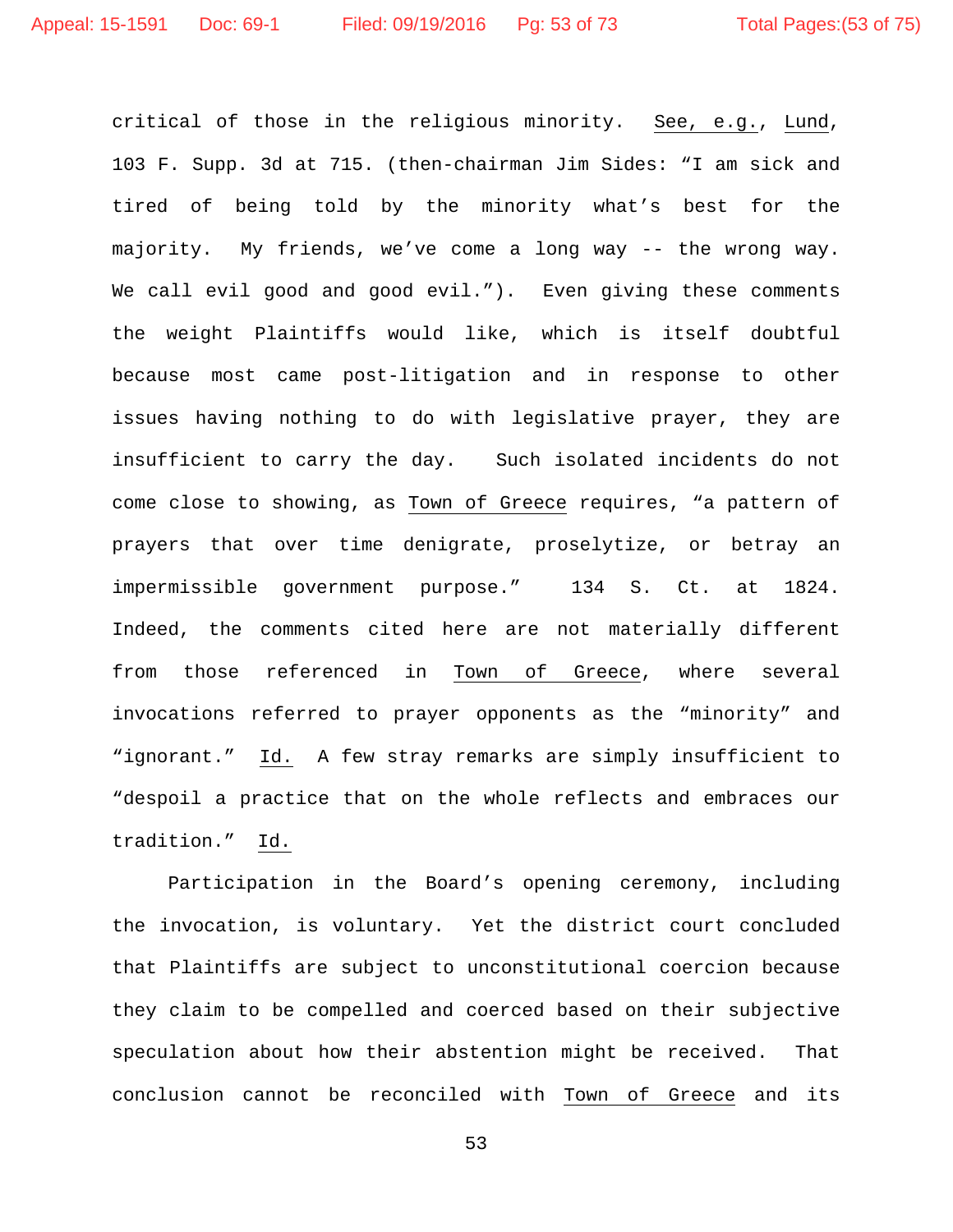critical of those in the religious minority. See, e.g., Lund, 103 F. Supp. 3d at 715. (then-chairman Jim Sides: "I am sick and tired of being told by the minority what's best for the majority. My friends, we've come a long way -- the wrong way. We call evil good and good evil."). Even giving these comments the weight Plaintiffs would like, which is itself doubtful because most came post-litigation and in response to other issues having nothing to do with legislative prayer, they are insufficient to carry the day. Such isolated incidents do not come close to showing, as Town of Greece requires, "a pattern of prayers that over time denigrate, proselytize, or betray an impermissible government purpose." 134 S. Ct. at 1824. Indeed, the comments cited here are not materially different from those referenced in Town of Greece, where several invocations referred to prayer opponents as the "minority" and "ignorant." Id. A few stray remarks are simply insufficient to "despoil a practice that on the whole reflects and embraces our tradition." Id.

Participation in the Board's opening ceremony, including the invocation, is voluntary. Yet the district court concluded that Plaintiffs are subject to unconstitutional coercion because they claim to be compelled and coerced based on their subjective speculation about how their abstention might be received. That conclusion cannot be reconciled with Town of Greece and its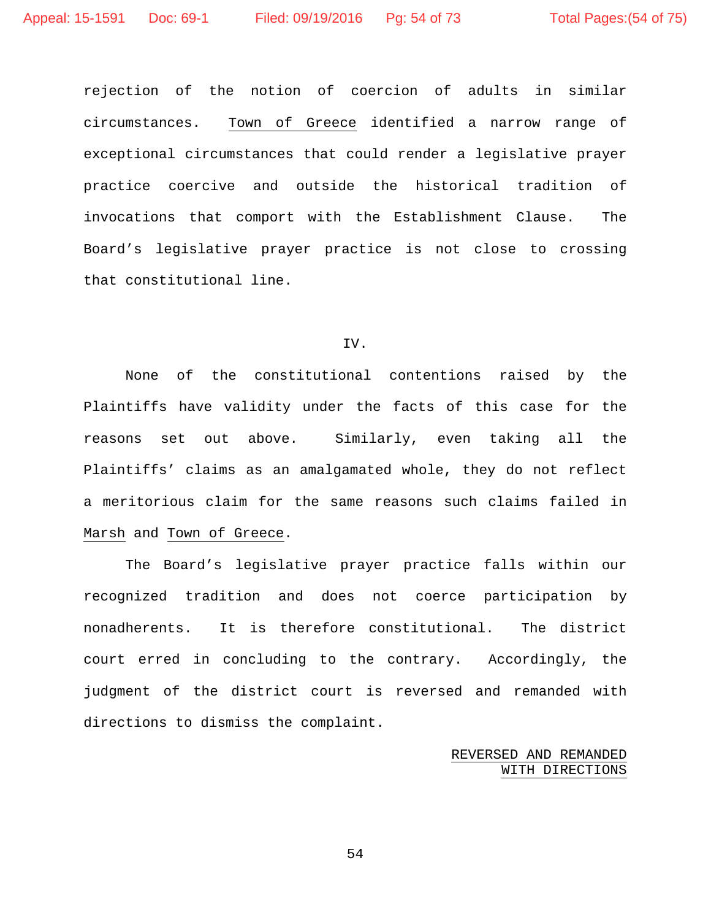rejection of the notion of coercion of adults in similar circumstances. Town of Greece identified a narrow range of exceptional circumstances that could render a legislative prayer practice coercive and outside the historical tradition of invocations that comport with the Establishment Clause. The Board's legislative prayer practice is not close to crossing that constitutional line.

## IV.

None of the constitutional contentions raised by the Plaintiffs have validity under the facts of this case for the reasons set out above. Similarly, even taking all the Plaintiffs' claims as an amalgamated whole, they do not reflect a meritorious claim for the same reasons such claims failed in Marsh and Town of Greece.

The Board's legislative prayer practice falls within our recognized tradition and does not coerce participation by nonadherents. It is therefore constitutional. The district court erred in concluding to the contrary. Accordingly, the judgment of the district court is reversed and remanded with directions to dismiss the complaint.

REVERSED AND REMANDED
WITH DIRECTIONS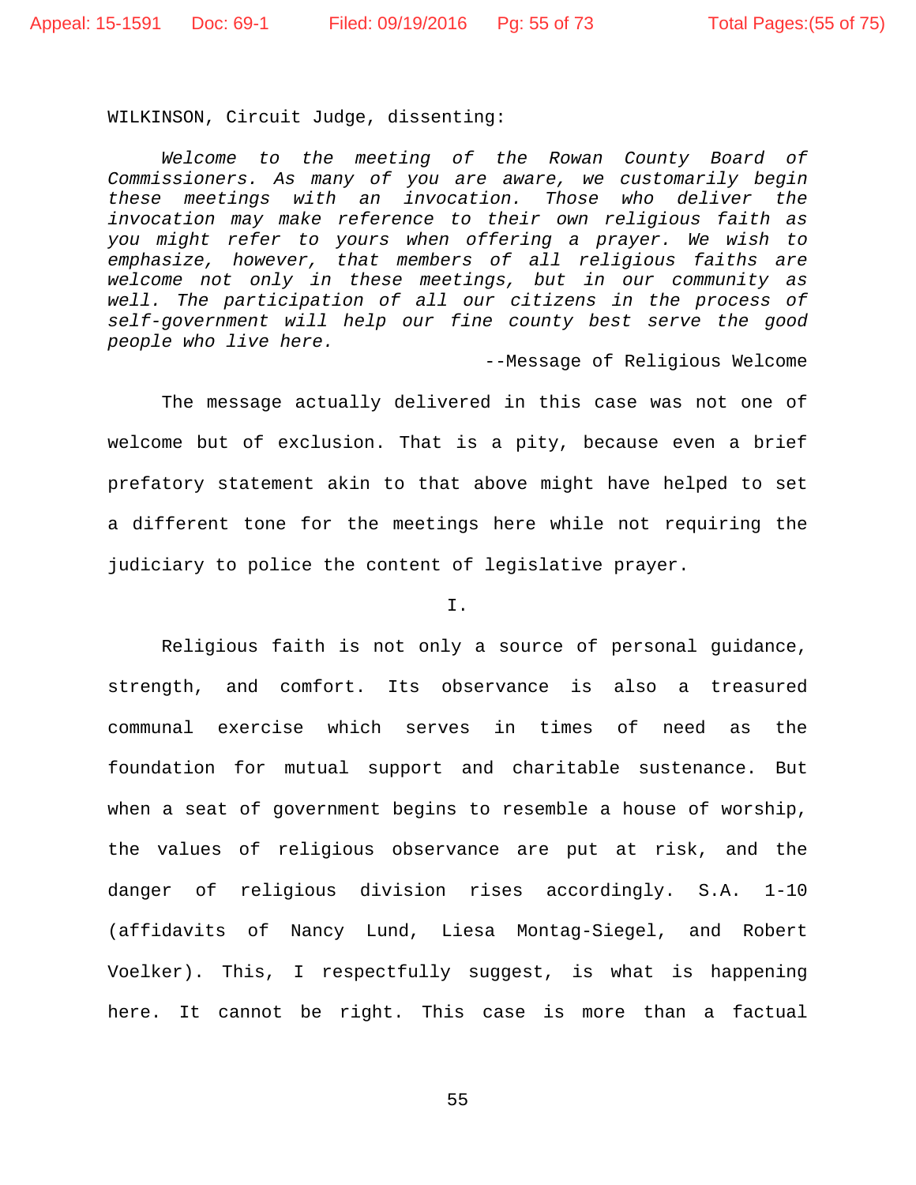WILKINSON, Circuit Judge, dissenting:

*Welcome to the meeting of the Rowan County Board of Commissioners. As many of you are aware, we customarily begin these meetings with an invocation. Those who deliver the invocation may make reference to their own religious faith as you might refer to yours when offering a prayer. We wish to emphasize, however, that members of all religious faiths are welcome not only in these meetings, but in our community as well. The participation of all our citizens in the process of self-government will help our fine county best serve the good people who live here.*

--Message of Religious Welcome

The message actually delivered in this case was not one of welcome but of exclusion. That is a pity, because even a brief prefatory statement akin to that above might have helped to set a different tone for the meetings here while not requiring the judiciary to police the content of legislative prayer.

I.

Religious faith is not only a source of personal guidance, strength, and comfort. Its observance is also a treasured communal exercise which serves in times of need as the foundation for mutual support and charitable sustenance. But when a seat of government begins to resemble a house of worship, the values of religious observance are put at risk, and the danger of religious division rises accordingly. S.A. 1-10 (affidavits of Nancy Lund, Liesa Montag-Siegel, and Robert Voelker). This, I respectfully suggest, is what is happening here. It cannot be right. This case is more than a factual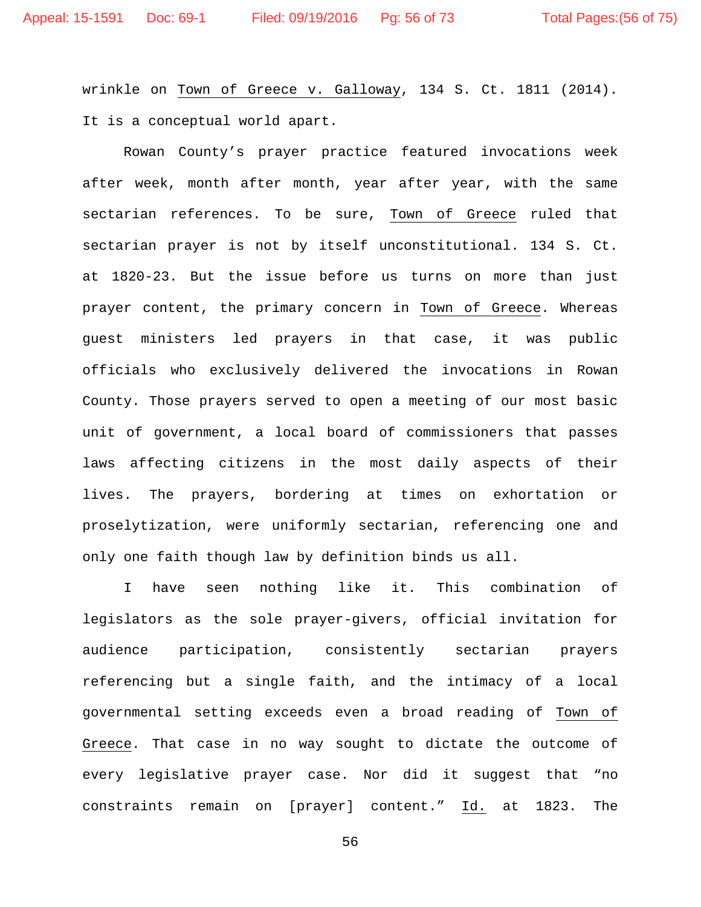wrinkle on Town of Greece v. Galloway, 134 S. Ct. 1811 (2014). It is a conceptual world apart.

Rowan County's prayer practice featured invocations week after week, month after month, year after year, with the same sectarian references. To be sure, Town of Greece ruled that sectarian prayer is not by itself unconstitutional. 134 S. Ct. at 1820-23. But the issue before us turns on more than just prayer content, the primary concern in Town of Greece. Whereas guest ministers led prayers in that case, it was public officials who exclusively delivered the invocations in Rowan County. Those prayers served to open a meeting of our most basic unit of government, a local board of commissioners that passes laws affecting citizens in the most daily aspects of their lives. The prayers, bordering at times on exhortation or proselytization, were uniformly sectarian, referencing one and only one faith though law by definition binds us all.

I have seen nothing like it. This combination of legislators as the sole prayer-givers, official invitation for audience participation, consistently sectarian prayers referencing but a single faith, and the intimacy of a local governmental setting exceeds even a broad reading of Town of Greece. That case in no way sought to dictate the outcome of every legislative prayer case. Nor did it suggest that "no constraints remain on [prayer] content." Id. at 1823. The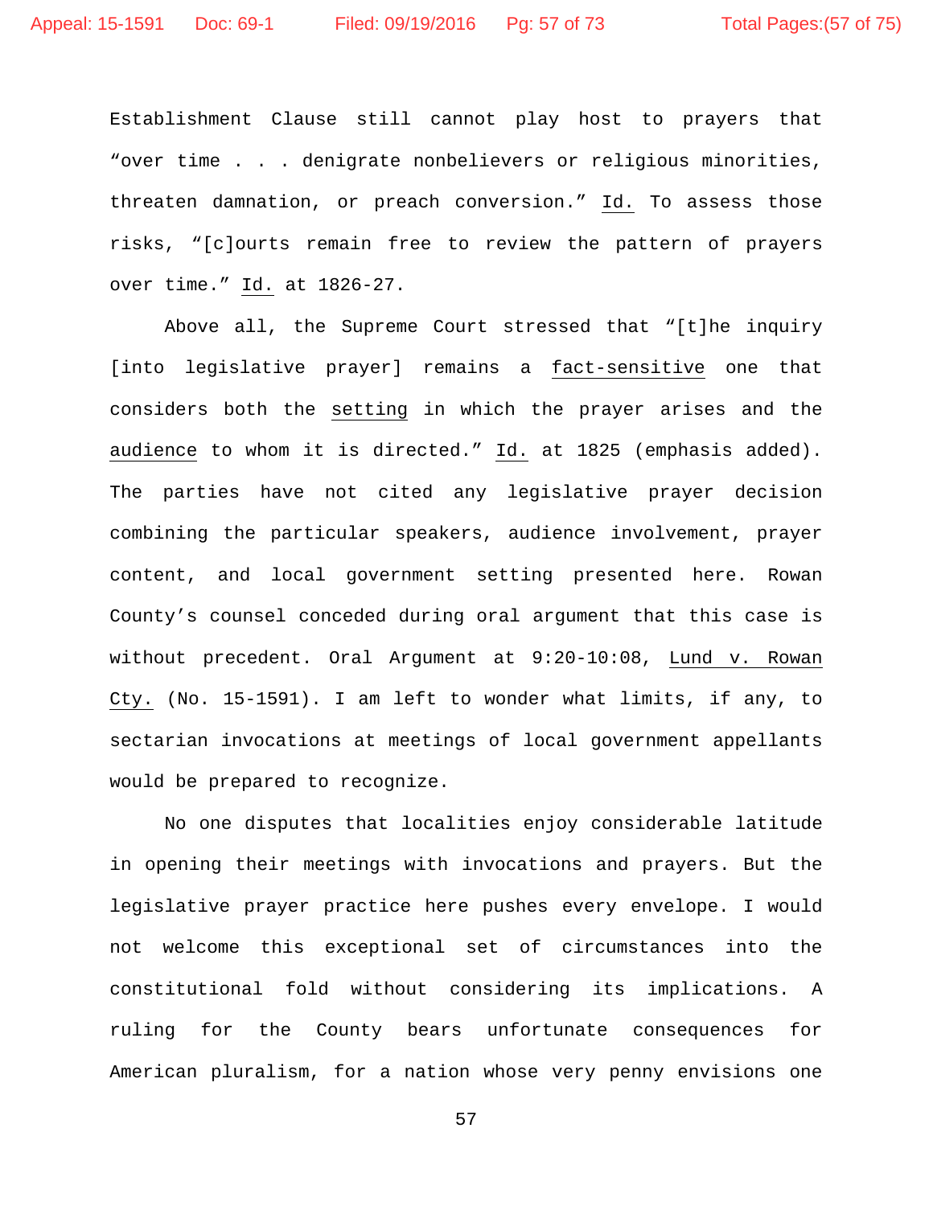Establishment Clause still cannot play host to prayers that "over time . . . denigrate nonbelievers or religious minorities, threaten damnation, or preach conversion." Id. To assess those risks, "[c]ourts remain free to review the pattern of prayers over time." Id. at 1826-27.

Above all, the Supreme Court stressed that "[t]he inquiry [into legislative prayer] remains a fact-sensitive one that considers both the setting in which the prayer arises and the audience to whom it is directed." Id. at 1825 (emphasis added). The parties have not cited any legislative prayer decision combining the particular speakers, audience involvement, prayer content, and local government setting presented here. Rowan County's counsel conceded during oral argument that this case is without precedent. Oral Argument at 9:20-10:08, Lund v. Rowan Cty. (No. 15-1591). I am left to wonder what limits, if any, to sectarian invocations at meetings of local government appellants would be prepared to recognize.

No one disputes that localities enjoy considerable latitude in opening their meetings with invocations and prayers. But the legislative prayer practice here pushes every envelope. I would not welcome this exceptional set of circumstances into the constitutional fold without considering its implications. A ruling for the County bears unfortunate consequences for American pluralism, for a nation whose very penny envisions one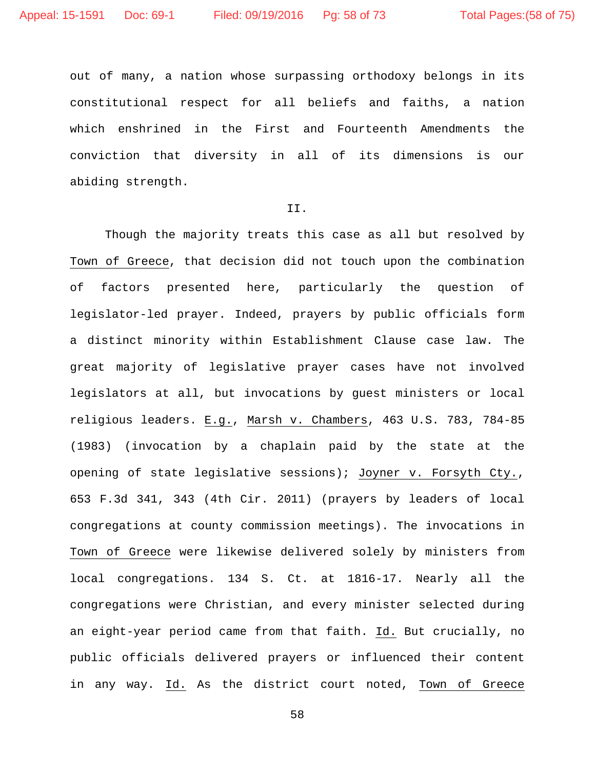out of many, a nation whose surpassing orthodoxy belongs in its constitutional respect for all beliefs and faiths, a nation which enshrined in the First and Fourteenth Amendments the conviction that diversity in all of its dimensions is our abiding strength.

II.

Though the majority treats this case as all but resolved by Town of Greece, that decision did not touch upon the combination of factors presented here, particularly the question of legislator-led prayer. Indeed, prayers by public officials form a distinct minority within Establishment Clause case law. The great majority of legislative prayer cases have not involved legislators at all, but invocations by guest ministers or local religious leaders. E.g., Marsh v. Chambers, 463 U.S. 783, 784-85 (1983) (invocation by a chaplain paid by the state at the opening of state legislative sessions); Joyner v. Forsyth Cty., 653 F.3d 341, 343 (4th Cir. 2011) (prayers by leaders of local congregations at county commission meetings). The invocations in Town of Greece were likewise delivered solely by ministers from local congregations. 134 S. Ct. at 1816-17. Nearly all the congregations were Christian, and every minister selected during an eight-year period came from that faith. Id. But crucially, no public officials delivered prayers or influenced their content in any way. Id. As the district court noted, Town of Greece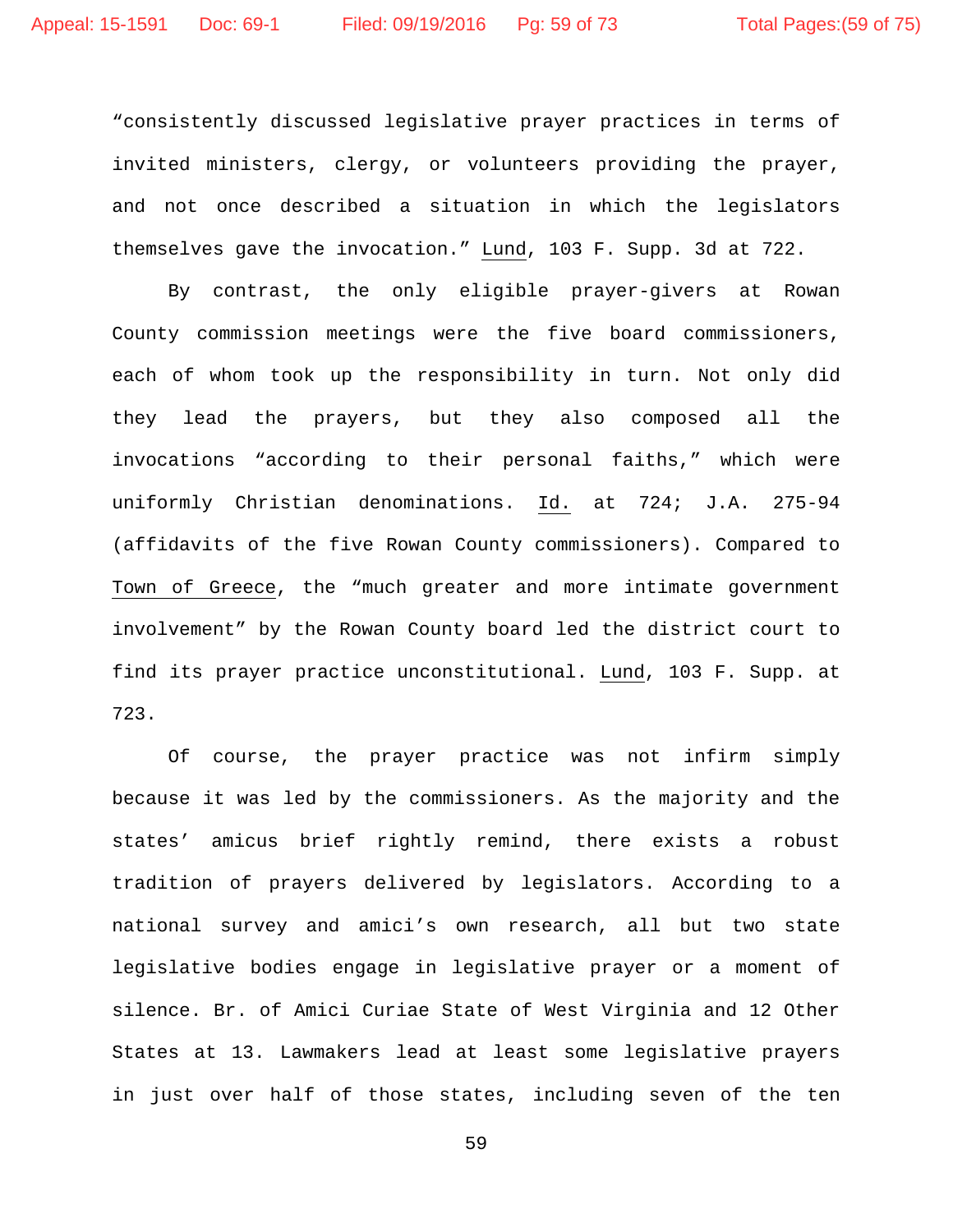"consistently discussed legislative prayer practices in terms of invited ministers, clergy, or volunteers providing the prayer, and not once described a situation in which the legislators themselves gave the invocation." Lund, 103 F. Supp. 3d at 722.

By contrast, the only eligible prayer-givers at Rowan County commission meetings were the five board commissioners, each of whom took up the responsibility in turn. Not only did they lead the prayers, but they also composed all the invocations "according to their personal faiths," which were uniformly Christian denominations. Id. at 724; J.A. 275-94 (affidavits of the five Rowan County commissioners). Compared to Town of Greece, the "much greater and more intimate government involvement" by the Rowan County board led the district court to find its prayer practice unconstitutional. Lund, 103 F. Supp. at 723.

Of course, the prayer practice was not infirm simply because it was led by the commissioners. As the majority and the states' amicus brief rightly remind, there exists a robust tradition of prayers delivered by legislators. According to a national survey and amici's own research, all but two state legislative bodies engage in legislative prayer or a moment of silence. Br. of Amici Curiae State of West Virginia and 12 Other States at 13. Lawmakers lead at least some legislative prayers in just over half of those states, including seven of the ten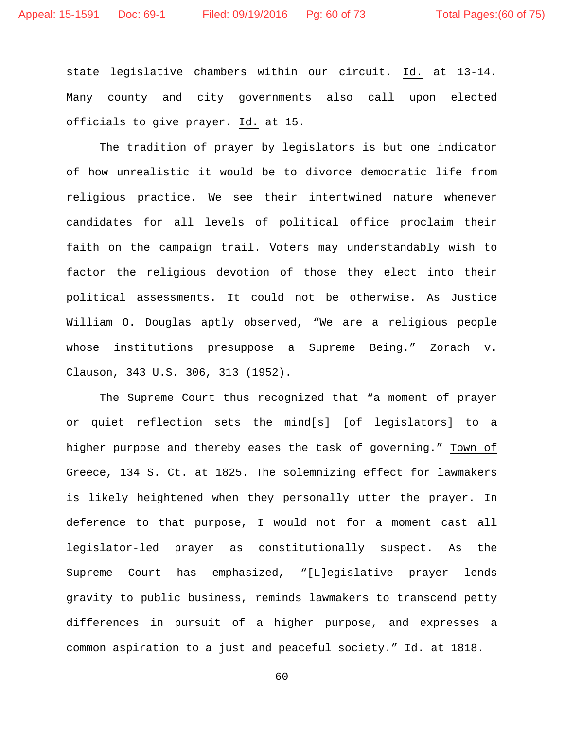state legislative chambers within our circuit. Id. at 13-14. Many county and city governments also call upon elected officials to give prayer. Id. at 15.

The tradition of prayer by legislators is but one indicator of how unrealistic it would be to divorce democratic life from religious practice. We see their intertwined nature whenever candidates for all levels of political office proclaim their faith on the campaign trail. Voters may understandably wish to factor the religious devotion of those they elect into their political assessments. It could not be otherwise. As Justice William O. Douglas aptly observed, "We are a religious people whose institutions presuppose a Supreme Being." Zorach v. Clauson, 343 U.S. 306, 313 (1952).

The Supreme Court thus recognized that "a moment of prayer or quiet reflection sets the mind[s] [of legislators] to a higher purpose and thereby eases the task of governing." Town of Greece, 134 S. Ct. at 1825. The solemnizing effect for lawmakers is likely heightened when they personally utter the prayer. In deference to that purpose, I would not for a moment cast all legislator-led prayer as constitutionally suspect. As the Supreme Court has emphasized, "[L]egislative prayer lends gravity to public business, reminds lawmakers to transcend petty differences in pursuit of a higher purpose, and expresses a common aspiration to a just and peaceful society." Id. at 1818.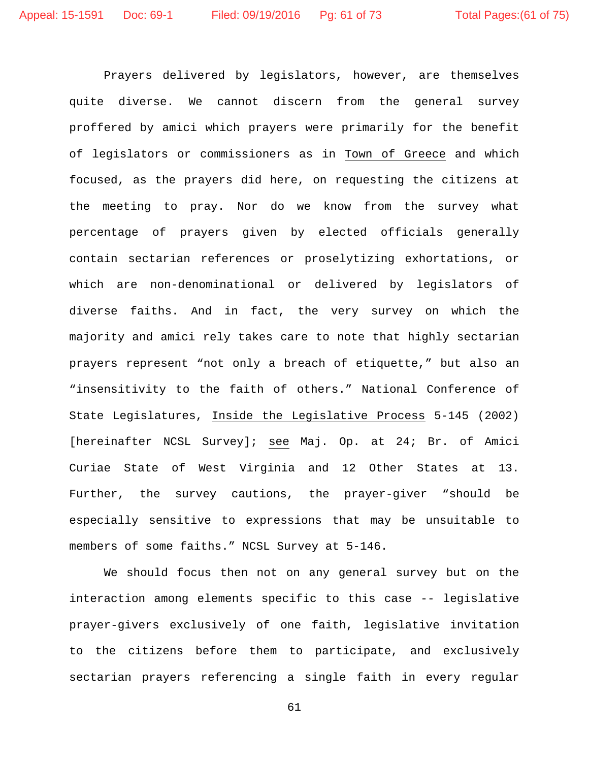Prayers delivered by legislators, however, are themselves quite diverse. We cannot discern from the general survey proffered by amici which prayers were primarily for the benefit of legislators or commissioners as in Town of Greece and which focused, as the prayers did here, on requesting the citizens at the meeting to pray. Nor do we know from the survey what percentage of prayers given by elected officials generally contain sectarian references or proselytizing exhortations, or which are non-denominational or delivered by legislators of diverse faiths. And in fact, the very survey on which the majority and amici rely takes care to note that highly sectarian prayers represent "not only a breach of etiquette," but also an "insensitivity to the faith of others." National Conference of State Legislatures, Inside the Legislative Process 5-145 (2002) [hereinafter NCSL Survey]; see Maj. Op. at 24; Br. of Amici Curiae State of West Virginia and 12 Other States at 13. Further, the survey cautions, the prayer-giver "should be especially sensitive to expressions that may be unsuitable to members of some faiths." NCSL Survey at 5-146.

We should focus then not on any general survey but on the interaction among elements specific to this case -- legislative prayer-givers exclusively of one faith, legislative invitation to the citizens before them to participate, and exclusively sectarian prayers referencing a single faith in every regular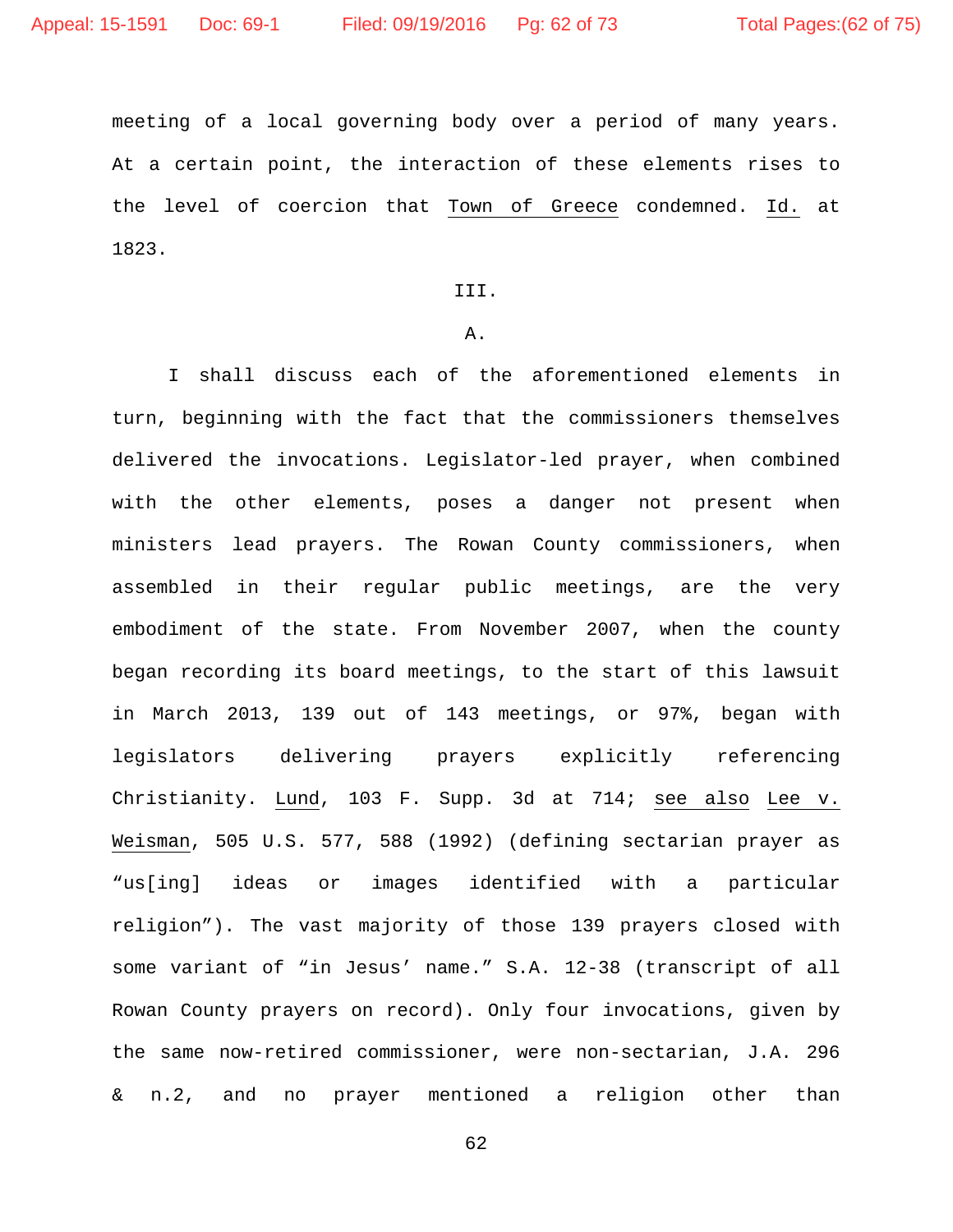meeting of a local governing body over a period of many years. At a certain point, the interaction of these elements rises to the level of coercion that Town of Greece condemned. Id. at 1823.

III.

A.

I shall discuss each of the aforementioned elements in turn, beginning with the fact that the commissioners themselves delivered the invocations. Legislator-led prayer, when combined with the other elements, poses a danger not present when ministers lead prayers. The Rowan County commissioners, when assembled in their regular public meetings, are the very embodiment of the state. From November 2007, when the county began recording its board meetings, to the start of this lawsuit in March 2013, 139 out of 143 meetings, or 97%, began with legislators delivering prayers explicitly referencing Christianity. Lund, 103 F. Supp. 3d at 714; see also Lee v. Weisman, 505 U.S. 577, 588 (1992) (defining sectarian prayer as "us[ing] ideas or images identified with a particular religion"). The vast majority of those 139 prayers closed with some variant of "in Jesus' name." S.A. 12-38 (transcript of all Rowan County prayers on record). Only four invocations, given by the same now-retired commissioner, were non-sectarian, J.A. 296 & n.2, and no prayer mentioned a religion other than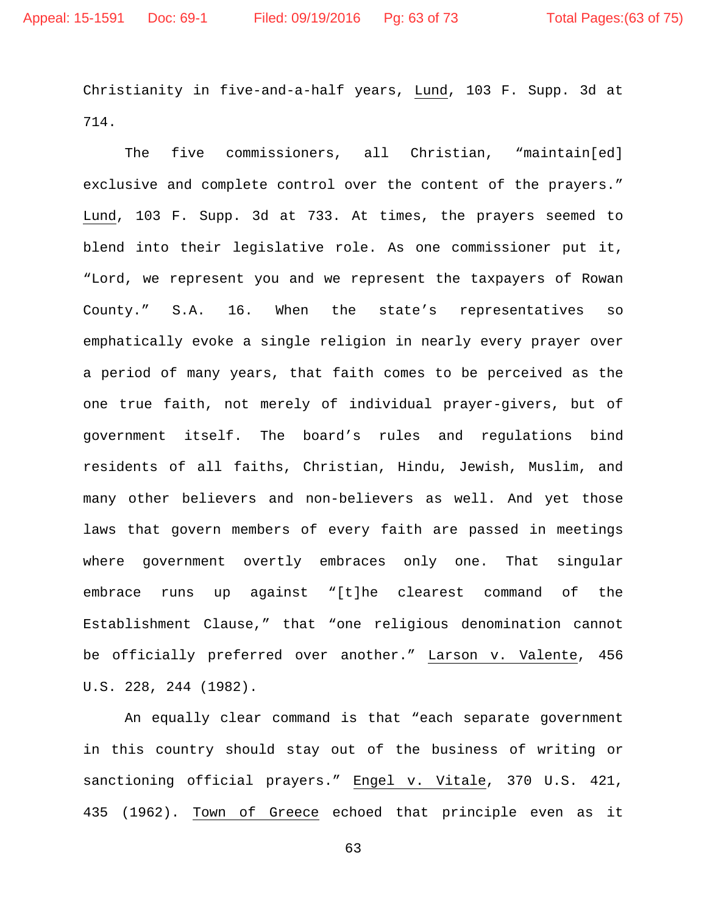Christianity in five-and-a-half years, Lund, 103 F. Supp. 3d at 714.

The five commissioners, all Christian, "maintain[ed] exclusive and complete control over the content of the prayers." Lund, 103 F. Supp. 3d at 733. At times, the prayers seemed to blend into their legislative role. As one commissioner put it, "Lord, we represent you and we represent the taxpayers of Rowan County." S.A. 16. When the state's representatives so emphatically evoke a single religion in nearly every prayer over a period of many years, that faith comes to be perceived as the one true faith, not merely of individual prayer-givers, but of government itself. The board's rules and regulations bind residents of all faiths, Christian, Hindu, Jewish, Muslim, and many other believers and non-believers as well. And yet those laws that govern members of every faith are passed in meetings where government overtly embraces only one. That singular embrace runs up against "[t]he clearest command of the Establishment Clause," that "one religious denomination cannot be officially preferred over another." Larson v. Valente, 456 U.S. 228, 244 (1982).

An equally clear command is that "each separate government in this country should stay out of the business of writing or sanctioning official prayers." Engel v. Vitale, 370 U.S. 421, 435 (1962). Town of Greece echoed that principle even as it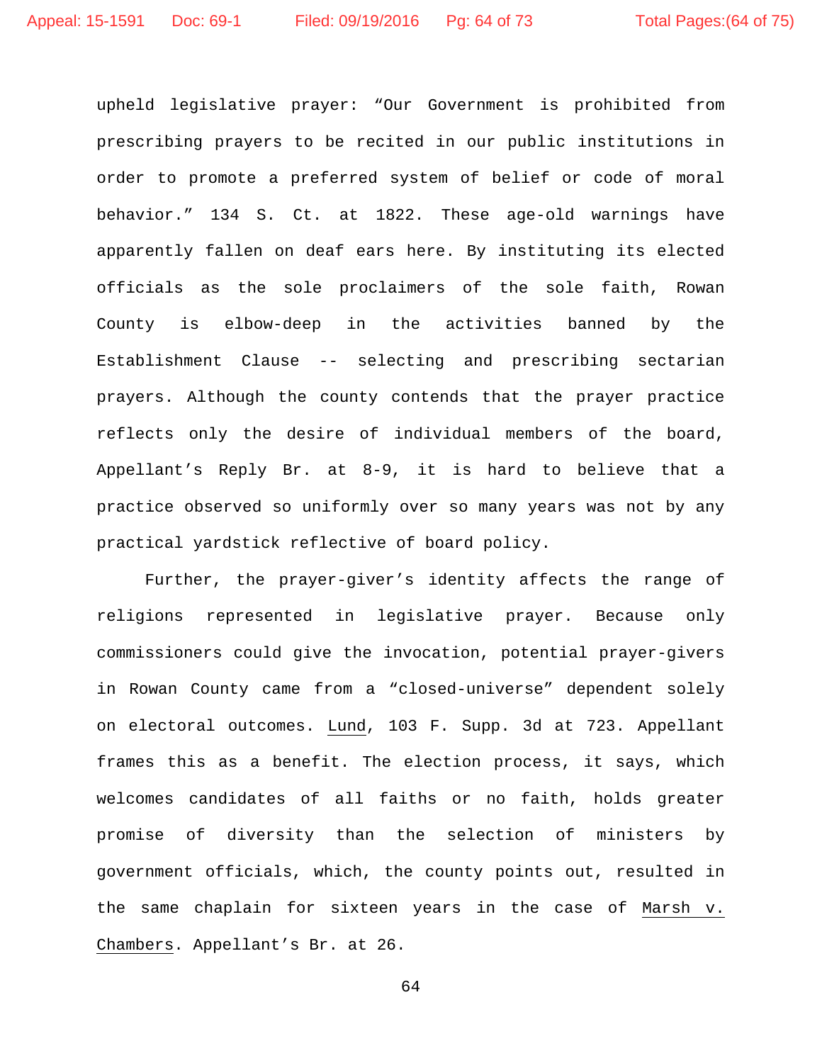upheld legislative prayer: "Our Government is prohibited from prescribing prayers to be recited in our public institutions in order to promote a preferred system of belief or code of moral behavior." 134 S. Ct. at 1822. These age-old warnings have apparently fallen on deaf ears here. By instituting its elected officials as the sole proclaimers of the sole faith, Rowan County is elbow-deep in the activities banned by the Establishment Clause -- selecting and prescribing sectarian prayers. Although the county contends that the prayer practice reflects only the desire of individual members of the board, Appellant's Reply Br. at 8-9, it is hard to believe that a practice observed so uniformly over so many years was not by any practical yardstick reflective of board policy.

Further, the prayer-giver's identity affects the range of religions represented in legislative prayer. Because only commissioners could give the invocation, potential prayer-givers in Rowan County came from a "closed-universe" dependent solely on electoral outcomes. Lund, 103 F. Supp. 3d at 723. Appellant frames this as a benefit. The election process, it says, which welcomes candidates of all faiths or no faith, holds greater promise of diversity than the selection of ministers by government officials, which, the county points out, resulted in the same chaplain for sixteen years in the case of Marsh v. Chambers. Appellant's Br. at 26.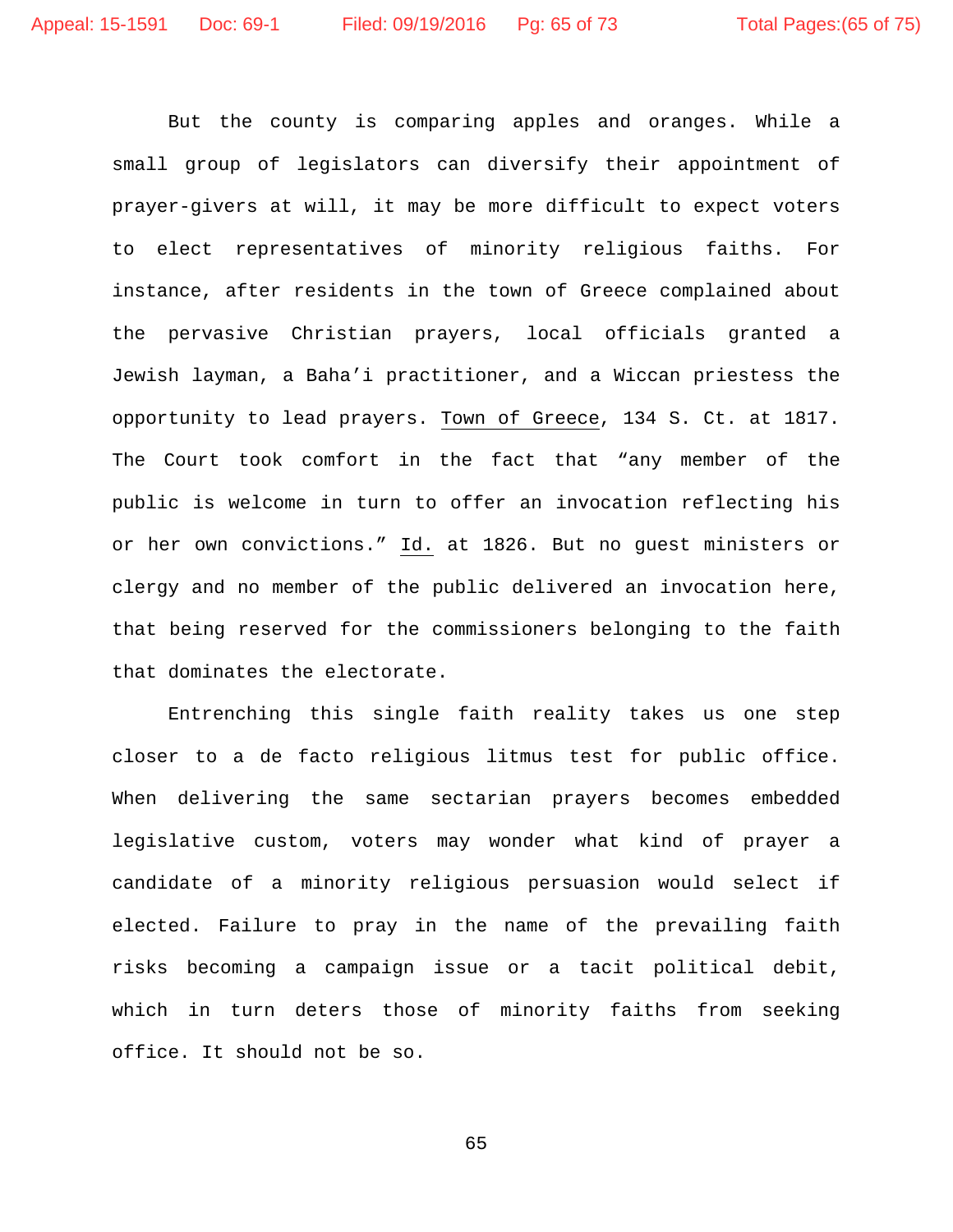But the county is comparing apples and oranges. While a small group of legislators can diversify their appointment of prayer-givers at will, it may be more difficult to expect voters to elect representatives of minority religious faiths. For instance, after residents in the town of Greece complained about the pervasive Christian prayers, local officials granted a Jewish layman, a Baha'i practitioner, and a Wiccan priestess the opportunity to lead prayers. Town of Greece, 134 S. Ct. at 1817. The Court took comfort in the fact that "any member of the public is welcome in turn to offer an invocation reflecting his or her own convictions." Id. at 1826. But no guest ministers or clergy and no member of the public delivered an invocation here, that being reserved for the commissioners belonging to the faith that dominates the electorate.

Entrenching this single faith reality takes us one step closer to a de facto religious litmus test for public office. When delivering the same sectarian prayers becomes embedded legislative custom, voters may wonder what kind of prayer a candidate of a minority religious persuasion would select if elected. Failure to pray in the name of the prevailing faith risks becoming a campaign issue or a tacit political debit, which in turn deters those of minority faiths from seeking office. It should not be so.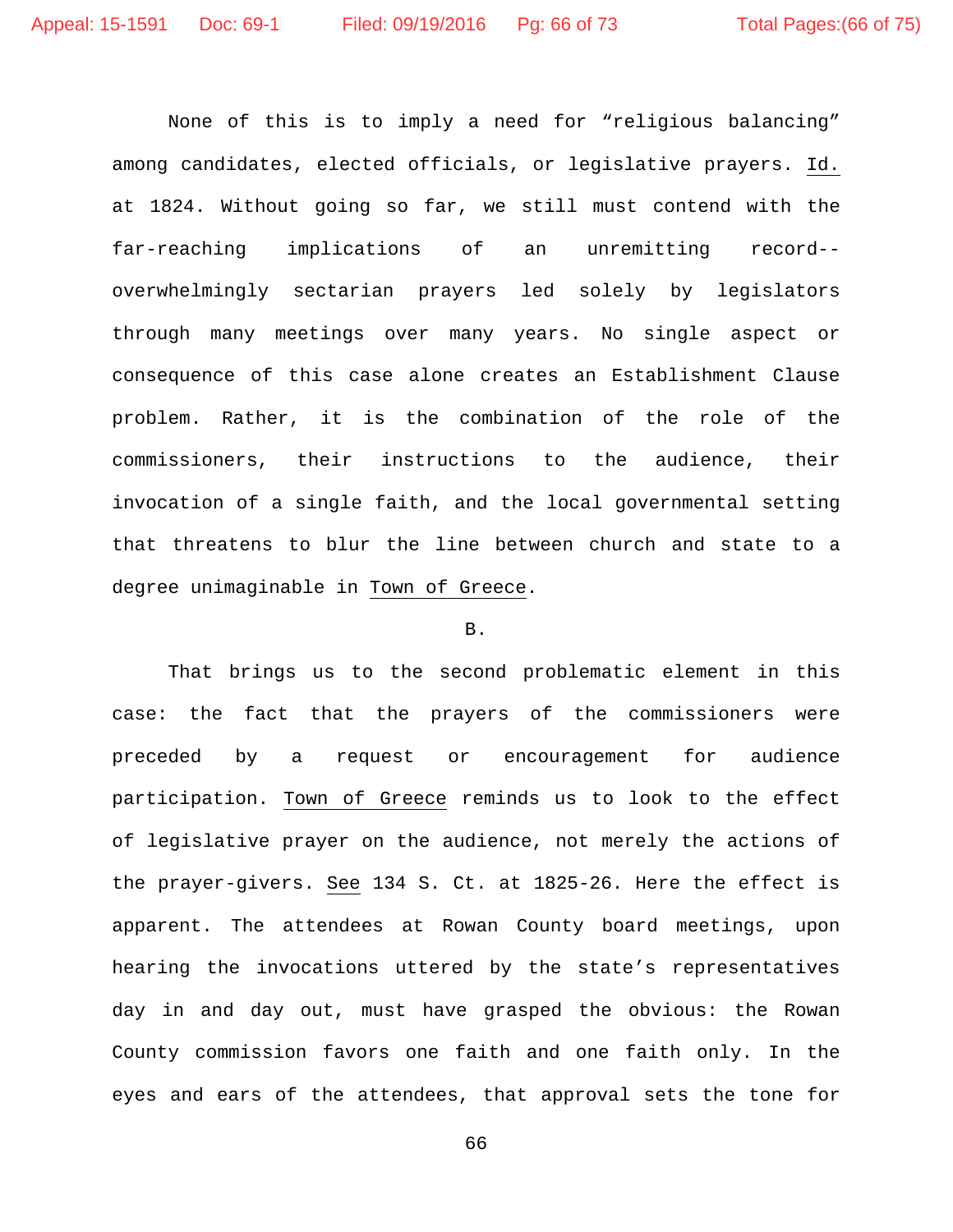None of this is to imply a need for "religious balancing" among candidates, elected officials, or legislative prayers. Id. at 1824. Without going so far, we still must contend with the far-reaching implications of an unremitting record--overwhelmingly sectarian prayers led solely by legislators through many meetings over many years. No single aspect or consequence of this case alone creates an Establishment Clause problem. Rather, it is the combination of the role of the commissioners, their instructions to the audience, their invocation of a single faith, and the local governmental setting that threatens to blur the line between church and state to a degree unimaginable in Town of Greece.

B.

That brings us to the second problematic element in this case: the fact that the prayers of the commissioners were preceded by a request or encouragement for audience participation. Town of Greece reminds us to look to the effect of legislative prayer on the audience, not merely the actions of the prayer-givers. See 134 S. Ct. at 1825-26. Here the effect is apparent. The attendees at Rowan County board meetings, upon hearing the invocations uttered by the state's representatives day in and day out, must have grasped the obvious: the Rowan County commission favors one faith and one faith only. In the eyes and ears of the attendees, that approval sets the tone for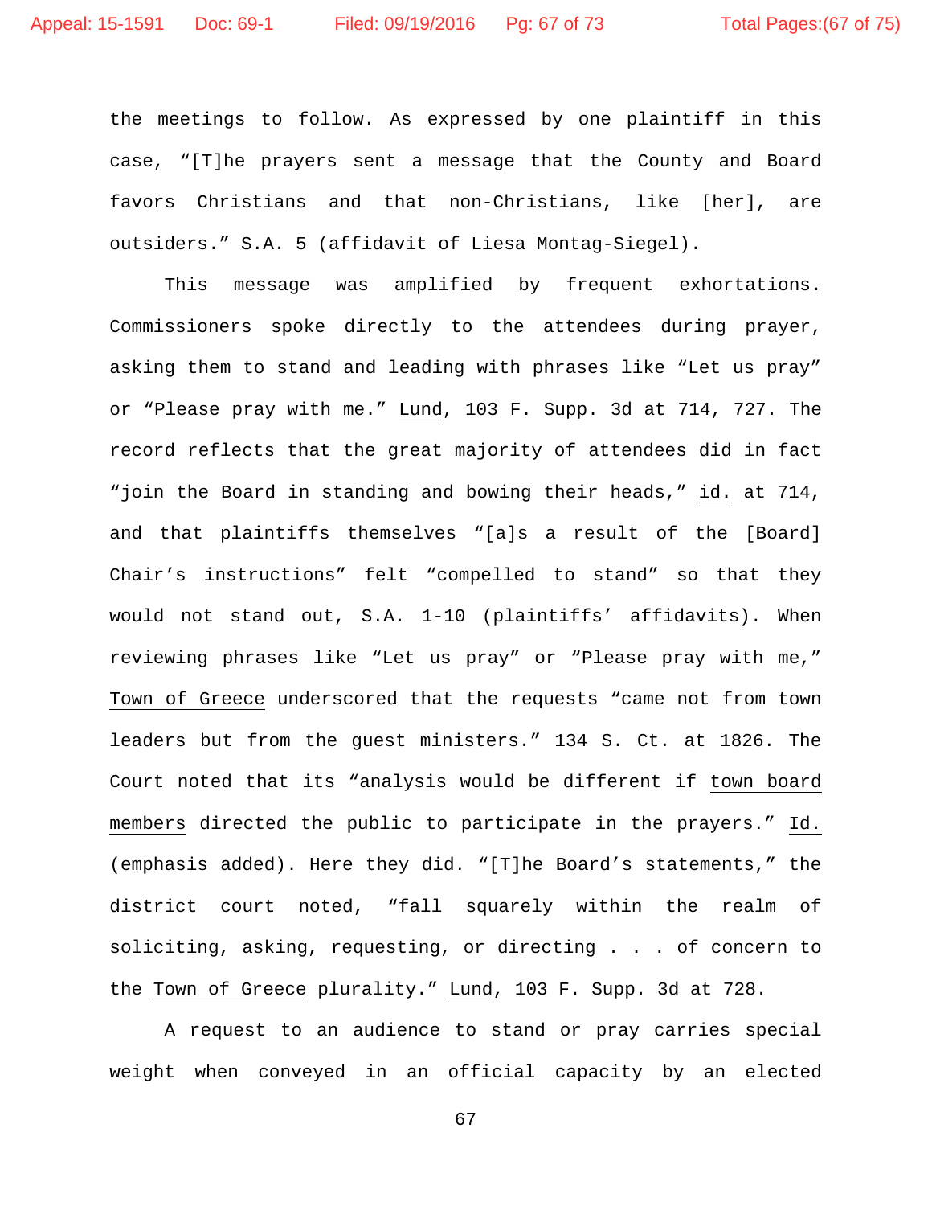the meetings to follow. As expressed by one plaintiff in this case, "[T]he prayers sent a message that the County and Board favors Christians and that non-Christians, like [her], are outsiders." S.A. 5 (affidavit of Liesa Montag-Siegel).

This message was amplified by frequent exhortations. Commissioners spoke directly to the attendees during prayer, asking them to stand and leading with phrases like "Let us pray" or "Please pray with me." Lund, 103 F. Supp. 3d at 714, 727. The record reflects that the great majority of attendees did in fact "join the Board in standing and bowing their heads," id. at 714, and that plaintiffs themselves "[a]s a result of the [Board] Chair's instructions" felt "compelled to stand" so that they would not stand out, S.A. 1-10 (plaintiffs' affidavits). When reviewing phrases like "Let us pray" or "Please pray with me," Town of Greece underscored that the requests "came not from town leaders but from the guest ministers." 134 S. Ct. at 1826. The Court noted that its "analysis would be different if town board members directed the public to participate in the prayers." Id. (emphasis added). Here they did. "[T]he Board's statements," the district court noted, "fall squarely within the realm of soliciting, asking, requesting, or directing . . . of concern to the Town of Greece plurality." Lund, 103 F. Supp. 3d at 728.

A request to an audience to stand or pray carries special weight when conveyed in an official capacity by an elected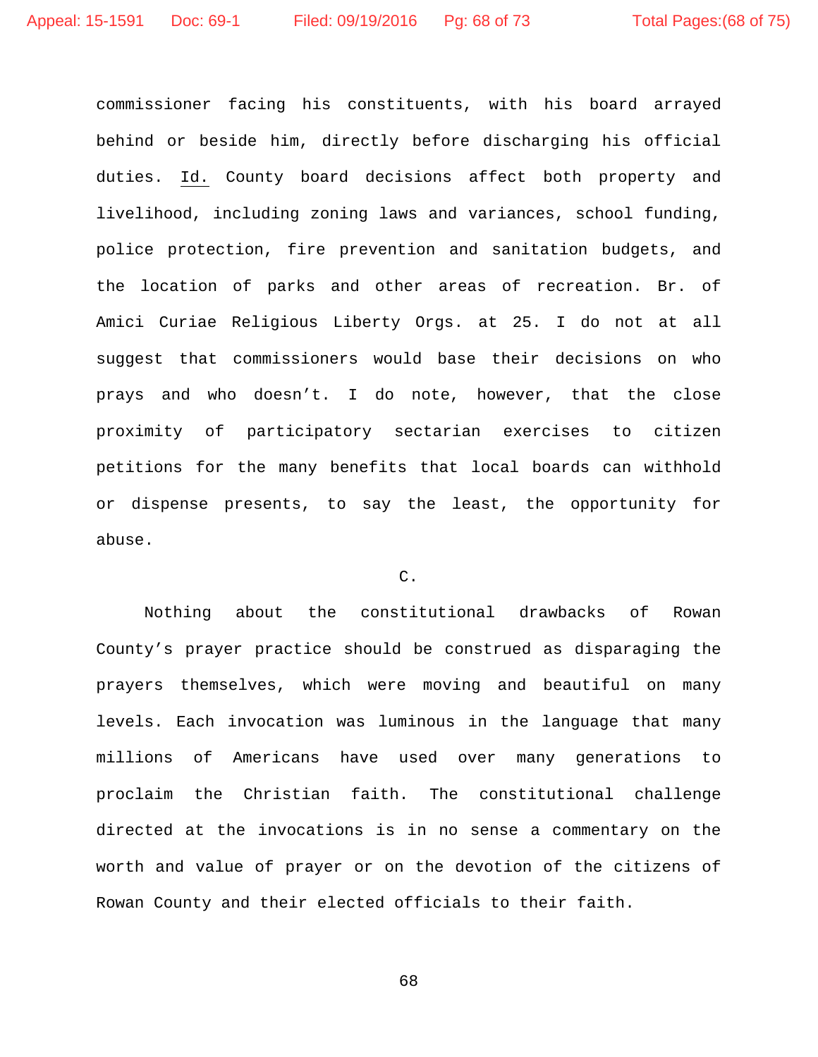commissioner facing his constituents, with his board arrayed behind or beside him, directly before discharging his official duties. Id. County board decisions affect both property and livelihood, including zoning laws and variances, school funding, police protection, fire prevention and sanitation budgets, and the location of parks and other areas of recreation. Br. of Amici Curiae Religious Liberty Orgs. at 25. I do not at all suggest that commissioners would base their decisions on who prays and who doesn't. I do note, however, that the close proximity of participatory sectarian exercises to citizen petitions for the many benefits that local boards can withhold or dispense presents, to say the least, the opportunity for abuse.

C.

Nothing about the constitutional drawbacks of Rowan County's prayer practice should be construed as disparaging the prayers themselves, which were moving and beautiful on many levels. Each invocation was luminous in the language that many millions of Americans have used over many generations to proclaim the Christian faith. The constitutional challenge directed at the invocations is in no sense a commentary on the worth and value of prayer or on the devotion of the citizens of Rowan County and their elected officials to their faith.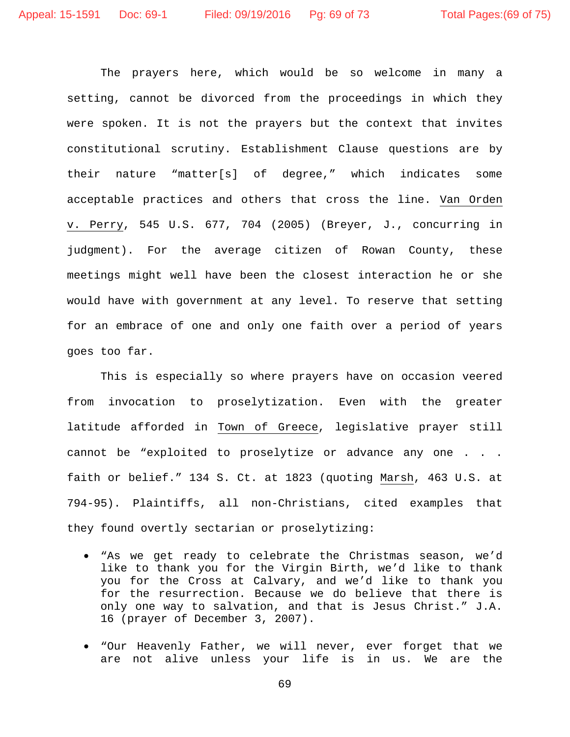The prayers here, which would be so welcome in many a setting, cannot be divorced from the proceedings in which they were spoken. It is not the prayers but the context that invites constitutional scrutiny. Establishment Clause questions are by their nature "matter[s] of degree," which indicates some acceptable practices and others that cross the line. Van Orden v. Perry, 545 U.S. 677, 704 (2005) (Breyer, J., concurring in judgment). For the average citizen of Rowan County, these meetings might well have been the closest interaction he or she would have with government at any level. To reserve that setting for an embrace of one and only one faith over a period of years goes too far.

This is especially so where prayers have on occasion veered from invocation to proselytization. Even with the greater latitude afforded in Town of Greece, legislative prayer still cannot be "exploited to proselytize or advance any one . . . faith or belief." 134 S. Ct. at 1823 (quoting Marsh, 463 U.S. at 794-95). Plaintiffs, all non-Christians, cited examples that they found overtly sectarian or proselytizing:

- "As we get ready to celebrate the Christmas season, we'd like to thank you for the Virgin Birth, we'd like to thank you for the Cross at Calvary, and we'd like to thank you for the resurrection. Because we do believe that there is only one way to salvation, and that is Jesus Christ." J.A. 16 (prayer of December 3, 2007).

- "Our Heavenly Father, we will never, ever forget that we are not alive unless your life is in us. We are the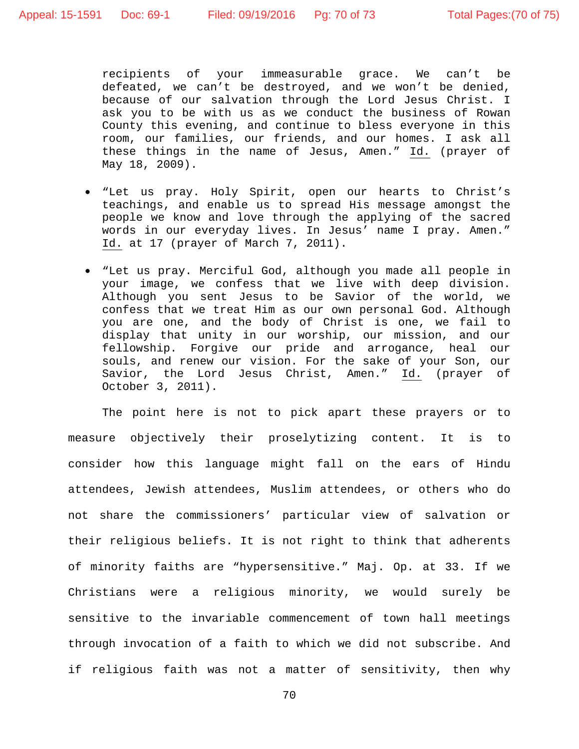recipients of your immeasurable grace. We can't be defeated, we can't be destroyed, and we won't be denied, because of our salvation through the Lord Jesus Christ. I ask you to be with us as we conduct the business of Rowan County this evening, and continue to bless everyone in this room, our families, our friends, and our homes. I ask all these things in the name of Jesus, Amen." Id. (prayer of May 18, 2009).

- "Let us pray. Holy Spirit, open our hearts to Christ's teachings, and enable us to spread His message amongst the people we know and love through the applying of the sacred words in our everyday lives. In Jesus' name I pray. Amen." Id. at 17 (prayer of March 7, 2011).

- "Let us pray. Merciful God, although you made all people in your image, we confess that we live with deep division. Although you sent Jesus to be Savior of the world, we confess that we treat Him as our own personal God. Although you are one, and the body of Christ is one, we fail to display that unity in our worship, our mission, and our fellowship. Forgive our pride and arrogance, heal our souls, and renew our vision. For the sake of your Son, our Savior, the Lord Jesus Christ, Amen." Id. (prayer of October 3, 2011).

The point here is not to pick apart these prayers or to measure objectively their proselytizing content. It is to consider how this language might fall on the ears of Hindu attendees, Jewish attendees, Muslim attendees, or others who do not share the commissioners' particular view of salvation or their religious beliefs. It is not right to think that adherents of minority faiths are "hypersensitive." Maj. Op. at 33. If we Christians were a religious minority, we would surely be sensitive to the invariable commencement of town hall meetings through invocation of a faith to which we did not subscribe. And if religious faith was not a matter of sensitivity, then why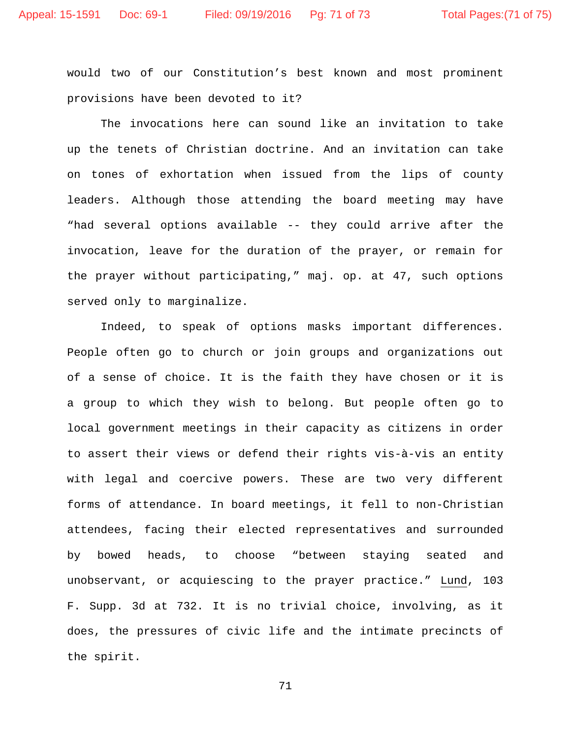would two of our Constitution's best known and most prominent provisions have been devoted to it?

The invocations here can sound like an invitation to take up the tenets of Christian doctrine. And an invitation can take on tones of exhortation when issued from the lips of county leaders. Although those attending the board meeting may have "had several options available -- they could arrive after the invocation, leave for the duration of the prayer, or remain for the prayer without participating," maj. op. at 47, such options served only to marginalize.

Indeed, to speak of options masks important differences. People often go to church or join groups and organizations out of a sense of choice. It is the faith they have chosen or it is a group to which they wish to belong. But people often go to local government meetings in their capacity as citizens in order to assert their views or defend their rights vis-à-vis an entity with legal and coercive powers. These are two very different forms of attendance. In board meetings, it fell to non-Christian attendees, facing their elected representatives and surrounded by bowed heads, to choose "between staying seated and unobservant, or acquiescing to the prayer practice." Lund, 103 F. Supp. 3d at 732. It is no trivial choice, involving, as it does, the pressures of civic life and the intimate precincts of the spirit.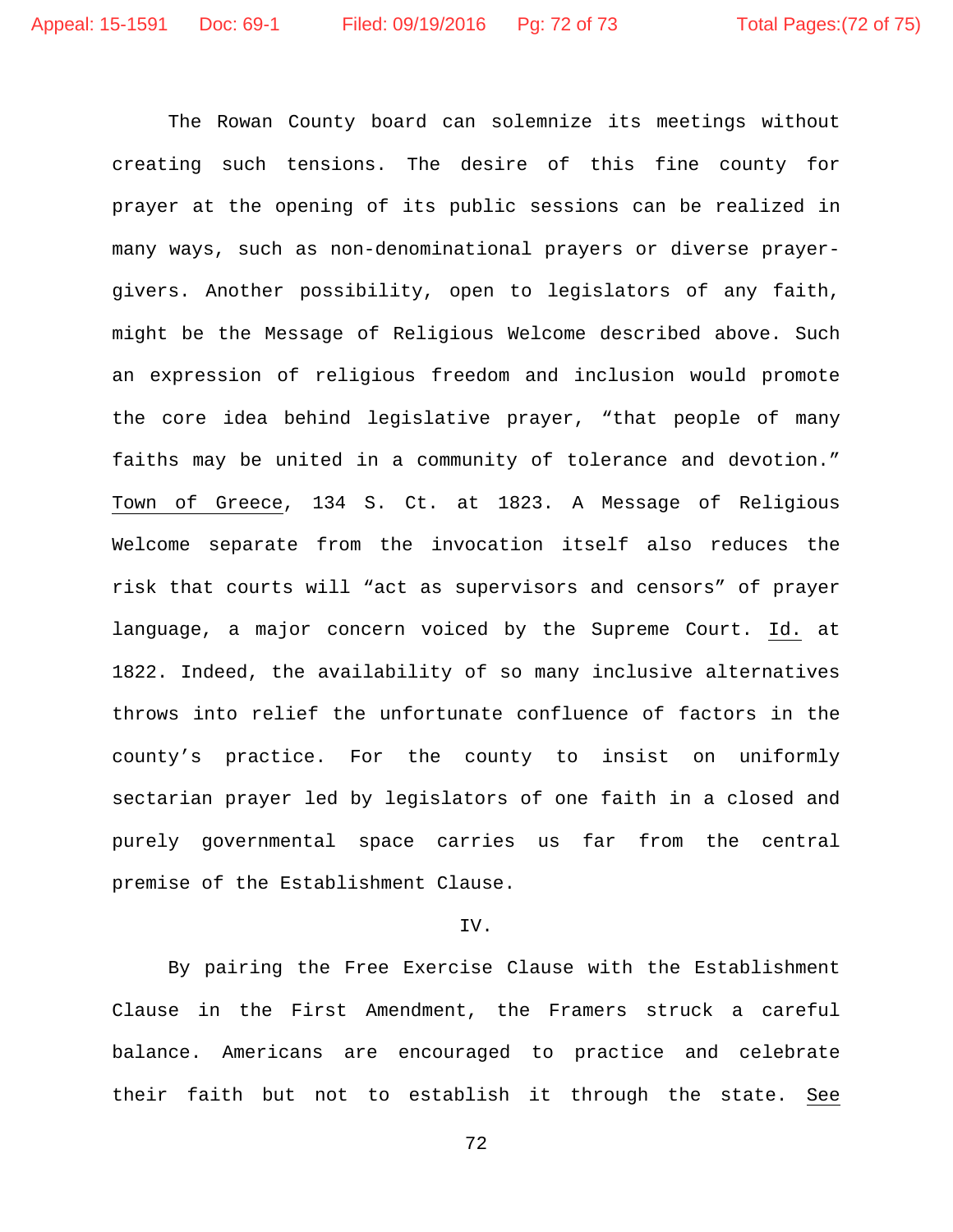The Rowan County board can solemnize its meetings without creating such tensions. The desire of this fine county for prayer at the opening of its public sessions can be realized in many ways, such as non-denominational prayers or diverse prayer-givers. Another possibility, open to legislators of any faith, might be the Message of Religious Welcome described above. Such an expression of religious freedom and inclusion would promote the core idea behind legislative prayer, "that people of many faiths may be united in a community of tolerance and devotion." Town of Greece, 134 S. Ct. at 1823. A Message of Religious Welcome separate from the invocation itself also reduces the risk that courts will "act as supervisors and censors" of prayer language, a major concern voiced by the Supreme Court. Id. at 1822. Indeed, the availability of so many inclusive alternatives throws into relief the unfortunate confluence of factors in the county's practice. For the county to insist on uniformly sectarian prayer led by legislators of one faith in a closed and purely governmental space carries us far from the central premise of the Establishment Clause.

IV.

By pairing the Free Exercise Clause with the Establishment Clause in the First Amendment, the Framers struck a careful balance. Americans are encouraged to practice and celebrate their faith but not to establish it through the state. See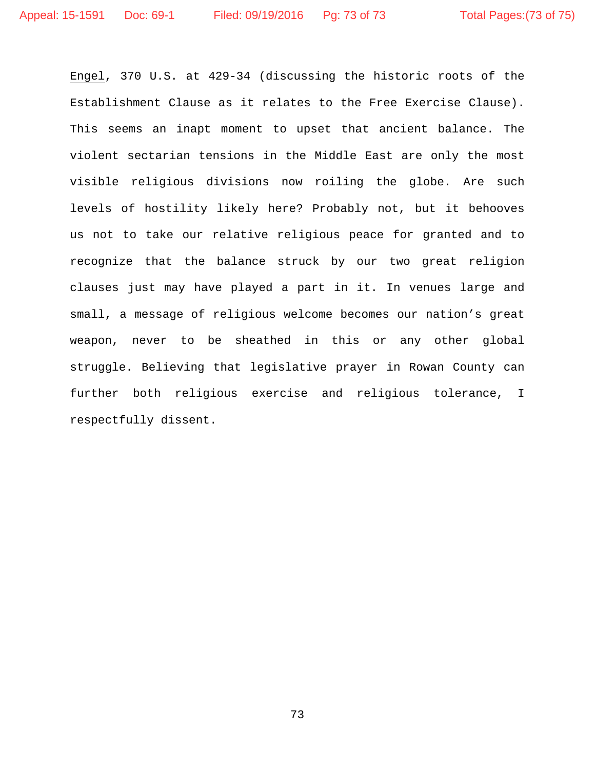Engel, 370 U.S. at 429-34 (discussing the historic roots of the Establishment Clause as it relates to the Free Exercise Clause). This seems an inapt moment to upset that ancient balance. The violent sectarian tensions in the Middle East are only the most visible religious divisions now roiling the globe. Are such levels of hostility likely here? Probably not, but it behooves us not to take our relative religious peace for granted and to recognize that the balance struck by our two great religion clauses just may have played a part in it. In venues large and small, a message of religious welcome becomes our nation's great weapon, never to be sheathed in this or any other global struggle. Believing that legislative prayer in Rowan County can further both religious exercise and religious tolerance, I respectfully dissent.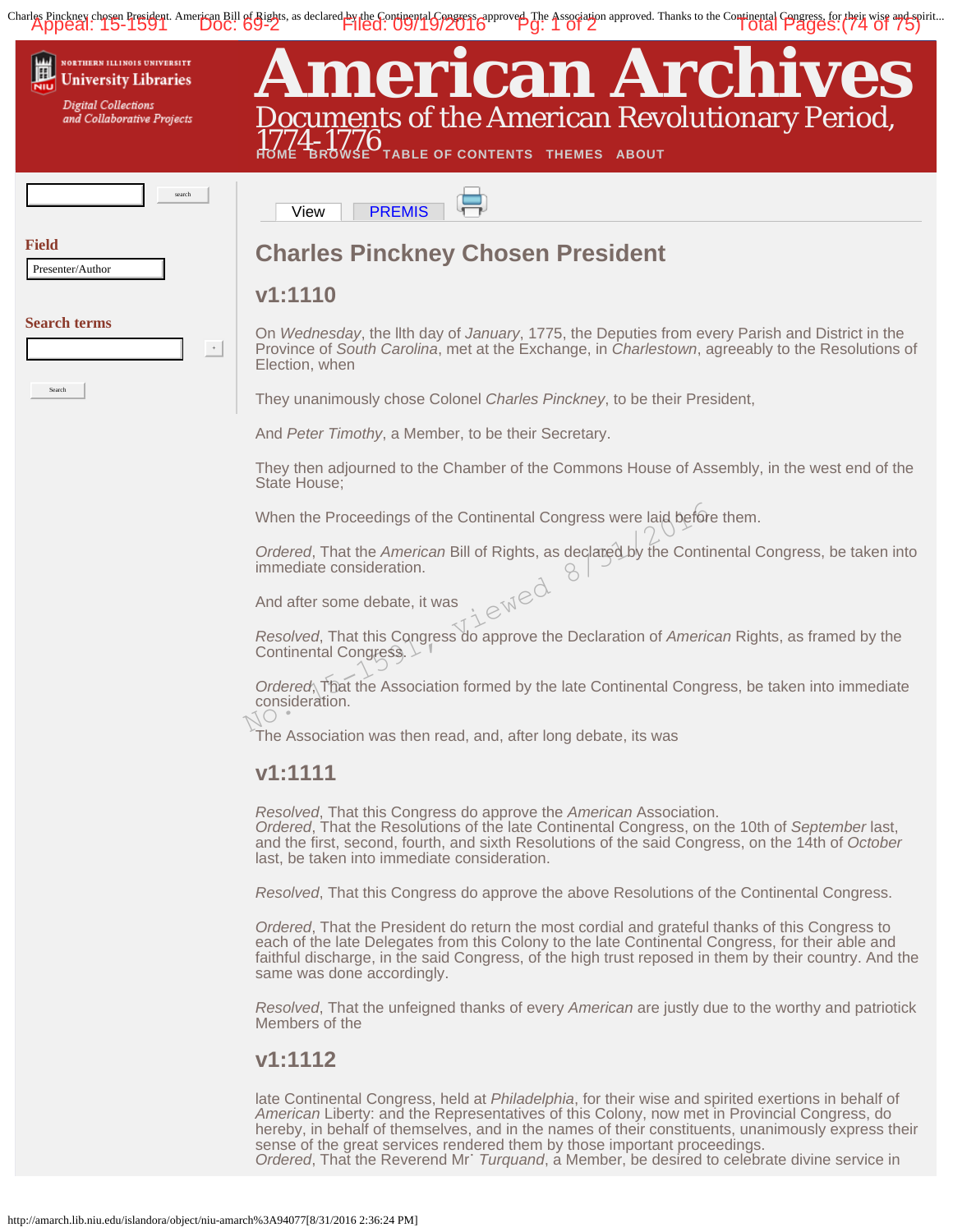# Charles Pinckney Chosen President

## v1:1110

On *Wednesday*, the llth day of *January*, 1775, the Deputies from every Parish and District in the Province of *South Carolina*, met at the Exchange, in *Charlestown*, agreeably to the Resolutions of Election, when

They unanimously chose Colonel *Charles Pinckney*, to be their President,

And *Peter Timothy*, a Member, to be their Secretary.

They then adjourned to the Chamber of the Commons House of Assembly, in the west end of the State House;

When the Proceedings of the Continental Congress were laid before them.

*Ordered*, That the *American* Bill of Rights, as declared by the Continental Congress, be taken into immediate consideration.

And after some debate, it was

*Resolved*, That this Congress do approve the Declaration of *American* Rights, as framed by the Continental Congress.

*Ordered*, That the Association formed by the late Continental Congress, be taken into immediate consideration.

The Association was then read, and, after long debate, its was

## v1:1111

*Resolved*, That this Congress do approve the *American* Association.
*Ordered*, That the Resolutions of the late Continental Congress, on the 10th of *September* last, and the first, second, fourth, and sixth Resolutions of the said Congress, on the 14th of *October* last, be taken into immediate consideration.

*Resolved*, That this Congress do approve the above Resolutions of the Continental Congress.

*Ordered*, That the President do return the most cordial and grateful thanks of this Congress to each of the late Delegates from this Colony to the late Continental Congress, for their able and faithful discharge, in the said Congress, of the high trust reposed in them by their country. And the same was done accordingly.

*Resolved*, That the unfeigned thanks of every *American* are justly due to the worthy and patriotick Members of the

## v1:1112

late Continental Congress, held at *Philadelphia*, for their wise and spirited exertions in behalf of *American* Liberty: and the Representatives of this Colony, now met in Provincial Congress, do hereby, in behalf of themselves, and in the names of their constituents, unanimously express their sense of the great services rendered them by those important proceedings.
*Ordered*, That the Reverend Mr. *Turquand*, a Member, be desired to celebrate divine service in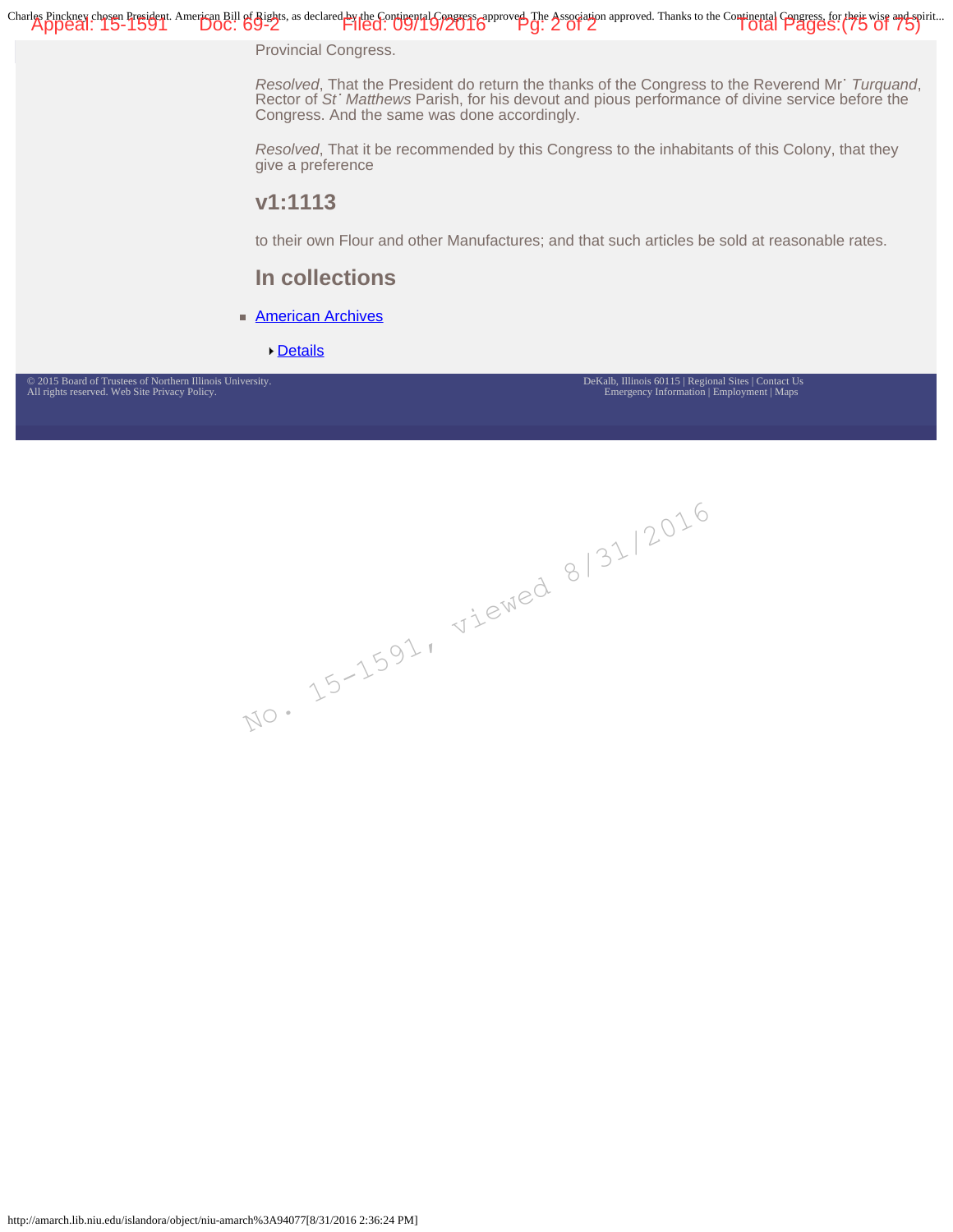Provincial Congress.

*Resolved*, That the President do return the thanks of the Congress to the Reverend Mr˙ *Turquand*, Rector of *St˙ Matthews* Parish, for his devout and pious performance of divine service before the Congress. And the same was done accordingly.

*Resolved*, That it be recommended by this Congress to the inhabitants of this Colony, that they give a preference

## v1:1113

to their own Flour and other Manufactures; and that such articles be sold at reasonable rates.

## In collections

- American Archives

Details

© 2015 Board of Trustees of Northern Illinois University.
All rights reserved. Web Site Privacy Policy.

DeKalb, Illinois 60115 | Regional Sites | Contact Us
Emergency Information | Employment | Maps

No. 15-1591, viewed 8/31/2016